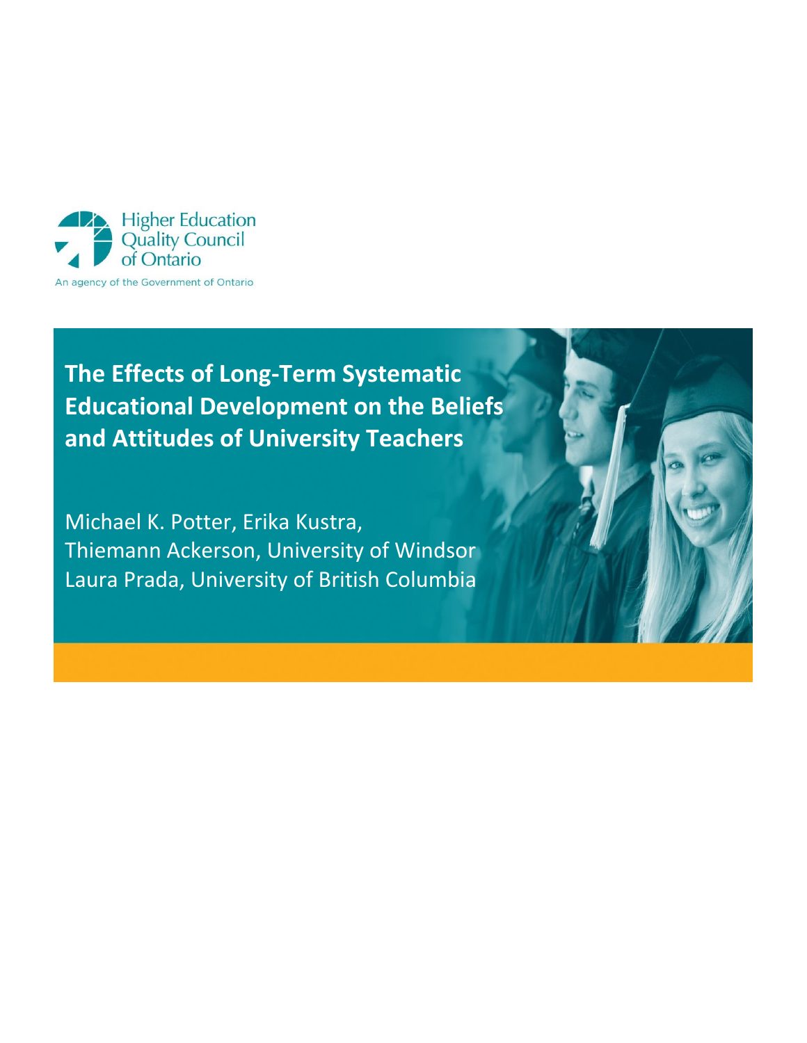Higher Education Quality Council of Ontario

An agency of the Government of Ontario

# The Effects of Long-Term Systematic Educational Development on the Beliefs and Attitudes of University Teachers

Michael K. Potter, Erika Kustra, Thiemann Ackerson, University of Windsor
Laura Prada, University of British Columbia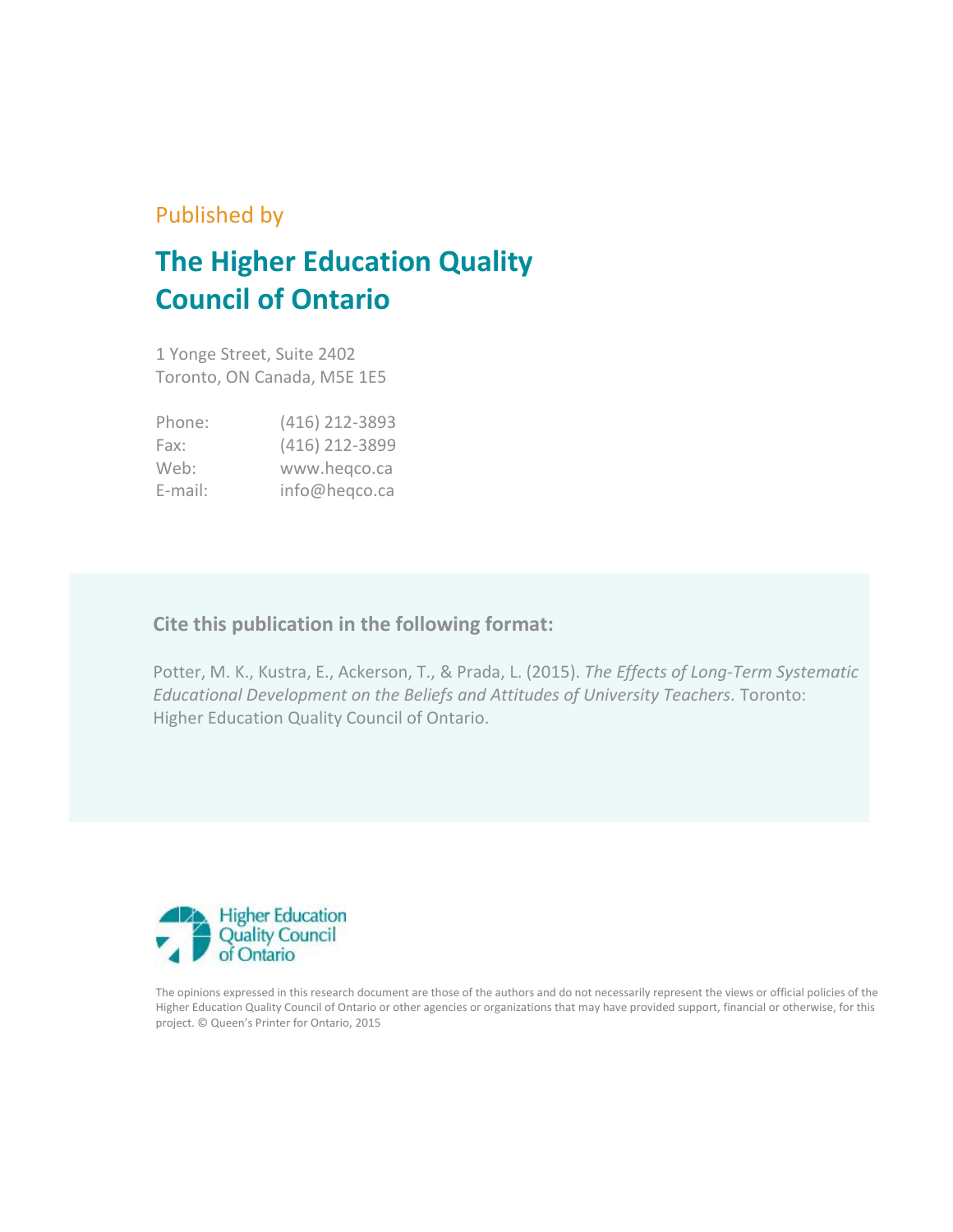Published by

# The Higher Education Quality Council of Ontario

1 Yonge Street, Suite 2402
Toronto, ON Canada, M5E 1E5

| | |
|---|---|
| Phone: | (416) 212-3893 |
| Fax: | (416) 212-3899 |
| Web: | www.heqco.ca |
| E-mail: | info@heqco.ca |

**Cite this publication in the following format:**

Potter, M. K., Kustra, E., Ackerson, T., & Prada, L. (2015). *The Effects of Long-Term Systematic Educational Development on the Beliefs and Attitudes of University Teachers*. Toronto: Higher Education Quality Council of Ontario.

Higher Education Quality Council of Ontario

The opinions expressed in this research document are those of the authors and do not necessarily represent the views or official policies of the Higher Education Quality Council of Ontario or other agencies or organizations that may have provided support, financial or otherwise, for this project. © Queen's Printer for Ontario, 2015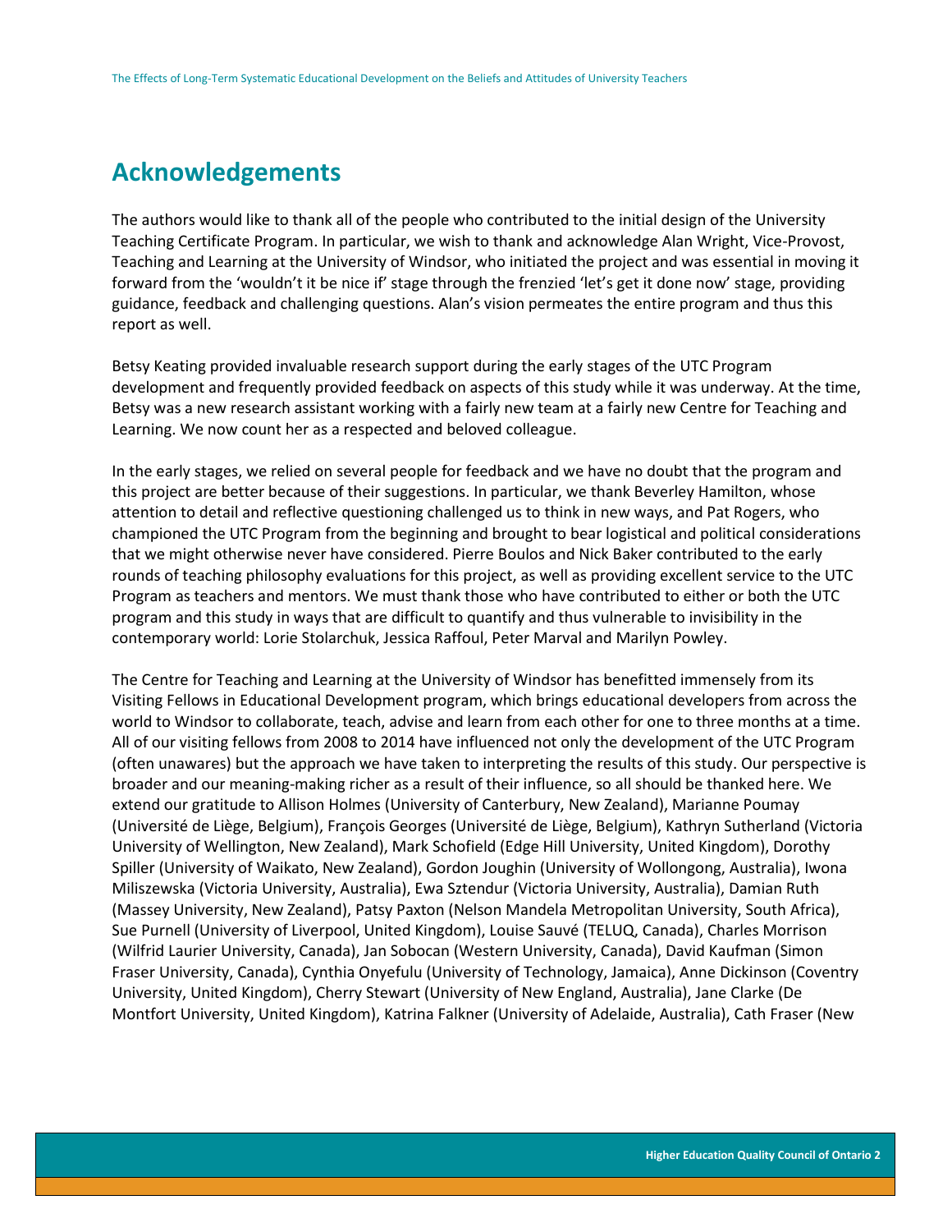# Acknowledgements

The authors would like to thank all of the people who contributed to the initial design of the University Teaching Certificate Program. In particular, we wish to thank and acknowledge Alan Wright, Vice-Provost, Teaching and Learning at the University of Windsor, who initiated the project and was essential in moving it forward from the 'wouldn't it be nice if' stage through the frenzied 'let's get it done now' stage, providing guidance, feedback and challenging questions. Alan's vision permeates the entire program and thus this report as well.

Betsy Keating provided invaluable research support during the early stages of the UTC Program development and frequently provided feedback on aspects of this study while it was underway. At the time, Betsy was a new research assistant working with a fairly new team at a fairly new Centre for Teaching and Learning. We now count her as a respected and beloved colleague.

In the early stages, we relied on several people for feedback and we have no doubt that the program and this project are better because of their suggestions. In particular, we thank Beverley Hamilton, whose attention to detail and reflective questioning challenged us to think in new ways, and Pat Rogers, who championed the UTC Program from the beginning and brought to bear logistical and political considerations that we might otherwise never have considered. Pierre Boulos and Nick Baker contributed to the early rounds of teaching philosophy evaluations for this project, as well as providing excellent service to the UTC Program as teachers and mentors. We must thank those who have contributed to either or both the UTC program and this study in ways that are difficult to quantify and thus vulnerable to invisibility in the contemporary world: Lorie Stolarchuk, Jessica Raffoul, Peter Marval and Marilyn Powley.

The Centre for Teaching and Learning at the University of Windsor has benefitted immensely from its Visiting Fellows in Educational Development program, which brings educational developers from across the world to Windsor to collaborate, teach, advise and learn from each other for one to three months at a time. All of our visiting fellows from 2008 to 2014 have influenced not only the development of the UTC Program (often unawares) but the approach we have taken to interpreting the results of this study. Our perspective is broader and our meaning-making richer as a result of their influence, so all should be thanked here. We extend our gratitude to Allison Holmes (University of Canterbury, New Zealand), Marianne Poumay (Université de Liège, Belgium), François Georges (Université de Liège, Belgium), Kathryn Sutherland (Victoria University of Wellington, New Zealand), Mark Schofield (Edge Hill University, United Kingdom), Dorothy Spiller (University of Waikato, New Zealand), Gordon Joughin (University of Wollongong, Australia), Iwona Miliszewska (Victoria University, Australia), Ewa Sztendur (Victoria University, Australia), Damian Ruth (Massey University, New Zealand), Patsy Paxton (Nelson Mandela Metropolitan University, South Africa), Sue Purnell (University of Liverpool, United Kingdom), Louise Sauvé (TELUQ, Canada), Charles Morrison (Wilfrid Laurier University, Canada), Jan Sobocan (Western University, Canada), David Kaufman (Simon Fraser University, Canada), Cynthia Onyefulu (University of Technology, Jamaica), Anne Dickinson (Coventry University, United Kingdom), Cherry Stewart (University of New England, Australia), Jane Clarke (De Montfort University, United Kingdom), Katrina Falkner (University of Adelaide, Australia), Cath Fraser (New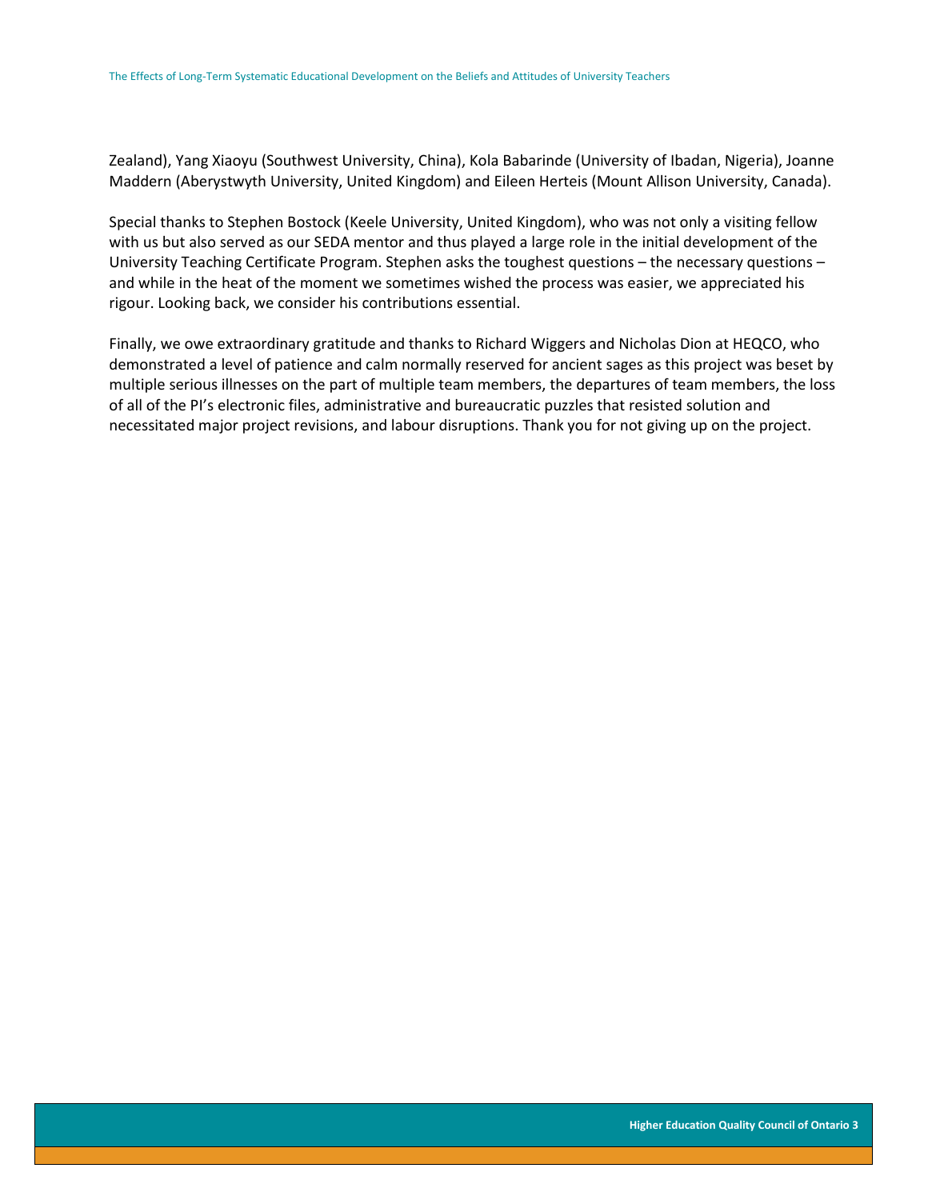Zealand), Yang Xiaoyu (Southwest University, China), Kola Babarinde (University of Ibadan, Nigeria), Joanne Maddern (Aberystwyth University, United Kingdom) and Eileen Herteis (Mount Allison University, Canada).

Special thanks to Stephen Bostock (Keele University, United Kingdom), who was not only a visiting fellow with us but also served as our SEDA mentor and thus played a large role in the initial development of the University Teaching Certificate Program. Stephen asks the toughest questions – the necessary questions – and while in the heat of the moment we sometimes wished the process was easier, we appreciated his rigour. Looking back, we consider his contributions essential.

Finally, we owe extraordinary gratitude and thanks to Richard Wiggers and Nicholas Dion at HEQCO, who demonstrated a level of patience and calm normally reserved for ancient sages as this project was beset by multiple serious illnesses on the part of multiple team members, the departures of team members, the loss of all of the PI's electronic files, administrative and bureaucratic puzzles that resisted solution and necessitated major project revisions, and labour disruptions. Thank you for not giving up on the project.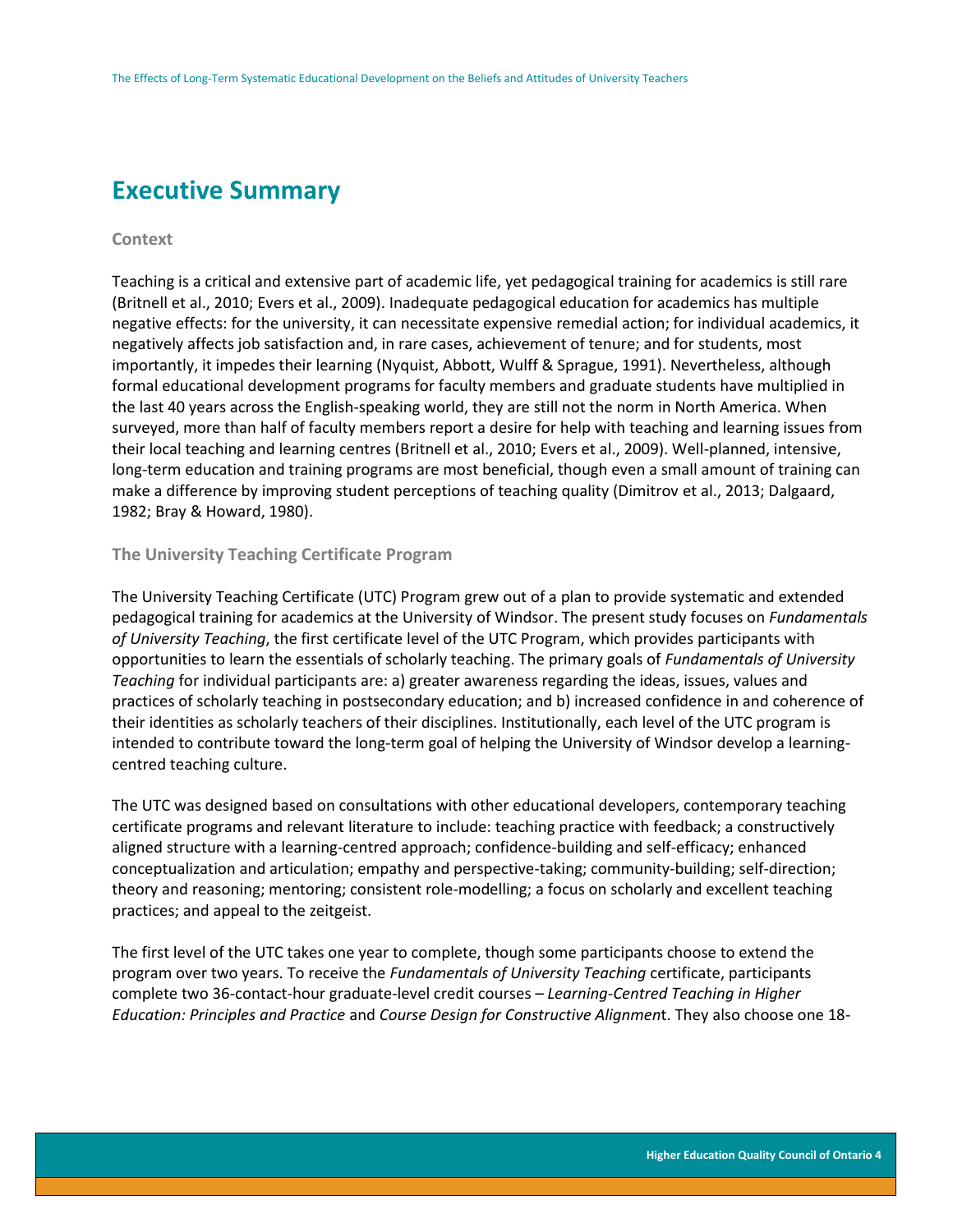# Executive Summary

### Context

Teaching is a critical and extensive part of academic life, yet pedagogical training for academics is still rare (Britnell et al., 2010; Evers et al., 2009). Inadequate pedagogical education for academics has multiple negative effects: for the university, it can necessitate expensive remedial action; for individual academics, it negatively affects job satisfaction and, in rare cases, achievement of tenure; and for students, most importantly, it impedes their learning (Nyquist, Abbott, Wulff & Sprague, 1991). Nevertheless, although formal educational development programs for faculty members and graduate students have multiplied in the last 40 years across the English-speaking world, they are still not the norm in North America. When surveyed, more than half of faculty members report a desire for help with teaching and learning issues from their local teaching and learning centres (Britnell et al., 2010; Evers et al., 2009). Well-planned, intensive, long-term education and training programs are most beneficial, though even a small amount of training can make a difference by improving student perceptions of teaching quality (Dimitrov et al., 2013; Dalgaard, 1982; Bray & Howard, 1980).

### The University Teaching Certificate Program

The University Teaching Certificate (UTC) Program grew out of a plan to provide systematic and extended pedagogical training for academics at the University of Windsor. The present study focuses on *Fundamentals of University Teaching*, the first certificate level of the UTC Program, which provides participants with opportunities to learn the essentials of scholarly teaching. The primary goals of *Fundamentals of University Teaching* for individual participants are: a) greater awareness regarding the ideas, issues, values and practices of scholarly teaching in postsecondary education; and b) increased confidence in and coherence of their identities as scholarly teachers of their disciplines. Institutionally, each level of the UTC program is intended to contribute toward the long-term goal of helping the University of Windsor develop a learning-centred teaching culture.

The UTC was designed based on consultations with other educational developers, contemporary teaching certificate programs and relevant literature to include: teaching practice with feedback; a constructively aligned structure with a learning-centred approach; confidence-building and self-efficacy; enhanced conceptualization and articulation; empathy and perspective-taking; community-building; self-direction; theory and reasoning; mentoring; consistent role-modelling; a focus on scholarly and excellent teaching practices; and appeal to the zeitgeist.

The first level of the UTC takes one year to complete, though some participants choose to extend the program over two years. To receive the *Fundamentals of University Teaching* certificate, participants complete two 36-contact-hour graduate-level credit courses – *Learning-Centred Teaching in Higher Education: Principles and Practice* and *Course Design for Constructive Alignment*. They also choose one 18-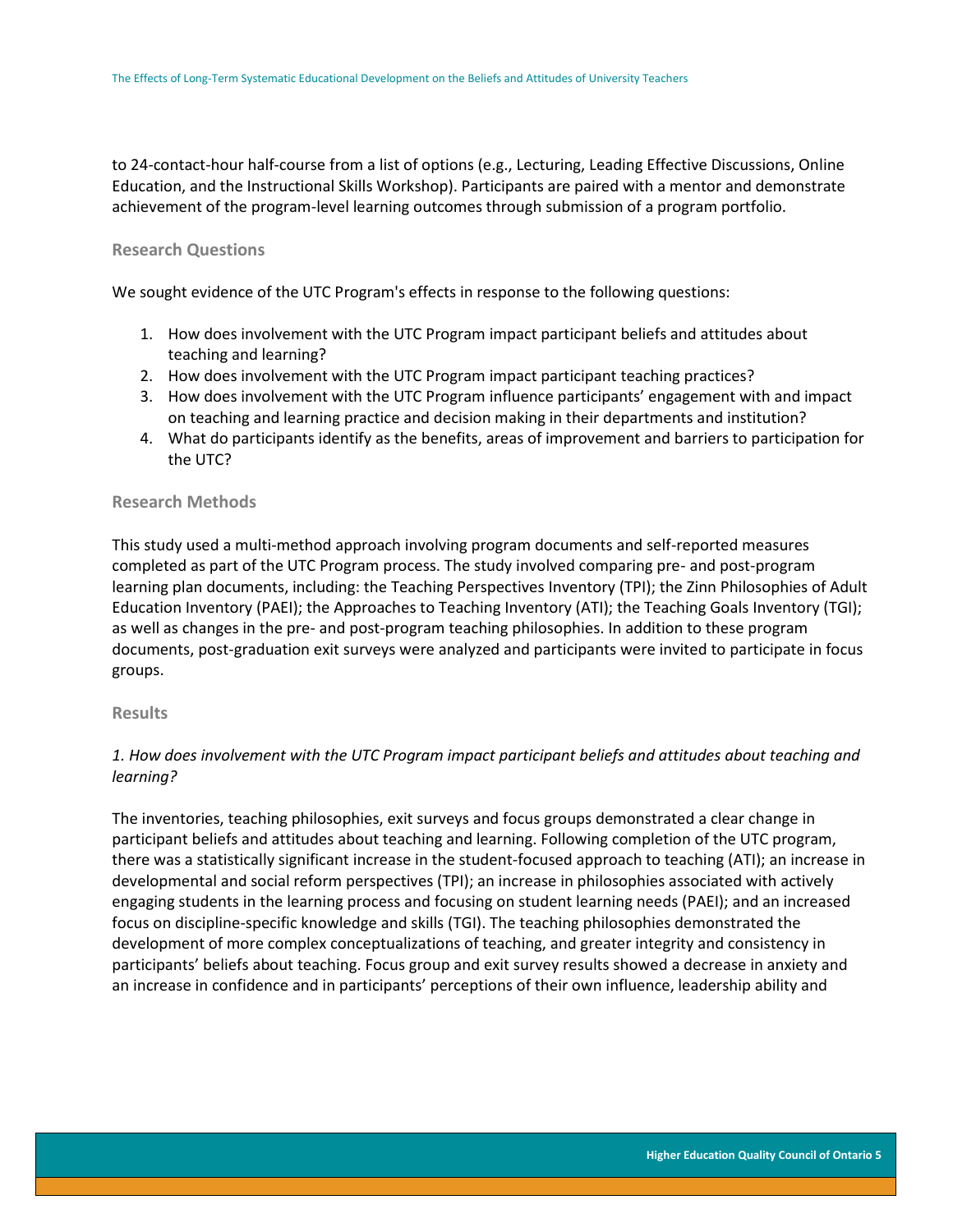to 24-contact-hour half-course from a list of options (e.g., Lecturing, Leading Effective Discussions, Online Education, and the Instructional Skills Workshop). Participants are paired with a mentor and demonstrate achievement of the program-level learning outcomes through submission of a program portfolio.

### Research Questions

We sought evidence of the UTC Program's effects in response to the following questions:

1. How does involvement with the UTC Program impact participant beliefs and attitudes about teaching and learning?
2. How does involvement with the UTC Program impact participant teaching practices?
3. How does involvement with the UTC Program influence participants' engagement with and impact on teaching and learning practice and decision making in their departments and institution?
4. What do participants identify as the benefits, areas of improvement and barriers to participation for the UTC?

### Research Methods

This study used a multi-method approach involving program documents and self-reported measures completed as part of the UTC Program process. The study involved comparing pre- and post-program learning plan documents, including: the Teaching Perspectives Inventory (TPI); the Zinn Philosophies of Adult Education Inventory (PAEI); the Approaches to Teaching Inventory (ATI); the Teaching Goals Inventory (TGI); as well as changes in the pre- and post-program teaching philosophies. In addition to these program documents, post-graduation exit surveys were analyzed and participants were invited to participate in focus groups.

### Results

*1. How does involvement with the UTC Program impact participant beliefs and attitudes about teaching and learning?*

The inventories, teaching philosophies, exit surveys and focus groups demonstrated a clear change in participant beliefs and attitudes about teaching and learning. Following completion of the UTC program, there was a statistically significant increase in the student-focused approach to teaching (ATI); an increase in developmental and social reform perspectives (TPI); an increase in philosophies associated with actively engaging students in the learning process and focusing on student learning needs (PAEI); and an increased focus on discipline-specific knowledge and skills (TGI). The teaching philosophies demonstrated the development of more complex conceptualizations of teaching, and greater integrity and consistency in participants' beliefs about teaching. Focus group and exit survey results showed a decrease in anxiety and an increase in confidence and in participants' perceptions of their own influence, leadership ability and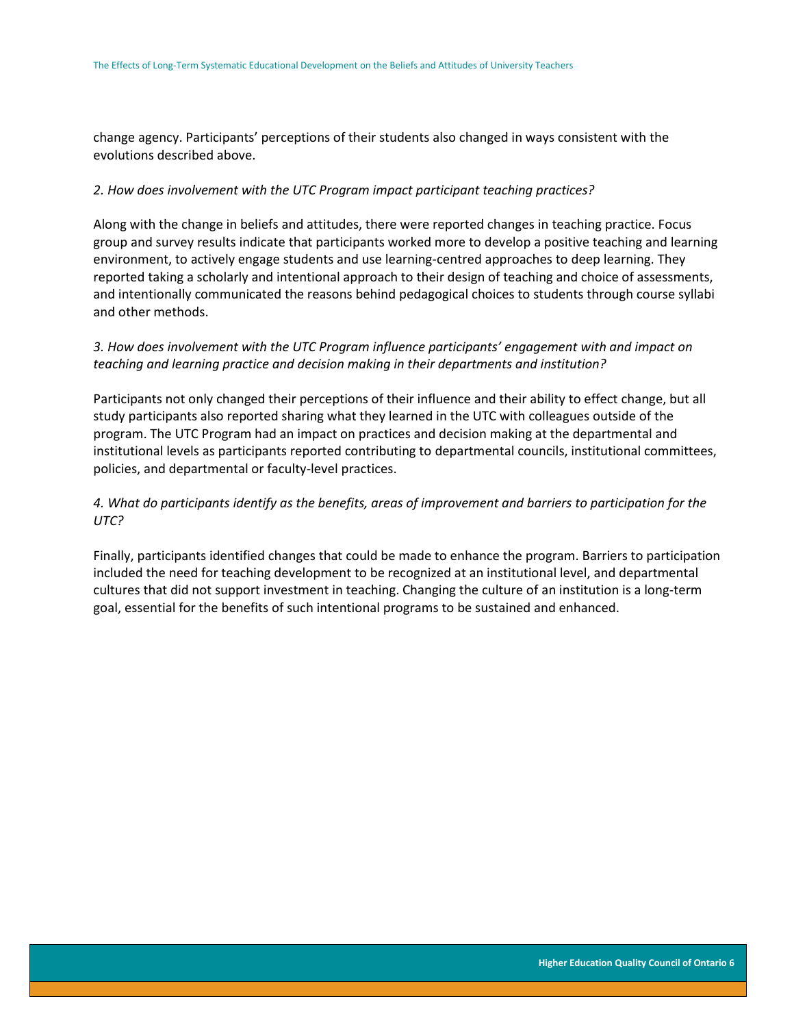change agency. Participants' perceptions of their students also changed in ways consistent with the evolutions described above.

*2. How does involvement with the UTC Program impact participant teaching practices?*

Along with the change in beliefs and attitudes, there were reported changes in teaching practice. Focus group and survey results indicate that participants worked more to develop a positive teaching and learning environment, to actively engage students and use learning-centred approaches to deep learning. They reported taking a scholarly and intentional approach to their design of teaching and choice of assessments, and intentionally communicated the reasons behind pedagogical choices to students through course syllabi and other methods.

*3. How does involvement with the UTC Program influence participants' engagement with and impact on teaching and learning practice and decision making in their departments and institution?*

Participants not only changed their perceptions of their influence and their ability to effect change, but all study participants also reported sharing what they learned in the UTC with colleagues outside of the program. The UTC Program had an impact on practices and decision making at the departmental and institutional levels as participants reported contributing to departmental councils, institutional committees, policies, and departmental or faculty-level practices.

*4. What do participants identify as the benefits, areas of improvement and barriers to participation for the UTC?*

Finally, participants identified changes that could be made to enhance the program. Barriers to participation included the need for teaching development to be recognized at an institutional level, and departmental cultures that did not support investment in teaching. Changing the culture of an institution is a long-term goal, essential for the benefits of such intentional programs to be sustained and enhanced.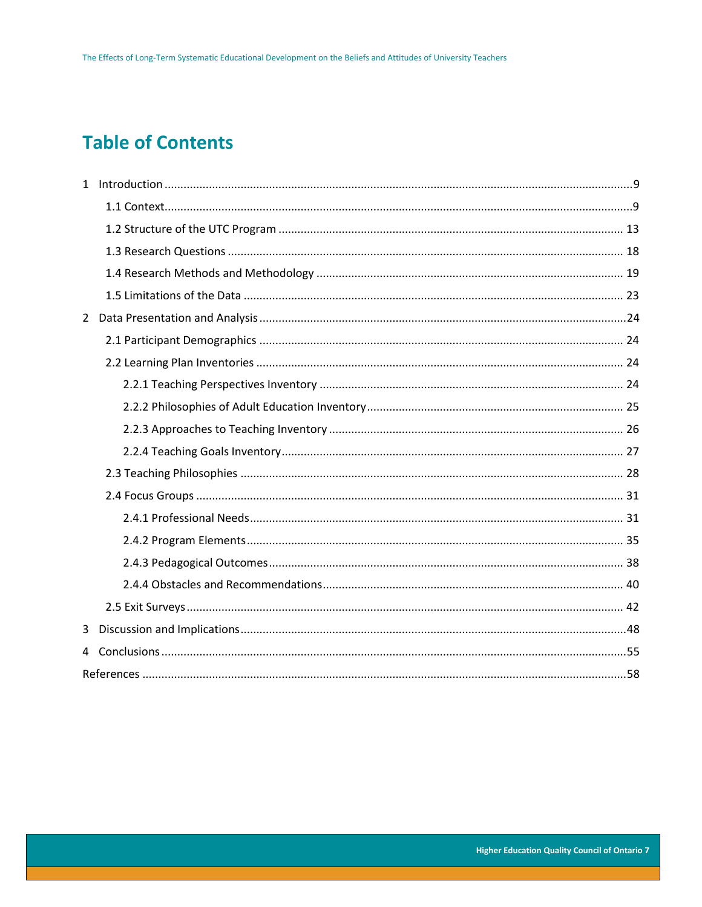# Table of Contents

1 Introduction ....................................................................................................................................9

1.1 Context....................................................................................................................................9

1.2 Structure of the UTC Program ............................................................................................. 13

1.3 Research Questions ............................................................................................................. 18

1.4 Research Methods and Methodology .................................................................................. 19

1.5 Limitations of the Data ........................................................................................................ 23

2 Data Presentation and Analysis .....................................................................................................24

2.1 Participant Demographics ................................................................................................... 24

2.2 Learning Plan Inventories .................................................................................................... 24

2.2.1 Teaching Perspectives Inventory ................................................................................. 24

2.2.2 Philosophies of Adult Education Inventory.................................................................. 25

2.2.3 Approaches to Teaching Inventory .............................................................................. 26

2.2.4 Teaching Goals Inventory............................................................................................ 27

2.3 Teaching Philosophies ......................................................................................................... 28

2.4 Focus Groups ....................................................................................................................... 31

2.4.1 Professional Needs...................................................................................................... 31

2.4.2 Program Elements....................................................................................................... 35

2.4.3 Pedagogical Outcomes................................................................................................ 38

2.4.4 Obstacles and Recommendations............................................................................... 40

2.5 Exit Surveys.......................................................................................................................... 42

3 Discussion and Implications..........................................................................................................48

4 Conclusions ...................................................................................................................................55

References .........................................................................................................................................58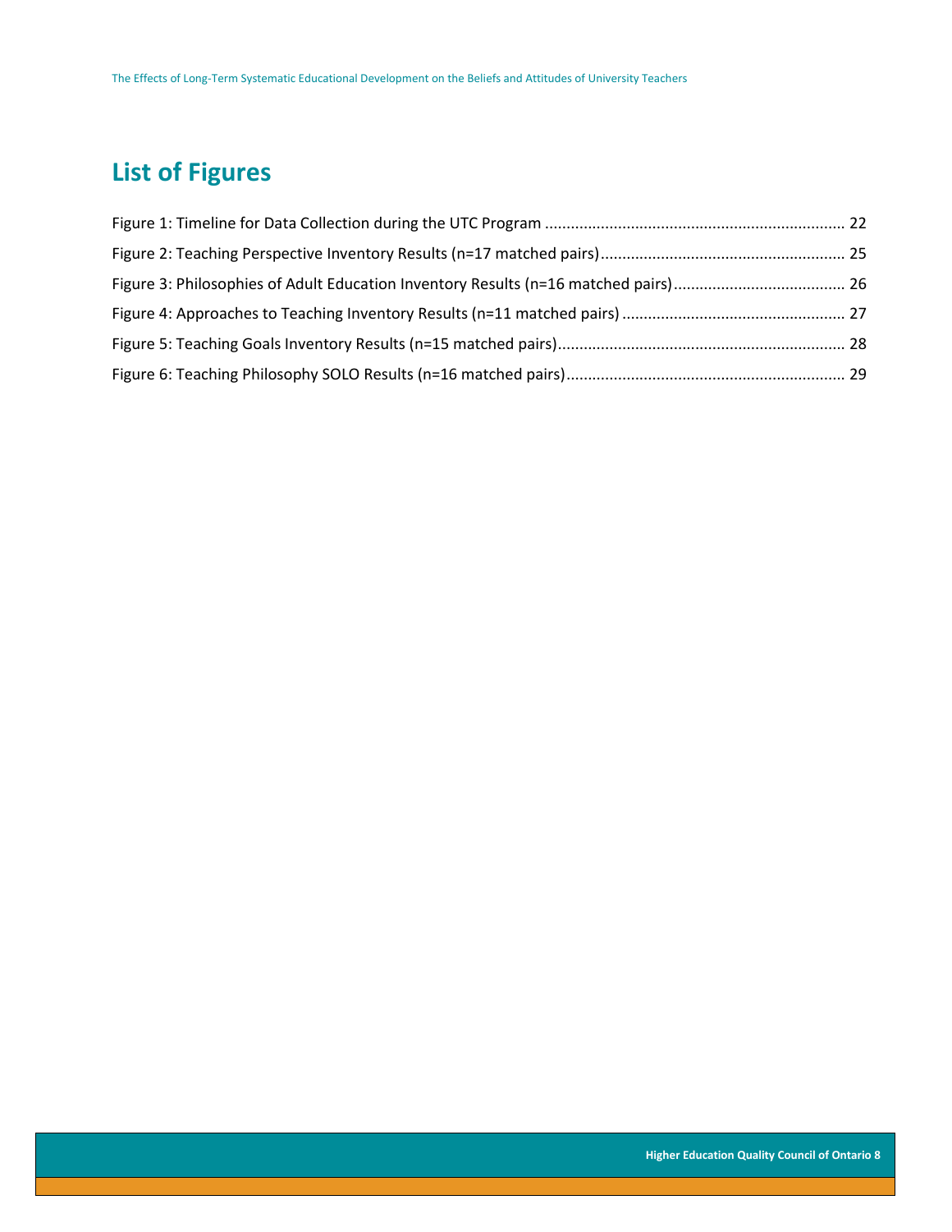# List of Figures

Figure 1: Timeline for Data Collection during the UTC Program ...................................................................... 22

Figure 2: Teaching Perspective Inventory Results (n=17 matched pairs)......................................................... 25

Figure 3: Philosophies of Adult Education Inventory Results (n=16 matched pairs)........................................ 26

Figure 4: Approaches to Teaching Inventory Results (n=11 matched pairs) .................................................... 27

Figure 5: Teaching Goals Inventory Results (n=15 matched pairs).................................................................. 28

Figure 6: Teaching Philosophy SOLO Results (n=16 matched pairs)................................................................ 29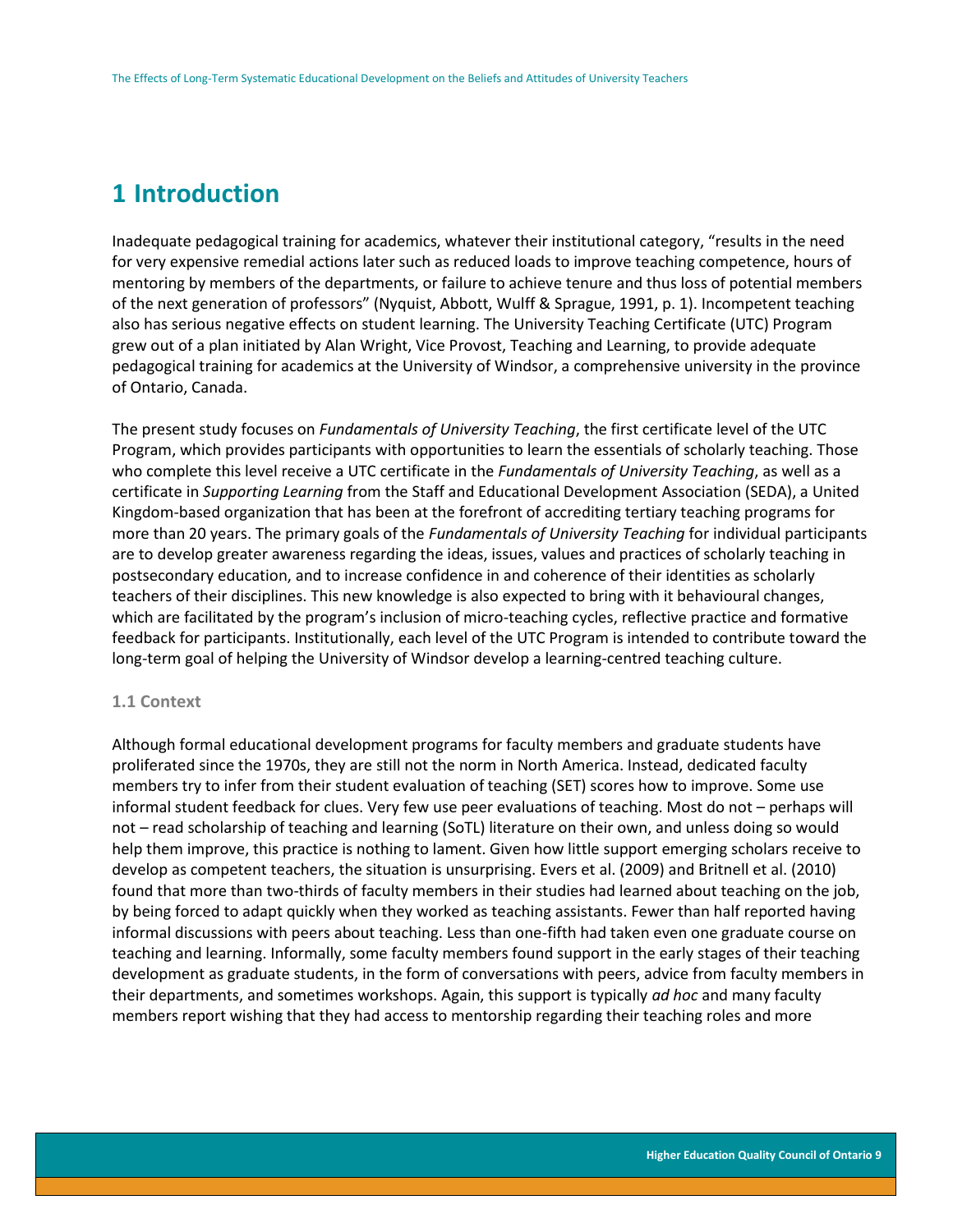# 1 Introduction

Inadequate pedagogical training for academics, whatever their institutional category, "results in the need for very expensive remedial actions later such as reduced loads to improve teaching competence, hours of mentoring by members of the departments, or failure to achieve tenure and thus loss of potential members of the next generation of professors" (Nyquist, Abbott, Wulff & Sprague, 1991, p. 1). Incompetent teaching also has serious negative effects on student learning. The University Teaching Certificate (UTC) Program grew out of a plan initiated by Alan Wright, Vice Provost, Teaching and Learning, to provide adequate pedagogical training for academics at the University of Windsor, a comprehensive university in the province of Ontario, Canada.

The present study focuses on *Fundamentals of University Teaching*, the first certificate level of the UTC Program, which provides participants with opportunities to learn the essentials of scholarly teaching. Those who complete this level receive a UTC certificate in the *Fundamentals of University Teaching*, as well as a certificate in *Supporting Learning* from the Staff and Educational Development Association (SEDA), a United Kingdom-based organization that has been at the forefront of accrediting tertiary teaching programs for more than 20 years. The primary goals of the *Fundamentals of University Teaching* for individual participants are to develop greater awareness regarding the ideas, issues, values and practices of scholarly teaching in postsecondary education, and to increase confidence in and coherence of their identities as scholarly teachers of their disciplines. This new knowledge is also expected to bring with it behavioural changes, which are facilitated by the program's inclusion of micro-teaching cycles, reflective practice and formative feedback for participants. Institutionally, each level of the UTC Program is intended to contribute toward the long-term goal of helping the University of Windsor develop a learning-centred teaching culture.

### 1.1 Context

Although formal educational development programs for faculty members and graduate students have proliferated since the 1970s, they are still not the norm in North America. Instead, dedicated faculty members try to infer from their student evaluation of teaching (SET) scores how to improve. Some use informal student feedback for clues. Very few use peer evaluations of teaching. Most do not – perhaps will not – read scholarship of teaching and learning (SoTL) literature on their own, and unless doing so would help them improve, this practice is nothing to lament. Given how little support emerging scholars receive to develop as competent teachers, the situation is unsurprising. Evers et al. (2009) and Britnell et al. (2010) found that more than two-thirds of faculty members in their studies had learned about teaching on the job, by being forced to adapt quickly when they worked as teaching assistants. Fewer than half reported having informal discussions with peers about teaching. Less than one-fifth had taken even one graduate course on teaching and learning. Informally, some faculty members found support in the early stages of their teaching development as graduate students, in the form of conversations with peers, advice from faculty members in their departments, and sometimes workshops. Again, this support is typically *ad hoc* and many faculty members report wishing that they had access to mentorship regarding their teaching roles and more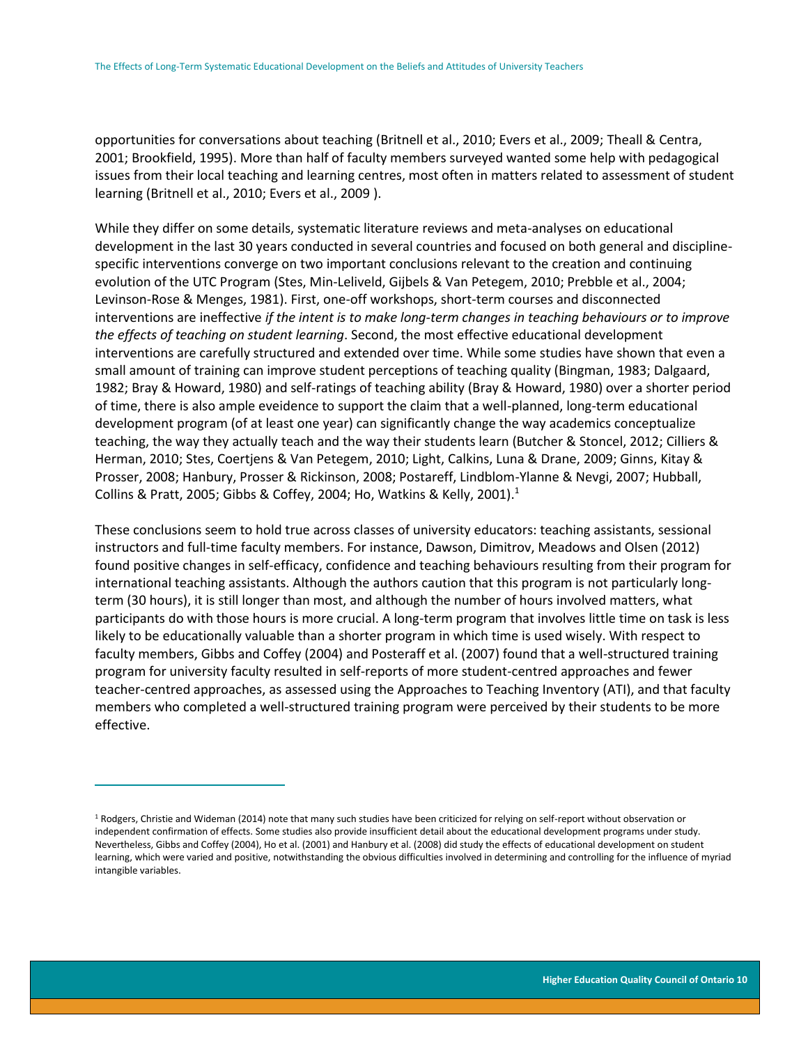opportunities for conversations about teaching (Britnell et al., 2010; Evers et al., 2009; Theall & Centra, 2001; Brookfield, 1995). More than half of faculty members surveyed wanted some help with pedagogical issues from their local teaching and learning centres, most often in matters related to assessment of student learning (Britnell et al., 2010; Evers et al., 2009 ).

While they differ on some details, systematic literature reviews and meta-analyses on educational development in the last 30 years conducted in several countries and focused on both general and discipline-specific interventions converge on two important conclusions relevant to the creation and continuing evolution of the UTC Program (Stes, Min-Leliveld, Gijbels & Van Petegem, 2010; Prebble et al., 2004; Levinson-Rose & Menges, 1981). First, one-off workshops, short-term courses and disconnected interventions are ineffective *if the intent is to make long-term changes in teaching behaviours or to improve the effects of teaching on student learning*. Second, the most effective educational development interventions are carefully structured and extended over time. While some studies have shown that even a small amount of training can improve student perceptions of teaching quality (Bingman, 1983; Dalgaard, 1982; Bray & Howard, 1980) and self-ratings of teaching ability (Bray & Howard, 1980) over a shorter period of time, there is also ample eveidence to support the claim that a well-planned, long-term educational development program (of at least one year) can significantly change the way academics conceptualize teaching, the way they actually teach and the way their students learn (Butcher & Stoncel, 2012; Cilliers & Herman, 2010; Stes, Coertjens & Van Petegem, 2010; Light, Calkins, Luna & Drane, 2009; Ginns, Kitay & Prosser, 2008; Hanbury, Prosser & Rickinson, 2008; Postareff, Lindblom-Ylanne & Nevgi, 2007; Hubball, Collins & Pratt, 2005; Gibbs & Coffey, 2004; Ho, Watkins & Kelly, 2001).[1]

These conclusions seem to hold true across classes of university educators: teaching assistants, sessional instructors and full-time faculty members. For instance, Dawson, Dimitrov, Meadows and Olsen (2012) found positive changes in self-efficacy, confidence and teaching behaviours resulting from their program for international teaching assistants. Although the authors caution that this program is not particularly long-term (30 hours), it is still longer than most, and although the number of hours involved matters, what participants do with those hours is more crucial. A long-term program that involves little time on task is less likely to be educationally valuable than a shorter program in which time is used wisely. With respect to faculty members, Gibbs and Coffey (2004) and Posteraff et al. (2007) found that a well-structured training program for university faculty resulted in self-reports of more student-centred approaches and fewer teacher-centred approaches, as assessed using the Approaches to Teaching Inventory (ATI), and that faculty members who completed a well-structured training program were perceived by their students to be more effective.

---

[1] Rodgers, Christie and Wideman (2014) note that many such studies have been criticized for relying on self-report without observation or independent confirmation of effects. Some studies also provide insufficient detail about the educational development programs under study. Nevertheless, Gibbs and Coffey (2004), Ho et al. (2001) and Hanbury et al. (2008) did study the effects of educational development on student learning, which were varied and positive, notwithstanding the obvious difficulties involved in determining and controlling for the influence of myriad intangible variables.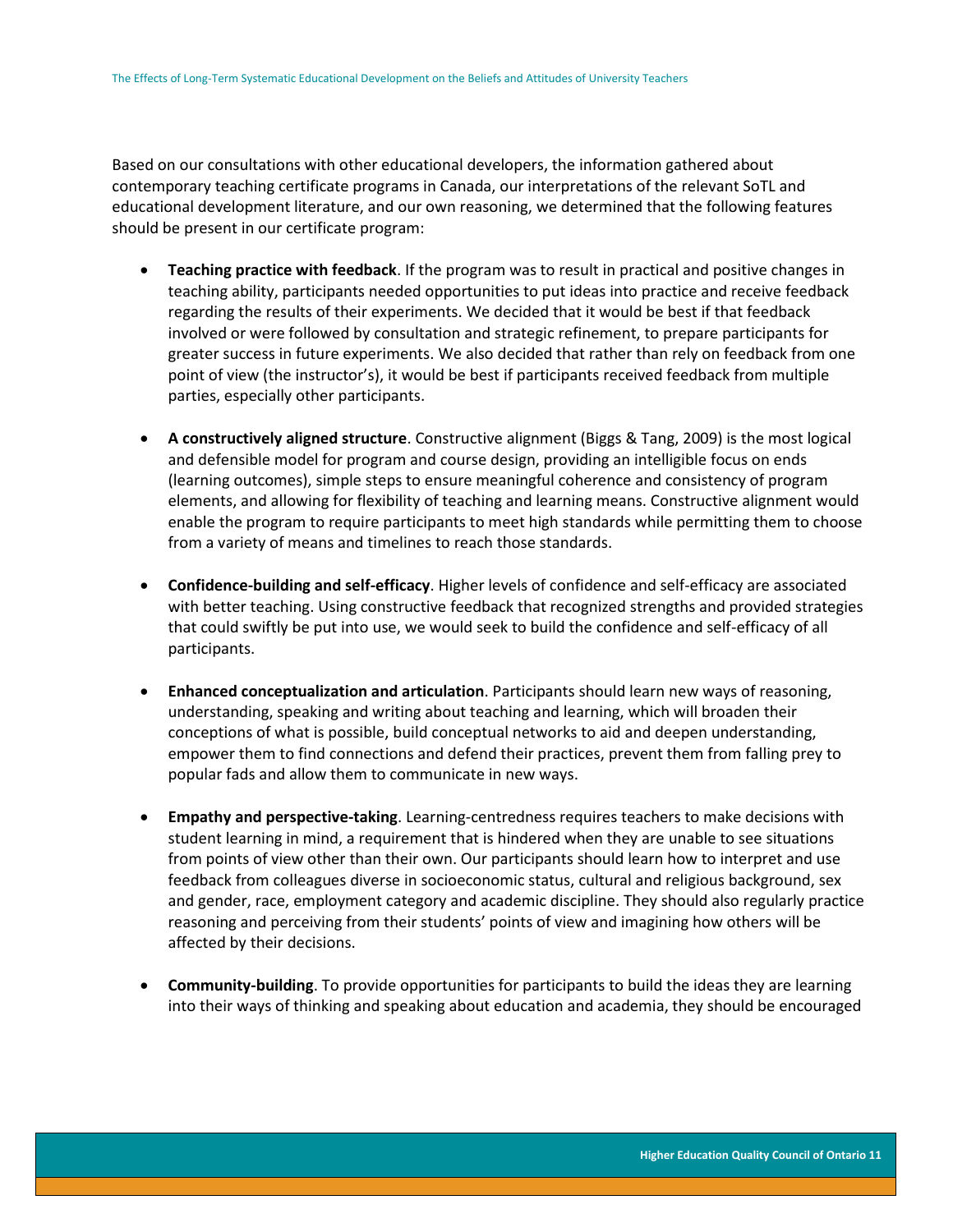Based on our consultations with other educational developers, the information gathered about contemporary teaching certificate programs in Canada, our interpretations of the relevant SoTL and educational development literature, and our own reasoning, we determined that the following features should be present in our certificate program:

- **Teaching practice with feedback**. If the program was to result in practical and positive changes in teaching ability, participants needed opportunities to put ideas into practice and receive feedback regarding the results of their experiments. We decided that it would be best if that feedback involved or were followed by consultation and strategic refinement, to prepare participants for greater success in future experiments. We also decided that rather than rely on feedback from one point of view (the instructor's), it would be best if participants received feedback from multiple parties, especially other participants.

- **A constructively aligned structure**. Constructive alignment (Biggs & Tang, 2009) is the most logical and defensible model for program and course design, providing an intelligible focus on ends (learning outcomes), simple steps to ensure meaningful coherence and consistency of program elements, and allowing for flexibility of teaching and learning means. Constructive alignment would enable the program to require participants to meet high standards while permitting them to choose from a variety of means and timelines to reach those standards.

- **Confidence-building and self-efficacy**. Higher levels of confidence and self-efficacy are associated with better teaching. Using constructive feedback that recognized strengths and provided strategies that could swiftly be put into use, we would seek to build the confidence and self-efficacy of all participants.

- **Enhanced conceptualization and articulation**. Participants should learn new ways of reasoning, understanding, speaking and writing about teaching and learning, which will broaden their conceptions of what is possible, build conceptual networks to aid and deepen understanding, empower them to find connections and defend their practices, prevent them from falling prey to popular fads and allow them to communicate in new ways.

- **Empathy and perspective-taking**. Learning-centredness requires teachers to make decisions with student learning in mind, a requirement that is hindered when they are unable to see situations from points of view other than their own. Our participants should learn how to interpret and use feedback from colleagues diverse in socioeconomic status, cultural and religious background, sex and gender, race, employment category and academic discipline. They should also regularly practice reasoning and perceiving from their students' points of view and imagining how others will be affected by their decisions.

- **Community-building**. To provide opportunities for participants to build the ideas they are learning into their ways of thinking and speaking about education and academia, they should be encouraged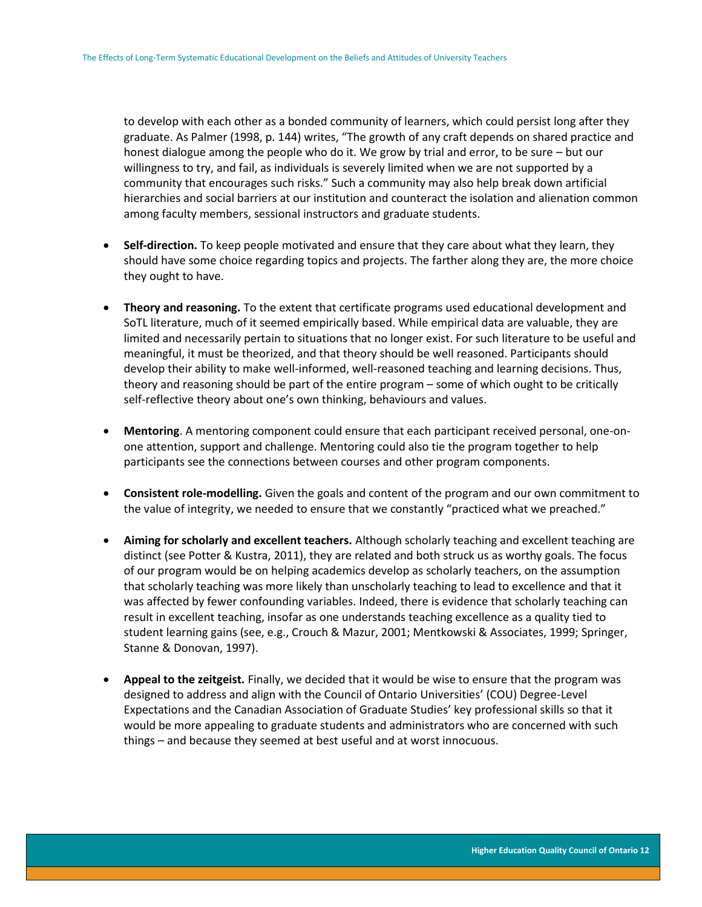to develop with each other as a bonded community of learners, which could persist long after they graduate. As Palmer (1998, p. 144) writes, "The growth of any craft depends on shared practice and honest dialogue among the people who do it. We grow by trial and error, to be sure – but our willingness to try, and fail, as individuals is severely limited when we are not supported by a community that encourages such risks." Such a community may also help break down artificial hierarchies and social barriers at our institution and counteract the isolation and alienation common among faculty members, sessional instructors and graduate students.

- **Self-direction.** To keep people motivated and ensure that they care about what they learn, they should have some choice regarding topics and projects. The farther along they are, the more choice they ought to have.

- **Theory and reasoning.** To the extent that certificate programs used educational development and SoTL literature, much of it seemed empirically based. While empirical data are valuable, they are limited and necessarily pertain to situations that no longer exist. For such literature to be useful and meaningful, it must be theorized, and that theory should be well reasoned. Participants should develop their ability to make well-informed, well-reasoned teaching and learning decisions. Thus, theory and reasoning should be part of the entire program – some of which ought to be critically self-reflective theory about one's own thinking, behaviours and values.

- **Mentoring**. A mentoring component could ensure that each participant received personal, one-on-one attention, support and challenge. Mentoring could also tie the program together to help participants see the connections between courses and other program components.

- **Consistent role-modelling.** Given the goals and content of the program and our own commitment to the value of integrity, we needed to ensure that we constantly "practiced what we preached."

- **Aiming for scholarly and excellent teachers.** Although scholarly teaching and excellent teaching are distinct (see Potter & Kustra, 2011), they are related and both struck us as worthy goals. The focus of our program would be on helping academics develop as scholarly teachers, on the assumption that scholarly teaching was more likely than unscholarly teaching to lead to excellence and that it was affected by fewer confounding variables. Indeed, there is evidence that scholarly teaching can result in excellent teaching, insofar as one understands teaching excellence as a quality tied to student learning gains (see, e.g., Crouch & Mazur, 2001; Mentkowski & Associates, 1999; Springer, Stanne & Donovan, 1997).

- **Appeal to the zeitgeist.** Finally, we decided that it would be wise to ensure that the program was designed to address and align with the Council of Ontario Universities' (COU) Degree-Level Expectations and the Canadian Association of Graduate Studies' key professional skills so that it would be more appealing to graduate students and administrators who are concerned with such things – and because they seemed at best useful and at worst innocuous.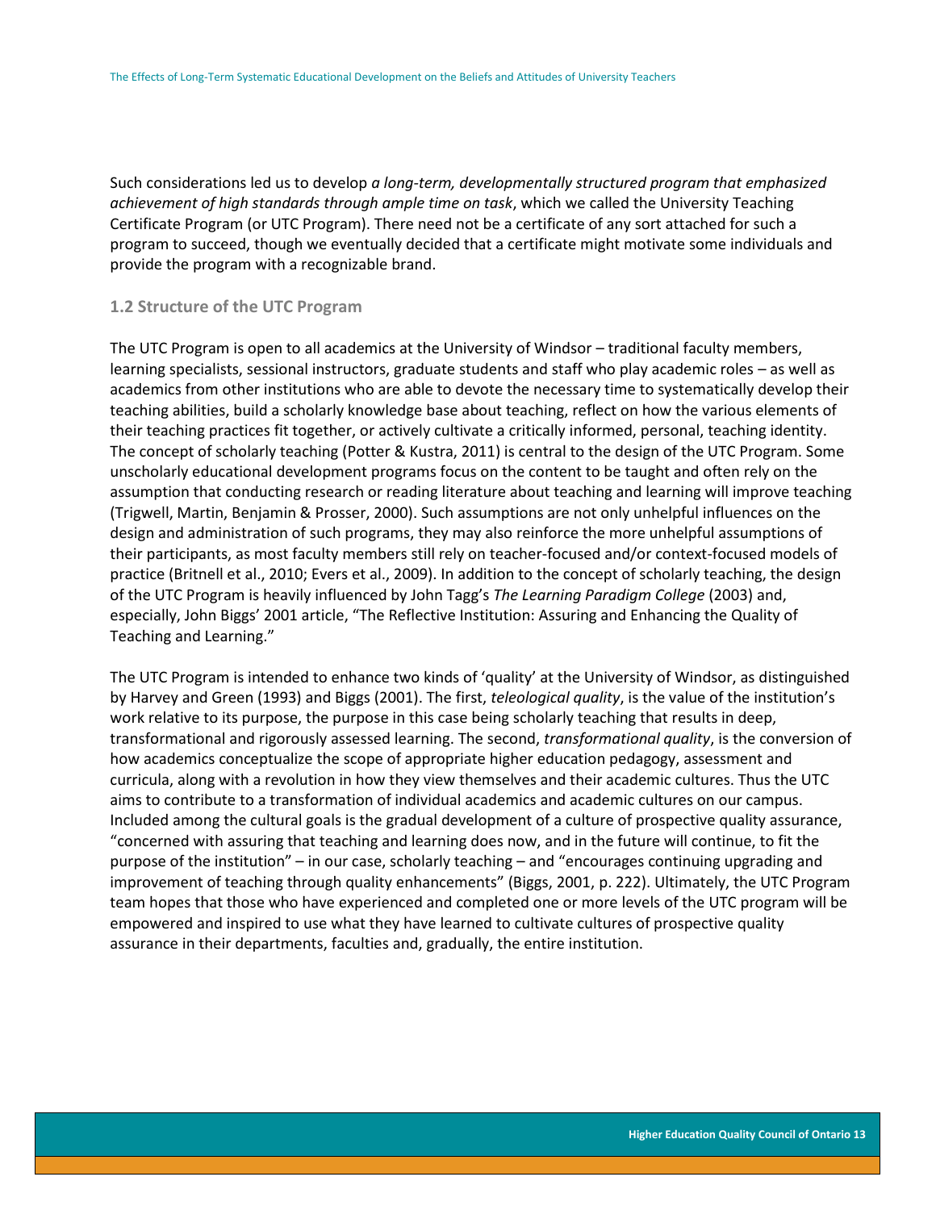Such considerations led us to develop *a long-term, developmentally structured program that emphasized achievement of high standards through ample time on task*, which we called the University Teaching Certificate Program (or UTC Program). There need not be a certificate of any sort attached for such a program to succeed, though we eventually decided that a certificate might motivate some individuals and provide the program with a recognizable brand.

### 1.2 Structure of the UTC Program

The UTC Program is open to all academics at the University of Windsor – traditional faculty members, learning specialists, sessional instructors, graduate students and staff who play academic roles – as well as academics from other institutions who are able to devote the necessary time to systematically develop their teaching abilities, build a scholarly knowledge base about teaching, reflect on how the various elements of their teaching practices fit together, or actively cultivate a critically informed, personal, teaching identity. The concept of scholarly teaching (Potter & Kustra, 2011) is central to the design of the UTC Program. Some unscholarly educational development programs focus on the content to be taught and often rely on the assumption that conducting research or reading literature about teaching and learning will improve teaching (Trigwell, Martin, Benjamin & Prosser, 2000). Such assumptions are not only unhelpful influences on the design and administration of such programs, they may also reinforce the more unhelpful assumptions of their participants, as most faculty members still rely on teacher-focused and/or context-focused models of practice (Britnell et al., 2010; Evers et al., 2009). In addition to the concept of scholarly teaching, the design of the UTC Program is heavily influenced by John Tagg's *The Learning Paradigm College* (2003) and, especially, John Biggs' 2001 article, "The Reflective Institution: Assuring and Enhancing the Quality of Teaching and Learning."

The UTC Program is intended to enhance two kinds of 'quality' at the University of Windsor, as distinguished by Harvey and Green (1993) and Biggs (2001). The first, *teleological quality*, is the value of the institution's work relative to its purpose, the purpose in this case being scholarly teaching that results in deep, transformational and rigorously assessed learning. The second, *transformational quality*, is the conversion of how academics conceptualize the scope of appropriate higher education pedagogy, assessment and curricula, along with a revolution in how they view themselves and their academic cultures. Thus the UTC aims to contribute to a transformation of individual academics and academic cultures on our campus. Included among the cultural goals is the gradual development of a culture of prospective quality assurance, "concerned with assuring that teaching and learning does now, and in the future will continue, to fit the purpose of the institution" – in our case, scholarly teaching – and "encourages continuing upgrading and improvement of teaching through quality enhancements" (Biggs, 2001, p. 222). Ultimately, the UTC Program team hopes that those who have experienced and completed one or more levels of the UTC program will be empowered and inspired to use what they have learned to cultivate cultures of prospective quality assurance in their departments, faculties and, gradually, the entire institution.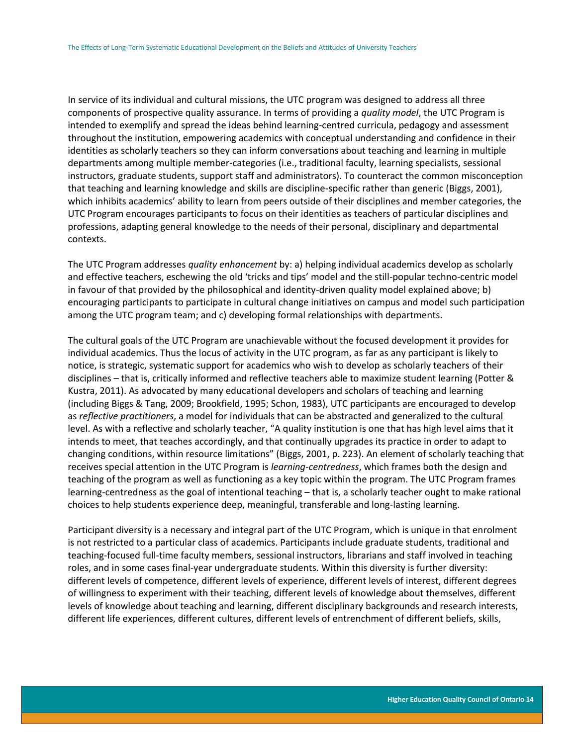In service of its individual and cultural missions, the UTC program was designed to address all three components of prospective quality assurance. In terms of providing a *quality model*, the UTC Program is intended to exemplify and spread the ideas behind learning-centred curricula, pedagogy and assessment throughout the institution, empowering academics with conceptual understanding and confidence in their identities as scholarly teachers so they can inform conversations about teaching and learning in multiple departments among multiple member-categories (i.e., traditional faculty, learning specialists, sessional instructors, graduate students, support staff and administrators). To counteract the common misconception that teaching and learning knowledge and skills are discipline-specific rather than generic (Biggs, 2001), which inhibits academics' ability to learn from peers outside of their disciplines and member categories, the UTC Program encourages participants to focus on their identities as teachers of particular disciplines and professions, adapting general knowledge to the needs of their personal, disciplinary and departmental contexts.

The UTC Program addresses *quality enhancement* by: a) helping individual academics develop as scholarly and effective teachers, eschewing the old 'tricks and tips' model and the still-popular techno-centric model in favour of that provided by the philosophical and identity-driven quality model explained above; b) encouraging participants to participate in cultural change initiatives on campus and model such participation among the UTC program team; and c) developing formal relationships with departments.

The cultural goals of the UTC Program are unachievable without the focused development it provides for individual academics. Thus the locus of activity in the UTC program, as far as any participant is likely to notice, is strategic, systematic support for academics who wish to develop as scholarly teachers of their disciplines – that is, critically informed and reflective teachers able to maximize student learning (Potter & Kustra, 2011). As advocated by many educational developers and scholars of teaching and learning (including Biggs & Tang, 2009; Brookfield, 1995; Schon, 1983), UTC participants are encouraged to develop as *reflective practitioners*, a model for individuals that can be abstracted and generalized to the cultural level. As with a reflective and scholarly teacher, "A quality institution is one that has high level aims that it intends to meet, that teaches accordingly, and that continually upgrades its practice in order to adapt to changing conditions, within resource limitations" (Biggs, 2001, p. 223). An element of scholarly teaching that receives special attention in the UTC Program is *learning-centredness*, which frames both the design and teaching of the program as well as functioning as a key topic within the program. The UTC Program frames learning-centredness as the goal of intentional teaching – that is, a scholarly teacher ought to make rational choices to help students experience deep, meaningful, transferable and long-lasting learning.

Participant diversity is a necessary and integral part of the UTC Program, which is unique in that enrolment is not restricted to a particular class of academics. Participants include graduate students, traditional and teaching-focused full-time faculty members, sessional instructors, librarians and staff involved in teaching roles, and in some cases final-year undergraduate students. Within this diversity is further diversity: different levels of competence, different levels of experience, different levels of interest, different degrees of willingness to experiment with their teaching, different levels of knowledge about themselves, different levels of knowledge about teaching and learning, different disciplinary backgrounds and research interests, different life experiences, different cultures, different levels of entrenchment of different beliefs, skills,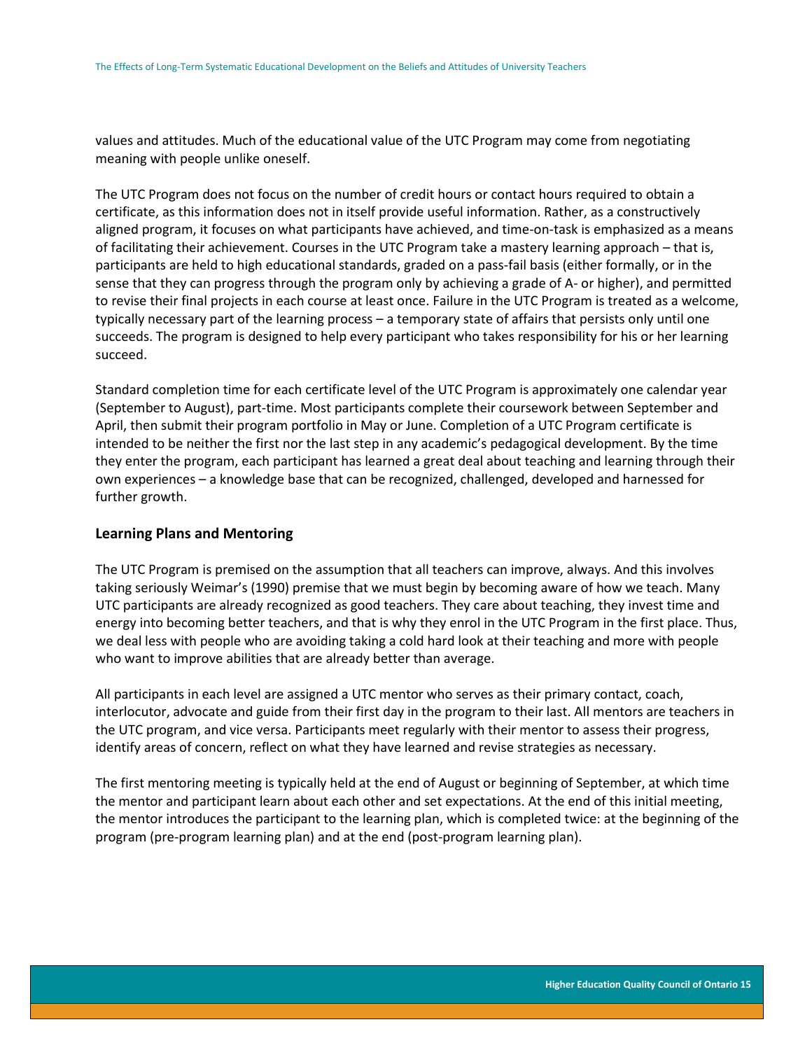values and attitudes. Much of the educational value of the UTC Program may come from negotiating meaning with people unlike oneself.

The UTC Program does not focus on the number of credit hours or contact hours required to obtain a certificate, as this information does not in itself provide useful information. Rather, as a constructively aligned program, it focuses on what participants have achieved, and time-on-task is emphasized as a means of facilitating their achievement. Courses in the UTC Program take a mastery learning approach – that is, participants are held to high educational standards, graded on a pass-fail basis (either formally, or in the sense that they can progress through the program only by achieving a grade of A- or higher), and permitted to revise their final projects in each course at least once. Failure in the UTC Program is treated as a welcome, typically necessary part of the learning process – a temporary state of affairs that persists only until one succeeds. The program is designed to help every participant who takes responsibility for his or her learning succeed.

Standard completion time for each certificate level of the UTC Program is approximately one calendar year (September to August), part-time. Most participants complete their coursework between September and April, then submit their program portfolio in May or June. Completion of a UTC Program certificate is intended to be neither the first nor the last step in any academic's pedagogical development. By the time they enter the program, each participant has learned a great deal about teaching and learning through their own experiences – a knowledge base that can be recognized, challenged, developed and harnessed for further growth.

### Learning Plans and Mentoring

The UTC Program is premised on the assumption that all teachers can improve, always. And this involves taking seriously Weimar's (1990) premise that we must begin by becoming aware of how we teach. Many UTC participants are already recognized as good teachers. They care about teaching, they invest time and energy into becoming better teachers, and that is why they enrol in the UTC Program in the first place. Thus, we deal less with people who are avoiding taking a cold hard look at their teaching and more with people who want to improve abilities that are already better than average.

All participants in each level are assigned a UTC mentor who serves as their primary contact, coach, interlocutor, advocate and guide from their first day in the program to their last. All mentors are teachers in the UTC program, and vice versa. Participants meet regularly with their mentor to assess their progress, identify areas of concern, reflect on what they have learned and revise strategies as necessary.

The first mentoring meeting is typically held at the end of August or beginning of September, at which time the mentor and participant learn about each other and set expectations. At the end of this initial meeting, the mentor introduces the participant to the learning plan, which is completed twice: at the beginning of the program (pre-program learning plan) and at the end (post-program learning plan).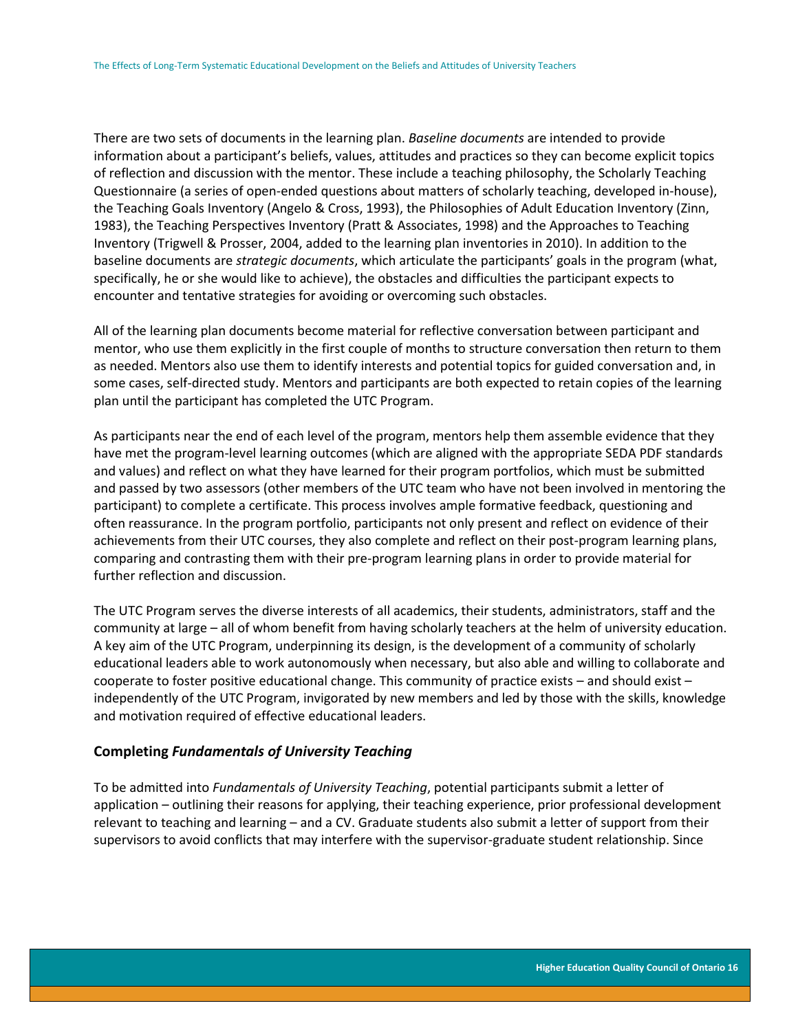There are two sets of documents in the learning plan. *Baseline documents* are intended to provide information about a participant's beliefs, values, attitudes and practices so they can become explicit topics of reflection and discussion with the mentor. These include a teaching philosophy, the Scholarly Teaching Questionnaire (a series of open-ended questions about matters of scholarly teaching, developed in-house), the Teaching Goals Inventory (Angelo & Cross, 1993), the Philosophies of Adult Education Inventory (Zinn, 1983), the Teaching Perspectives Inventory (Pratt & Associates, 1998) and the Approaches to Teaching Inventory (Trigwell & Prosser, 2004, added to the learning plan inventories in 2010). In addition to the baseline documents are *strategic documents*, which articulate the participants' goals in the program (what, specifically, he or she would like to achieve), the obstacles and difficulties the participant expects to encounter and tentative strategies for avoiding or overcoming such obstacles.

All of the learning plan documents become material for reflective conversation between participant and mentor, who use them explicitly in the first couple of months to structure conversation then return to them as needed. Mentors also use them to identify interests and potential topics for guided conversation and, in some cases, self-directed study. Mentors and participants are both expected to retain copies of the learning plan until the participant has completed the UTC Program.

As participants near the end of each level of the program, mentors help them assemble evidence that they have met the program-level learning outcomes (which are aligned with the appropriate SEDA PDF standards and values) and reflect on what they have learned for their program portfolios, which must be submitted and passed by two assessors (other members of the UTC team who have not been involved in mentoring the participant) to complete a certificate. This process involves ample formative feedback, questioning and often reassurance. In the program portfolio, participants not only present and reflect on evidence of their achievements from their UTC courses, they also complete and reflect on their post-program learning plans, comparing and contrasting them with their pre-program learning plans in order to provide material for further reflection and discussion.

The UTC Program serves the diverse interests of all academics, their students, administrators, staff and the community at large – all of whom benefit from having scholarly teachers at the helm of university education. A key aim of the UTC Program, underpinning its design, is the development of a community of scholarly educational leaders able to work autonomously when necessary, but also able and willing to collaborate and cooperate to foster positive educational change. This community of practice exists – and should exist – independently of the UTC Program, invigorated by new members and led by those with the skills, knowledge and motivation required of effective educational leaders.

### Completing *Fundamentals of University Teaching*

To be admitted into *Fundamentals of University Teaching*, potential participants submit a letter of application – outlining their reasons for applying, their teaching experience, prior professional development relevant to teaching and learning – and a CV. Graduate students also submit a letter of support from their supervisors to avoid conflicts that may interfere with the supervisor-graduate student relationship. Since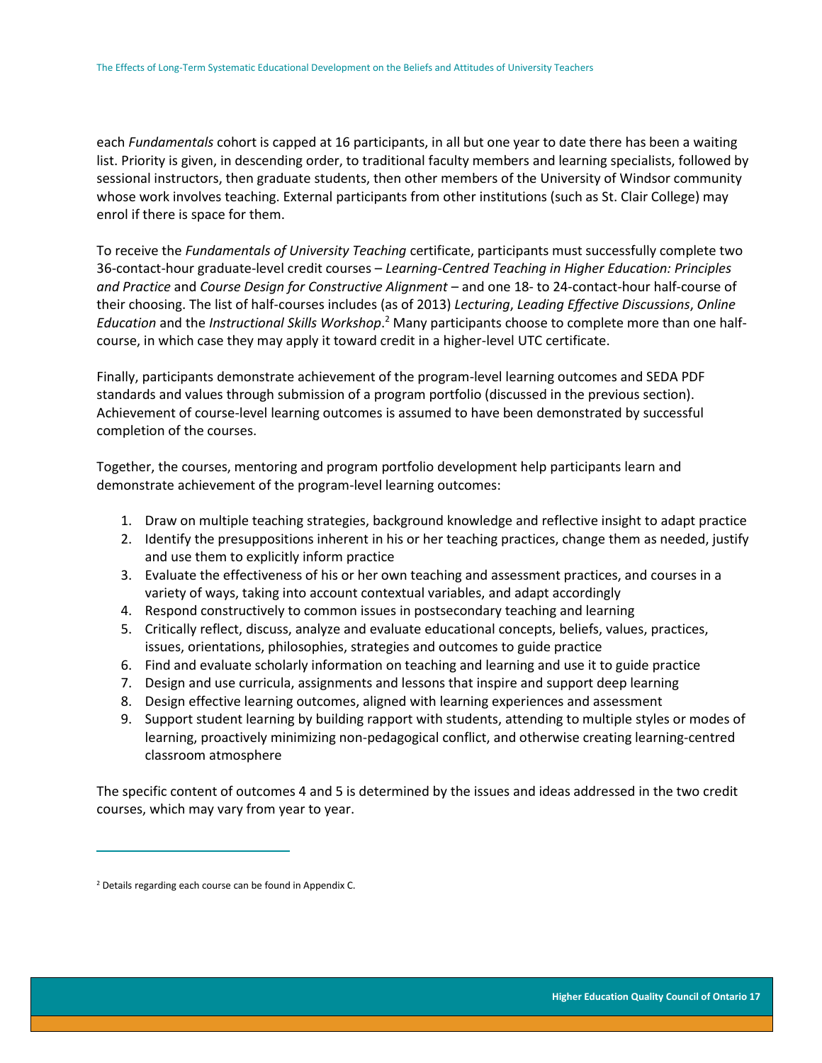each *Fundamentals* cohort is capped at 16 participants, in all but one year to date there has been a waiting list. Priority is given, in descending order, to traditional faculty members and learning specialists, followed by sessional instructors, then graduate students, then other members of the University of Windsor community whose work involves teaching. External participants from other institutions (such as St. Clair College) may enrol if there is space for them.

To receive the *Fundamentals of University Teaching* certificate, participants must successfully complete two 36-contact-hour graduate-level credit courses – *Learning-Centred Teaching in Higher Education: Principles and Practice* and *Course Design for Constructive Alignment* – and one 18- to 24-contact-hour half-course of their choosing. The list of half-courses includes (as of 2013) *Lecturing*, *Leading Effective Discussions*, *Online Education* and the *Instructional Skills Workshop*.[2] Many participants choose to complete more than one half-course, in which case they may apply it toward credit in a higher-level UTC certificate.

Finally, participants demonstrate achievement of the program-level learning outcomes and SEDA PDF standards and values through submission of a program portfolio (discussed in the previous section). Achievement of course-level learning outcomes is assumed to have been demonstrated by successful completion of the courses.

Together, the courses, mentoring and program portfolio development help participants learn and demonstrate achievement of the program-level learning outcomes:

1. Draw on multiple teaching strategies, background knowledge and reflective insight to adapt practice
2. Identify the presuppositions inherent in his or her teaching practices, change them as needed, justify and use them to explicitly inform practice
3. Evaluate the effectiveness of his or her own teaching and assessment practices, and courses in a variety of ways, taking into account contextual variables, and adapt accordingly
4. Respond constructively to common issues in postsecondary teaching and learning
5. Critically reflect, discuss, analyze and evaluate educational concepts, beliefs, values, practices, issues, orientations, philosophies, strategies and outcomes to guide practice
6. Find and evaluate scholarly information on teaching and learning and use it to guide practice
7. Design and use curricula, assignments and lessons that inspire and support deep learning
8. Design effective learning outcomes, aligned with learning experiences and assessment
9. Support student learning by building rapport with students, attending to multiple styles or modes of learning, proactively minimizing non-pedagogical conflict, and otherwise creating learning-centred classroom atmosphere

The specific content of outcomes 4 and 5 is determined by the issues and ideas addressed in the two credit courses, which may vary from year to year.

---

[2] Details regarding each course can be found in Appendix C.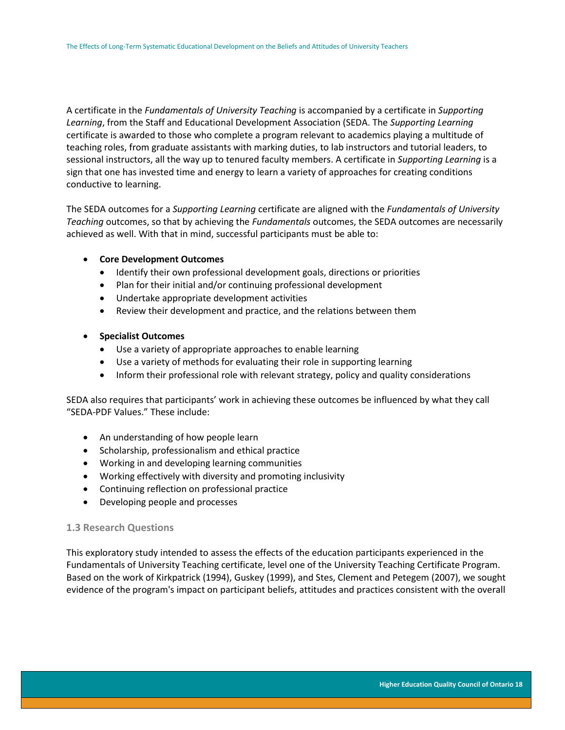A certificate in the *Fundamentals of University Teaching* is accompanied by a certificate in *Supporting Learning*, from the Staff and Educational Development Association (SEDA. The *Supporting Learning* certificate is awarded to those who complete a program relevant to academics playing a multitude of teaching roles, from graduate assistants with marking duties, to lab instructors and tutorial leaders, to sessional instructors, all the way up to tenured faculty members. A certificate in *Supporting Learning* is a sign that one has invested time and energy to learn a variety of approaches for creating conditions conductive to learning.

The SEDA outcomes for a *Supporting Learning* certificate are aligned with the *Fundamentals of University Teaching* outcomes, so that by achieving the *Fundamentals* outcomes, the SEDA outcomes are necessarily achieved as well. With that in mind, successful participants must be able to:

- **Core Development Outcomes**
  - Identify their own professional development goals, directions or priorities
  - Plan for their initial and/or continuing professional development
  - Undertake appropriate development activities
  - Review their development and practice, and the relations between them
- **Specialist Outcomes**
  - Use a variety of appropriate approaches to enable learning
  - Use a variety of methods for evaluating their role in supporting learning
  - Inform their professional role with relevant strategy, policy and quality considerations

SEDA also requires that participants' work in achieving these outcomes be influenced by what they call "SEDA-PDF Values." These include:

- An understanding of how people learn
- Scholarship, professionalism and ethical practice
- Working in and developing learning communities
- Working effectively with diversity and promoting inclusivity
- Continuing reflection on professional practice
- Developing people and processes

### 1.3 Research Questions

This exploratory study intended to assess the effects of the education participants experienced in the Fundamentals of University Teaching certificate, level one of the University Teaching Certificate Program. Based on the work of Kirkpatrick (1994), Guskey (1999), and Stes, Clement and Petegem (2007), we sought evidence of the program's impact on participant beliefs, attitudes and practices consistent with the overall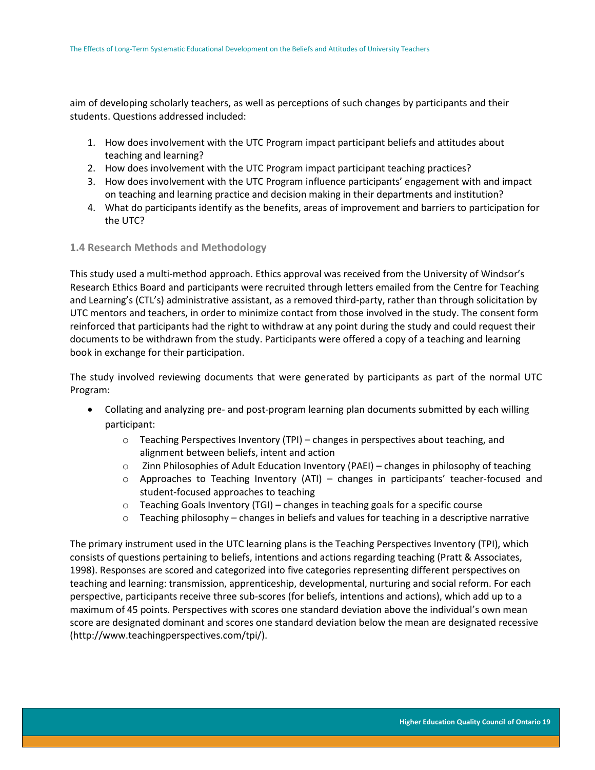aim of developing scholarly teachers, as well as perceptions of such changes by participants and their students. Questions addressed included:

1. How does involvement with the UTC Program impact participant beliefs and attitudes about teaching and learning?
2. How does involvement with the UTC Program impact participant teaching practices?
3. How does involvement with the UTC Program influence participants' engagement with and impact on teaching and learning practice and decision making in their departments and institution?
4. What do participants identify as the benefits, areas of improvement and barriers to participation for the UTC?

### 1.4 Research Methods and Methodology

This study used a multi-method approach. Ethics approval was received from the University of Windsor's Research Ethics Board and participants were recruited through letters emailed from the Centre for Teaching and Learning's (CTL's) administrative assistant, as a removed third-party, rather than through solicitation by UTC mentors and teachers, in order to minimize contact from those involved in the study. The consent form reinforced that participants had the right to withdraw at any point during the study and could request their documents to be withdrawn from the study. Participants were offered a copy of a teaching and learning book in exchange for their participation.

The study involved reviewing documents that were generated by participants as part of the normal UTC Program:

- Collating and analyzing pre- and post-program learning plan documents submitted by each willing participant:
  - Teaching Perspectives Inventory (TPI) – changes in perspectives about teaching, and alignment between beliefs, intent and action
  - Zinn Philosophies of Adult Education Inventory (PAEI) – changes in philosophy of teaching
  - Approaches to Teaching Inventory (ATI) – changes in participants' teacher-focused and student-focused approaches to teaching
  - Teaching Goals Inventory (TGI) – changes in teaching goals for a specific course
  - Teaching philosophy – changes in beliefs and values for teaching in a descriptive narrative

The primary instrument used in the UTC learning plans is the Teaching Perspectives Inventory (TPI), which consists of questions pertaining to beliefs, intentions and actions regarding teaching (Pratt & Associates, 1998). Responses are scored and categorized into five categories representing different perspectives on teaching and learning: transmission, apprenticeship, developmental, nurturing and social reform. For each perspective, participants receive three sub-scores (for beliefs, intentions and actions), which add up to a maximum of 45 points. Perspectives with scores one standard deviation above the individual's own mean score are designated dominant and scores one standard deviation below the mean are designated recessive (http://www.teachingperspectives.com/tpi/).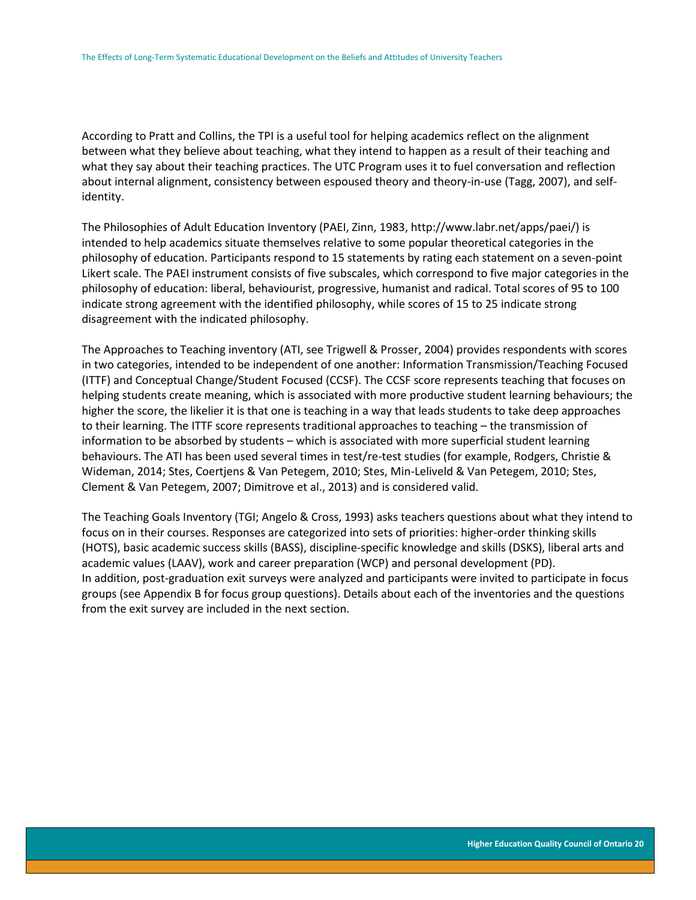According to Pratt and Collins, the TPI is a useful tool for helping academics reflect on the alignment between what they believe about teaching, what they intend to happen as a result of their teaching and what they say about their teaching practices. The UTC Program uses it to fuel conversation and reflection about internal alignment, consistency between espoused theory and theory-in-use (Tagg, 2007), and self-identity.

The Philosophies of Adult Education Inventory (PAEI, Zinn, 1983, http://www.labr.net/apps/paei/) is intended to help academics situate themselves relative to some popular theoretical categories in the philosophy of education. Participants respond to 15 statements by rating each statement on a seven-point Likert scale. The PAEI instrument consists of five subscales, which correspond to five major categories in the philosophy of education: liberal, behaviourist, progressive, humanist and radical. Total scores of 95 to 100 indicate strong agreement with the identified philosophy, while scores of 15 to 25 indicate strong disagreement with the indicated philosophy.

The Approaches to Teaching inventory (ATI, see Trigwell & Prosser, 2004) provides respondents with scores in two categories, intended to be independent of one another: Information Transmission/Teaching Focused (ITTF) and Conceptual Change/Student Focused (CCSF). The CCSF score represents teaching that focuses on helping students create meaning, which is associated with more productive student learning behaviours; the higher the score, the likelier it is that one is teaching in a way that leads students to take deep approaches to their learning. The ITTF score represents traditional approaches to teaching – the transmission of information to be absorbed by students – which is associated with more superficial student learning behaviours. The ATI has been used several times in test/re-test studies (for example, Rodgers, Christie & Wideman, 2014; Stes, Coertjens & Van Petegem, 2010; Stes, Min-Leliveld & Van Petegem, 2010; Stes, Clement & Van Petegem, 2007; Dimitrove et al., 2013) and is considered valid.

The Teaching Goals Inventory (TGI; Angelo & Cross, 1993) asks teachers questions about what they intend to focus on in their courses. Responses are categorized into sets of priorities: higher-order thinking skills (HOTS), basic academic success skills (BASS), discipline-specific knowledge and skills (DSKS), liberal arts and academic values (LAAV), work and career preparation (WCP) and personal development (PD). In addition, post-graduation exit surveys were analyzed and participants were invited to participate in focus groups (see Appendix B for focus group questions). Details about each of the inventories and the questions from the exit survey are included in the next section.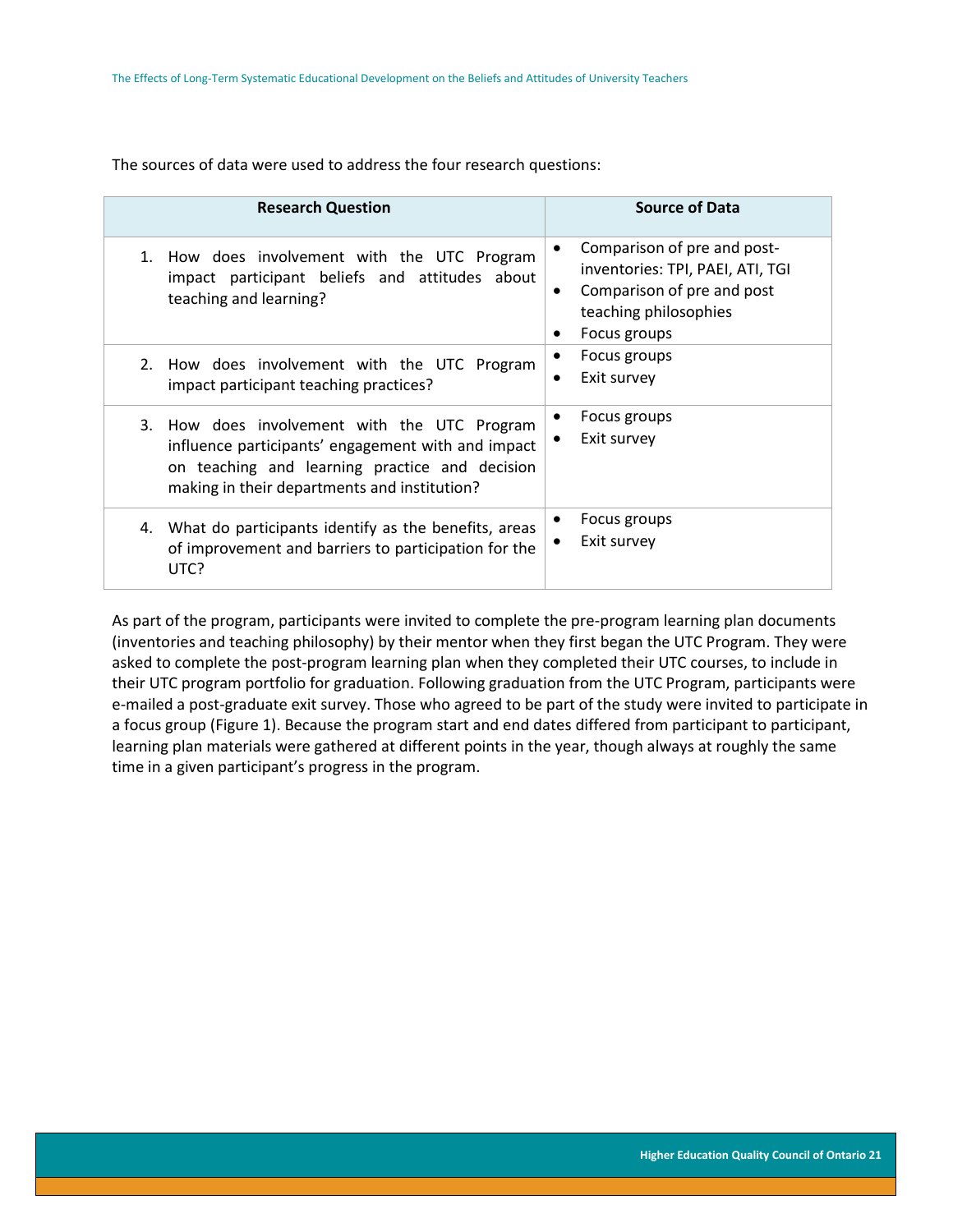The sources of data were used to address the four research questions:

| Research Question | Source of Data |
| --- | --- |
| 1. How does involvement with the UTC Program impact participant beliefs and attitudes about teaching and learning? | • Comparison of pre and post-inventories: TPI, PAEI, ATI, TGI<br>• Comparison of pre and post teaching philosophies<br>• Focus groups |
| 2. How does involvement with the UTC Program impact participant teaching practices? | • Focus groups<br>• Exit survey |
| 3. How does involvement with the UTC Program influence participants' engagement with and impact on teaching and learning practice and decision making in their departments and institution? | • Focus groups<br>• Exit survey |
| 4. What do participants identify as the benefits, areas of improvement and barriers to participation for the UTC? | • Focus groups<br>• Exit survey |

As part of the program, participants were invited to complete the pre-program learning plan documents (inventories and teaching philosophy) by their mentor when they first began the UTC Program. They were asked to complete the post-program learning plan when they completed their UTC courses, to include in their UTC program portfolio for graduation. Following graduation from the UTC Program, participants were e-mailed a post-graduate exit survey. Those who agreed to be part of the study were invited to participate in a focus group (Figure 1). Because the program start and end dates differed from participant to participant, learning plan materials were gathered at different points in the year, though always at roughly the same time in a given participant's progress in the program.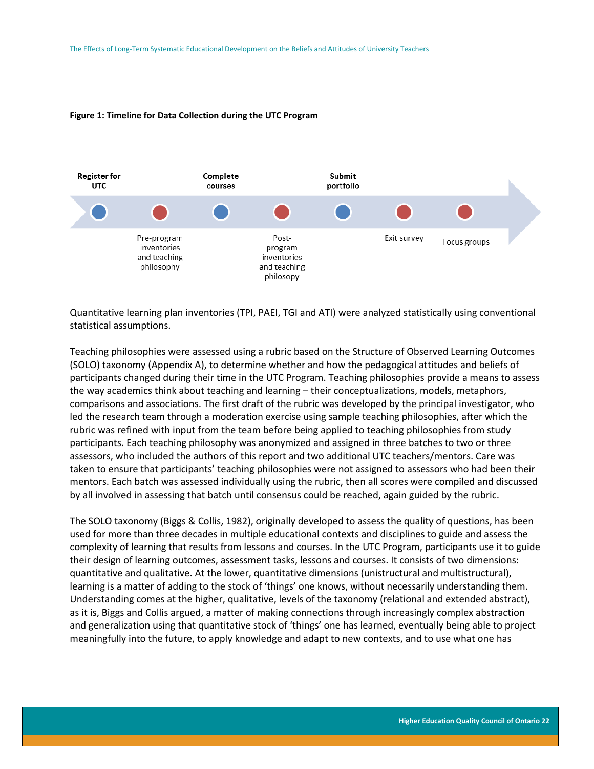**Figure 1: Timeline for Data Collection during the UTC Program**

Register for UTC

Pre-program inventories and teaching philosophy

Complete courses

Post-program inventories and teaching philosopy

Submit portfolio

Exit survey

Focus groups

Quantitative learning plan inventories (TPI, PAEI, TGI and ATI) were analyzed statistically using conventional statistical assumptions.

Teaching philosophies were assessed using a rubric based on the Structure of Observed Learning Outcomes (SOLO) taxonomy (Appendix A), to determine whether and how the pedagogical attitudes and beliefs of participants changed during their time in the UTC Program. Teaching philosophies provide a means to assess the way academics think about teaching and learning – their conceptualizations, models, metaphors, comparisons and associations. The first draft of the rubric was developed by the principal investigator, who led the research team through a moderation exercise using sample teaching philosophies, after which the rubric was refined with input from the team before being applied to teaching philosophies from study participants. Each teaching philosophy was anonymized and assigned in three batches to two or three assessors, who included the authors of this report and two additional UTC teachers/mentors. Care was taken to ensure that participants' teaching philosophies were not assigned to assessors who had been their mentors. Each batch was assessed individually using the rubric, then all scores were compiled and discussed by all involved in assessing that batch until consensus could be reached, again guided by the rubric.

The SOLO taxonomy (Biggs & Collis, 1982), originally developed to assess the quality of questions, has been used for more than three decades in multiple educational contexts and disciplines to guide and assess the complexity of learning that results from lessons and courses. In the UTC Program, participants use it to guide their design of learning outcomes, assessment tasks, lessons and courses. It consists of two dimensions: quantitative and qualitative. At the lower, quantitative dimensions (unistructural and multistructural), learning is a matter of adding to the stock of 'things' one knows, without necessarily understanding them. Understanding comes at the higher, qualitative, levels of the taxonomy (relational and extended abstract), as it is, Biggs and Collis argued, a matter of making connections through increasingly complex abstraction and generalization using that quantitative stock of 'things' one has learned, eventually being able to project meaningfully into the future, to apply knowledge and adapt to new contexts, and to use what one has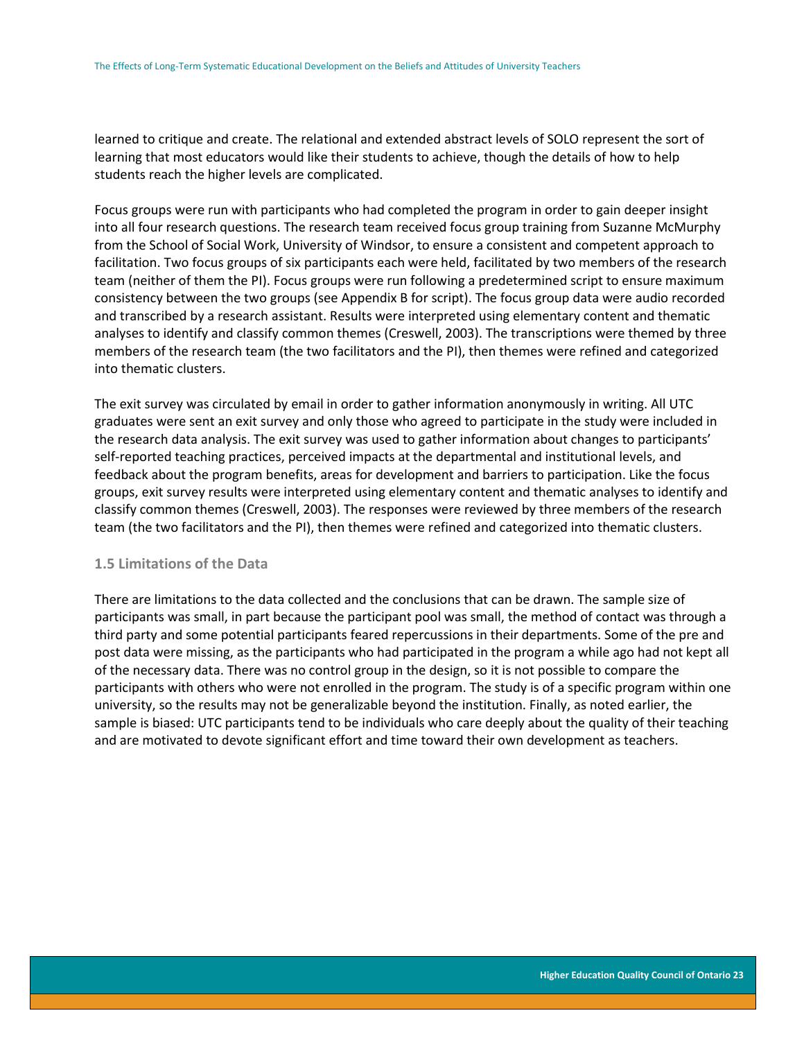learned to critique and create. The relational and extended abstract levels of SOLO represent the sort of learning that most educators would like their students to achieve, though the details of how to help students reach the higher levels are complicated.

Focus groups were run with participants who had completed the program in order to gain deeper insight into all four research questions. The research team received focus group training from Suzanne McMurphy from the School of Social Work, University of Windsor, to ensure a consistent and competent approach to facilitation. Two focus groups of six participants each were held, facilitated by two members of the research team (neither of them the PI). Focus groups were run following a predetermined script to ensure maximum consistency between the two groups (see Appendix B for script). The focus group data were audio recorded and transcribed by a research assistant. Results were interpreted using elementary content and thematic analyses to identify and classify common themes (Creswell, 2003). The transcriptions were themed by three members of the research team (the two facilitators and the PI), then themes were refined and categorized into thematic clusters.

The exit survey was circulated by email in order to gather information anonymously in writing. All UTC graduates were sent an exit survey and only those who agreed to participate in the study were included in the research data analysis. The exit survey was used to gather information about changes to participants' self-reported teaching practices, perceived impacts at the departmental and institutional levels, and feedback about the program benefits, areas for development and barriers to participation. Like the focus groups, exit survey results were interpreted using elementary content and thematic analyses to identify and classify common themes (Creswell, 2003). The responses were reviewed by three members of the research team (the two facilitators and the PI), then themes were refined and categorized into thematic clusters.

### 1.5 Limitations of the Data

There are limitations to the data collected and the conclusions that can be drawn. The sample size of participants was small, in part because the participant pool was small, the method of contact was through a third party and some potential participants feared repercussions in their departments. Some of the pre and post data were missing, as the participants who had participated in the program a while ago had not kept all of the necessary data. There was no control group in the design, so it is not possible to compare the participants with others who were not enrolled in the program. The study is of a specific program within one university, so the results may not be generalizable beyond the institution. Finally, as noted earlier, the sample is biased: UTC participants tend to be individuals who care deeply about the quality of their teaching and are motivated to devote significant effort and time toward their own development as teachers.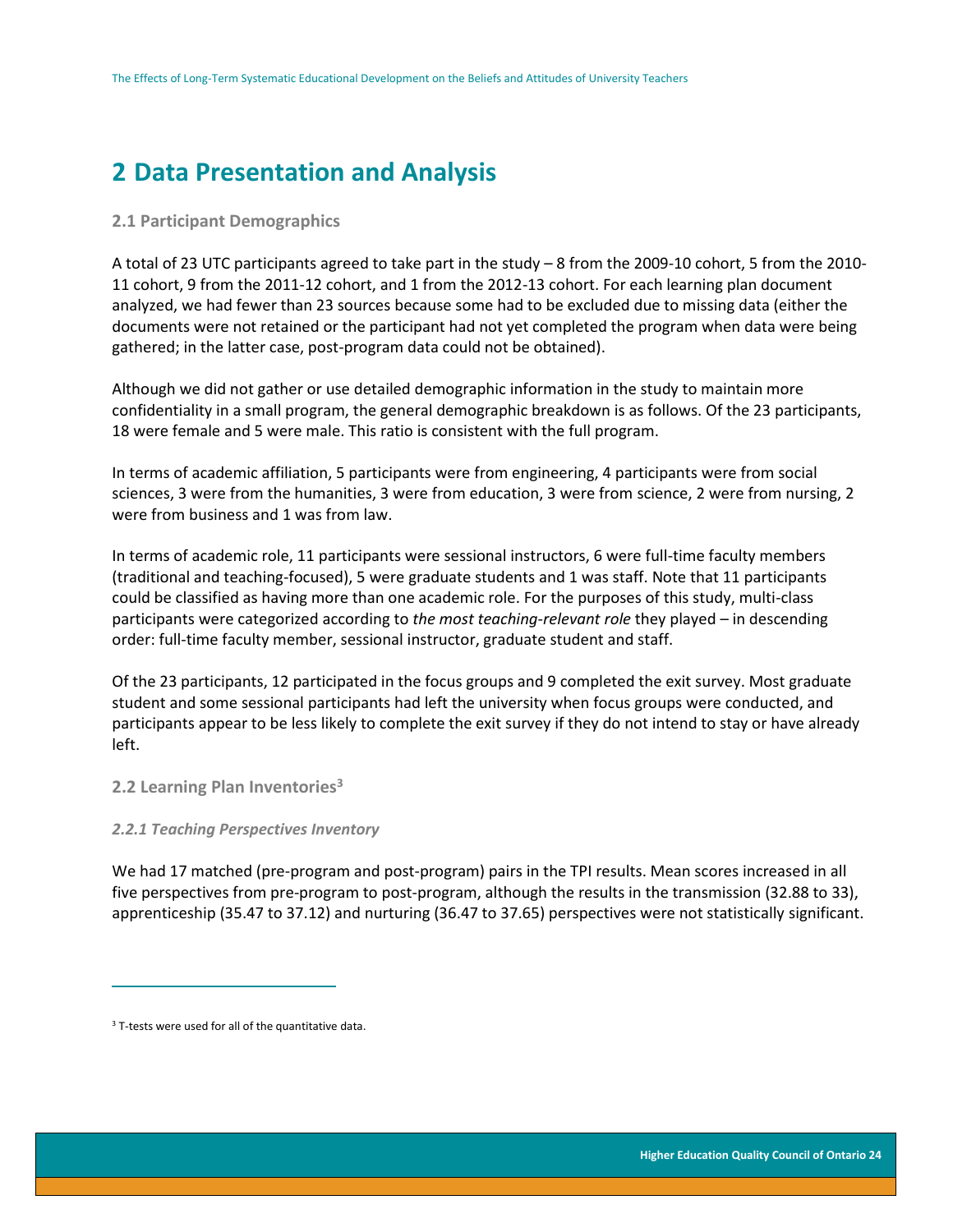# 2 Data Presentation and Analysis

## 2.1 Participant Demographics

A total of 23 UTC participants agreed to take part in the study – 8 from the 2009-10 cohort, 5 from the 2010-11 cohort, 9 from the 2011-12 cohort, and 1 from the 2012-13 cohort. For each learning plan document analyzed, we had fewer than 23 sources because some had to be excluded due to missing data (either the documents were not retained or the participant had not yet completed the program when data were being gathered; in the latter case, post-program data could not be obtained).

Although we did not gather or use detailed demographic information in the study to maintain more confidentiality in a small program, the general demographic breakdown is as follows. Of the 23 participants, 18 were female and 5 were male. This ratio is consistent with the full program.

In terms of academic affiliation, 5 participants were from engineering, 4 participants were from social sciences, 3 were from the humanities, 3 were from education, 3 were from science, 2 were from nursing, 2 were from business and 1 was from law.

In terms of academic role, 11 participants were sessional instructors, 6 were full-time faculty members (traditional and teaching-focused), 5 were graduate students and 1 was staff. Note that 11 participants could be classified as having more than one academic role. For the purposes of this study, multi-class participants were categorized according to *the most teaching-relevant role* they played – in descending order: full-time faculty member, sessional instructor, graduate student and staff.

Of the 23 participants, 12 participated in the focus groups and 9 completed the exit survey. Most graduate student and some sessional participants had left the university when focus groups were conducted, and participants appear to be less likely to complete the exit survey if they do not intend to stay or have already left.

## 2.2 Learning Plan Inventories[3]

### *2.2.1 Teaching Perspectives Inventory*

We had 17 matched (pre-program and post-program) pairs in the TPI results. Mean scores increased in all five perspectives from pre-program to post-program, although the results in the transmission (32.88 to 33), apprenticeship (35.47 to 37.12) and nurturing (36.47 to 37.65) perspectives were not statistically significant.

---

[3] T-tests were used for all of the quantitative data.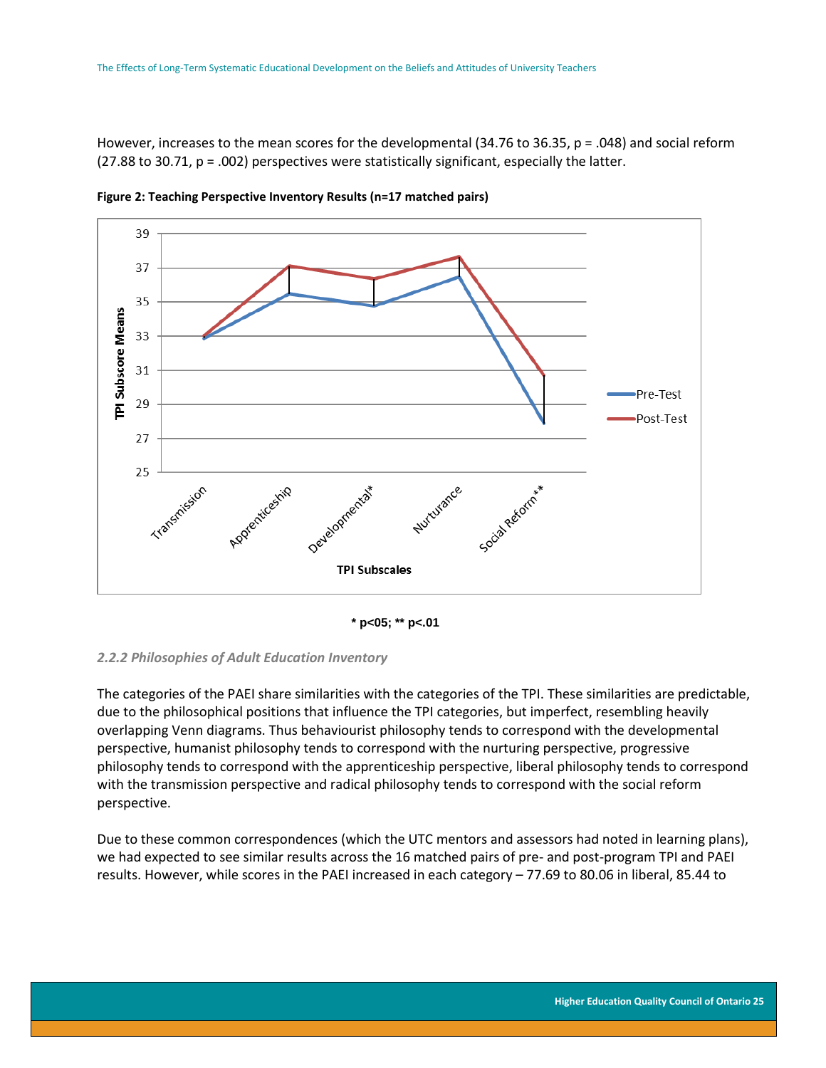However, increases to the mean scores for the developmental (34.76 to 36.35, $p = .048$) and social reform (27.88 to 30.71, $p = .002$) perspectives were statistically significant, especially the latter.

**Figure 2: Teaching Perspective Inventory Results (n=17 matched pairs)**

**\* p<05; \*\* p<.01**

### *2.2.2 Philosophies of Adult Education Inventory*

The categories of the PAEI share similarities with the categories of the TPI. These similarities are predictable, due to the philosophical positions that influence the TPI categories, but imperfect, resembling heavily overlapping Venn diagrams. Thus behaviourist philosophy tends to correspond with the developmental perspective, humanist philosophy tends to correspond with the nurturing perspective, progressive philosophy tends to correspond with the apprenticeship perspective, liberal philosophy tends to correspond with the transmission perspective and radical philosophy tends to correspond with the social reform perspective.

Due to these common correspondences (which the UTC mentors and assessors had noted in learning plans), we had expected to see similar results across the 16 matched pairs of pre- and post-program TPI and PAEI results. However, while scores in the PAEI increased in each category – 77.69 to 80.06 in liberal, 85.44 to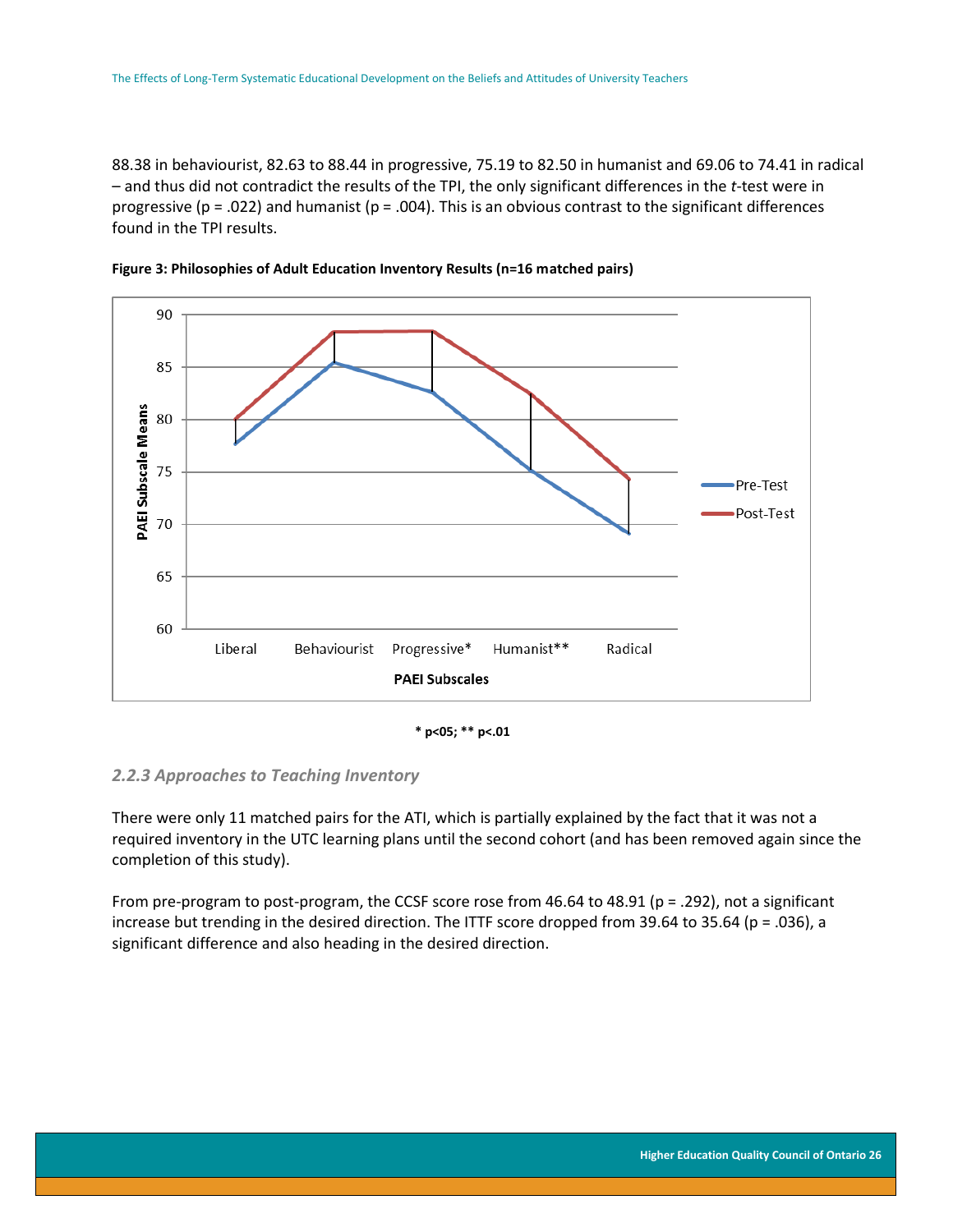88.38 in behaviourist, 82.63 to 88.44 in progressive, 75.19 to 82.50 in humanist and 69.06 to 74.41 in radical – and thus did not contradict the results of the TPI, the only significant differences in the *t*-test were in progressive (p = .022) and humanist (p = .004). This is an obvious contrast to the significant differences found in the TPI results.

**Figure 3: Philosophies of Adult Education Inventory Results (n=16 matched pairs)**

**\* p<05; \*\* p<.01**

### *2.2.3 Approaches to Teaching Inventory*

There were only 11 matched pairs for the ATI, which is partially explained by the fact that it was not a required inventory in the UTC learning plans until the second cohort (and has been removed again since the completion of this study).

From pre-program to post-program, the CCSF score rose from 46.64 to 48.91 (p = .292), not a significant increase but trending in the desired direction. The ITTF score dropped from 39.64 to 35.64 (p = .036), a significant difference and also heading in the desired direction.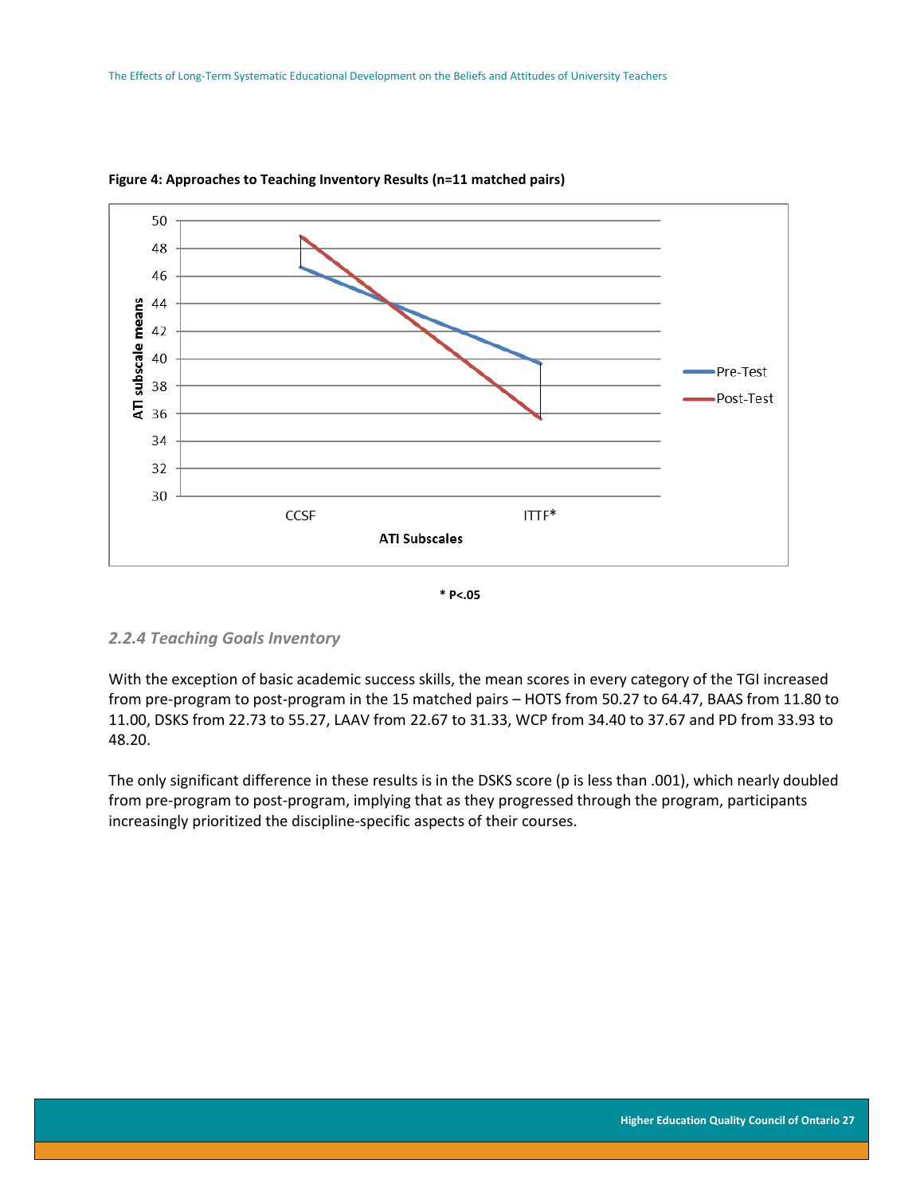**Figure 4: Approaches to Teaching Inventory Results (n=11 matched pairs)**

* P<.05

### *2.2.4 Teaching Goals Inventory*

With the exception of basic academic success skills, the mean scores in every category of the TGI increased from pre-program to post-program in the 15 matched pairs – HOTS from 50.27 to 64.47, BAAS from 11.80 to 11.00, DSKS from 22.73 to 55.27, LAAV from 22.67 to 31.33, WCP from 34.40 to 37.67 and PD from 33.93 to 48.20.

The only significant difference in these results is in the DSKS score (p is less than .001), which nearly doubled from pre-program to post-program, implying that as they progressed through the program, participants increasingly prioritized the discipline-specific aspects of their courses.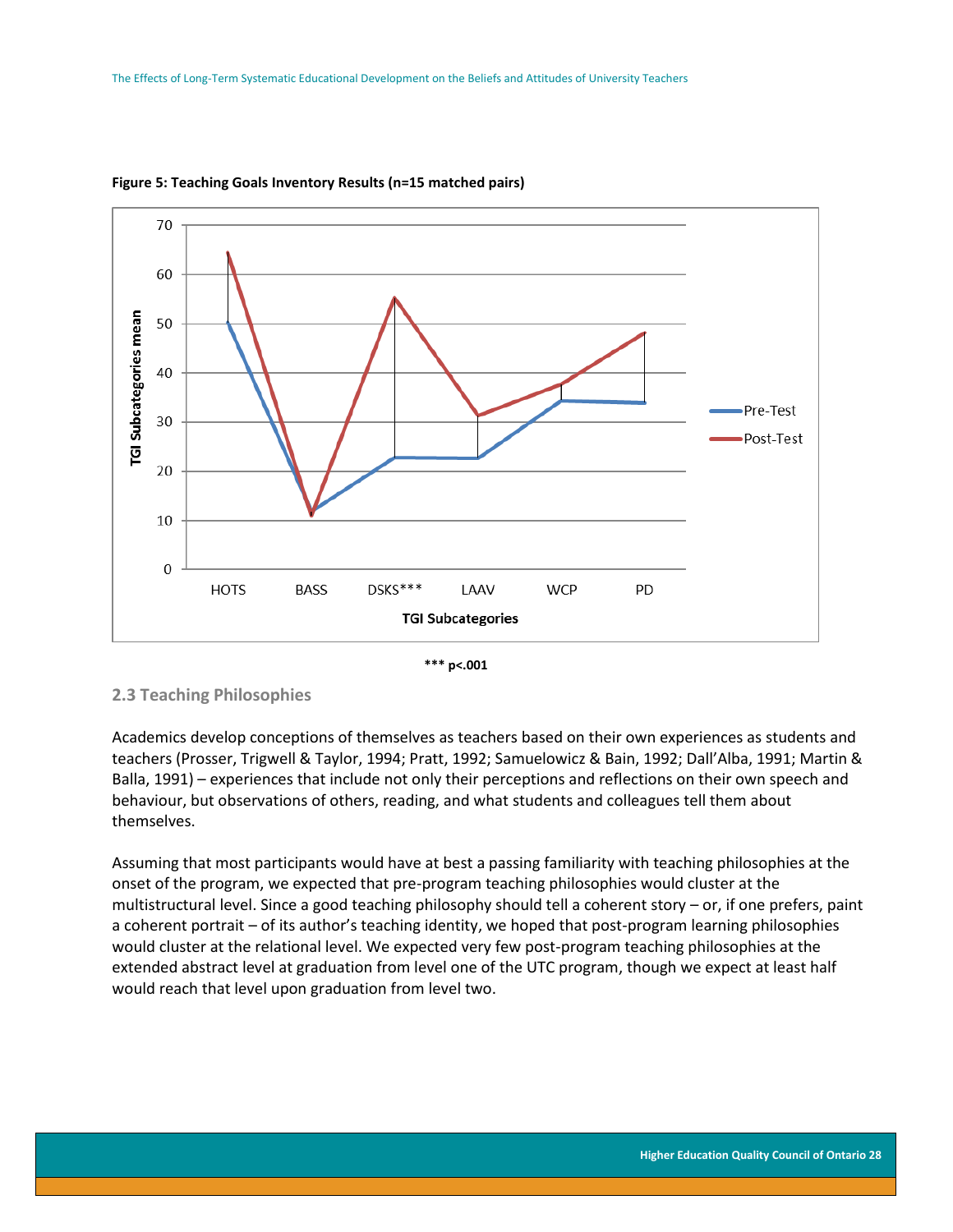**Figure 5: Teaching Goals Inventory Results (n=15 matched pairs)**

*** p<.001

### 2.3 Teaching Philosophies

Academics develop conceptions of themselves as teachers based on their own experiences as students and teachers (Prosser, Trigwell & Taylor, 1994; Pratt, 1992; Samuelowicz & Bain, 1992; Dall'Alba, 1991; Martin & Balla, 1991) – experiences that include not only their perceptions and reflections on their own speech and behaviour, but observations of others, reading, and what students and colleagues tell them about themselves.

Assuming that most participants would have at best a passing familiarity with teaching philosophies at the onset of the program, we expected that pre-program teaching philosophies would cluster at the multistructural level. Since a good teaching philosophy should tell a coherent story – or, if one prefers, paint a coherent portrait – of its author's teaching identity, we hoped that post-program learning philosophies would cluster at the relational level. We expected very few post-program teaching philosophies at the extended abstract level at graduation from level one of the UTC program, though we expect at least half would reach that level upon graduation from level two.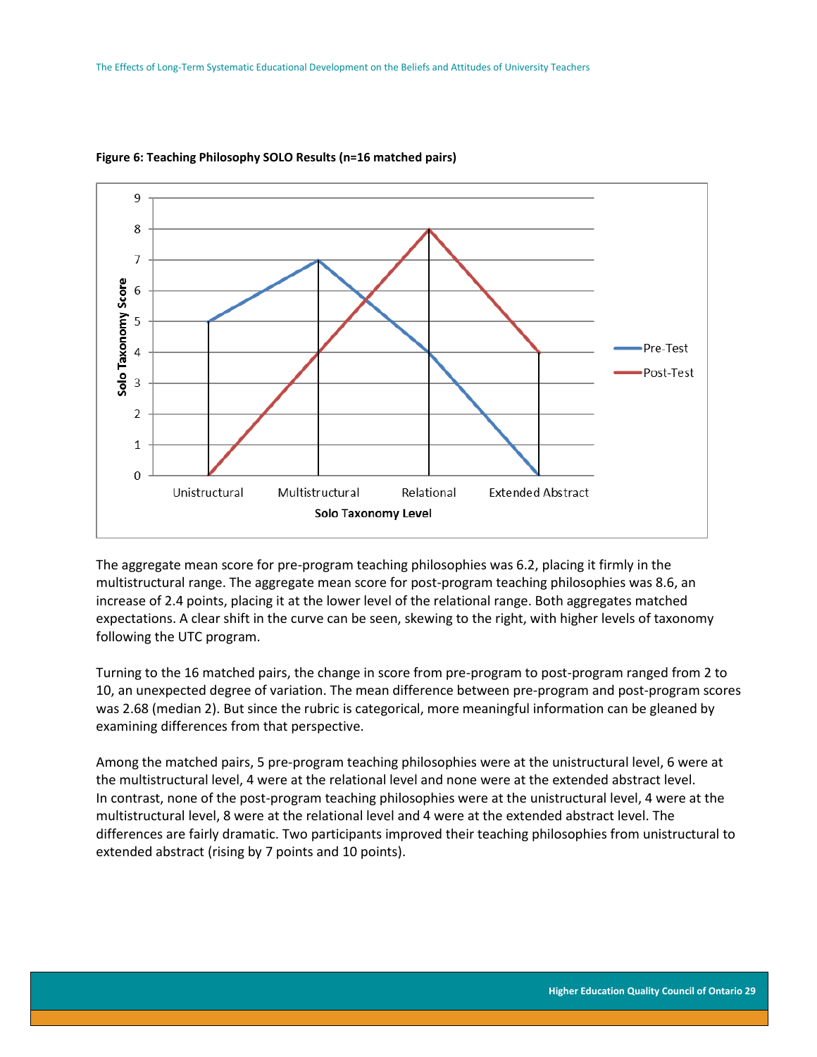**Figure 6: Teaching Philosophy SOLO Results (n=16 matched pairs)**

The aggregate mean score for pre-program teaching philosophies was 6.2, placing it firmly in the multistructural range. The aggregate mean score for post-program teaching philosophies was 8.6, an increase of 2.4 points, placing it at the lower level of the relational range. Both aggregates matched expectations. A clear shift in the curve can be seen, skewing to the right, with higher levels of taxonomy following the UTC program.

Turning to the 16 matched pairs, the change in score from pre-program to post-program ranged from 2 to 10, an unexpected degree of variation. The mean difference between pre-program and post-program scores was 2.68 (median 2). But since the rubric is categorical, more meaningful information can be gleaned by examining differences from that perspective.

Among the matched pairs, 5 pre-program teaching philosophies were at the unistructural level, 6 were at the multistructural level, 4 were at the relational level and none were at the extended abstract level. In contrast, none of the post-program teaching philosophies were at the unistructural level, 4 were at the multistructural level, 8 were at the relational level and 4 were at the extended abstract level. The differences are fairly dramatic. Two participants improved their teaching philosophies from unistructural to extended abstract (rising by 7 points and 10 points).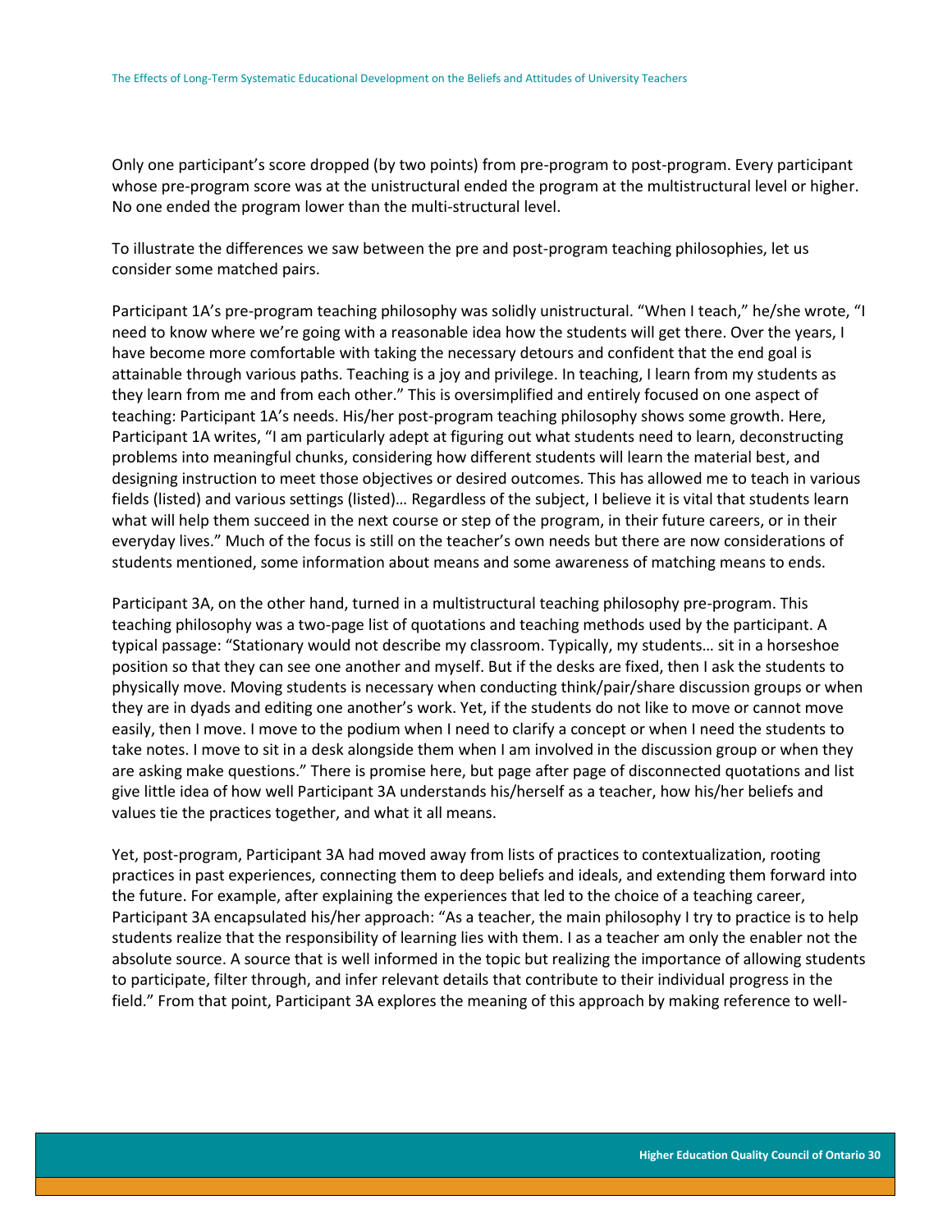Only one participant's score dropped (by two points) from pre-program to post-program. Every participant whose pre-program score was at the unistructural ended the program at the multistructural level or higher. No one ended the program lower than the multi-structural level.

To illustrate the differences we saw between the pre and post-program teaching philosophies, let us consider some matched pairs.

Participant 1A's pre-program teaching philosophy was solidly unistructural. "When I teach," he/she wrote, "I need to know where we're going with a reasonable idea how the students will get there. Over the years, I have become more comfortable with taking the necessary detours and confident that the end goal is attainable through various paths. Teaching is a joy and privilege. In teaching, I learn from my students as they learn from me and from each other." This is oversimplified and entirely focused on one aspect of teaching: Participant 1A's needs. His/her post-program teaching philosophy shows some growth. Here, Participant 1A writes, "I am particularly adept at figuring out what students need to learn, deconstructing problems into meaningful chunks, considering how different students will learn the material best, and designing instruction to meet those objectives or desired outcomes. This has allowed me to teach in various fields (listed) and various settings (listed)… Regardless of the subject, I believe it is vital that students learn what will help them succeed in the next course or step of the program, in their future careers, or in their everyday lives." Much of the focus is still on the teacher's own needs but there are now considerations of students mentioned, some information about means and some awareness of matching means to ends.

Participant 3A, on the other hand, turned in a multistructural teaching philosophy pre-program. This teaching philosophy was a two-page list of quotations and teaching methods used by the participant. A typical passage: "Stationary would not describe my classroom. Typically, my students… sit in a horseshoe position so that they can see one another and myself. But if the desks are fixed, then I ask the students to physically move. Moving students is necessary when conducting think/pair/share discussion groups or when they are in dyads and editing one another's work. Yet, if the students do not like to move or cannot move easily, then I move. I move to the podium when I need to clarify a concept or when I need the students to take notes. I move to sit in a desk alongside them when I am involved in the discussion group or when they are asking make questions." There is promise here, but page after page of disconnected quotations and list give little idea of how well Participant 3A understands his/herself as a teacher, how his/her beliefs and values tie the practices together, and what it all means.

Yet, post-program, Participant 3A had moved away from lists of practices to contextualization, rooting practices in past experiences, connecting them to deep beliefs and ideals, and extending them forward into the future. For example, after explaining the experiences that led to the choice of a teaching career, Participant 3A encapsulated his/her approach: "As a teacher, the main philosophy I try to practice is to help students realize that the responsibility of learning lies with them. I as a teacher am only the enabler not the absolute source. A source that is well informed in the topic but realizing the importance of allowing students to participate, filter through, and infer relevant details that contribute to their individual progress in the field." From that point, Participant 3A explores the meaning of this approach by making reference to well-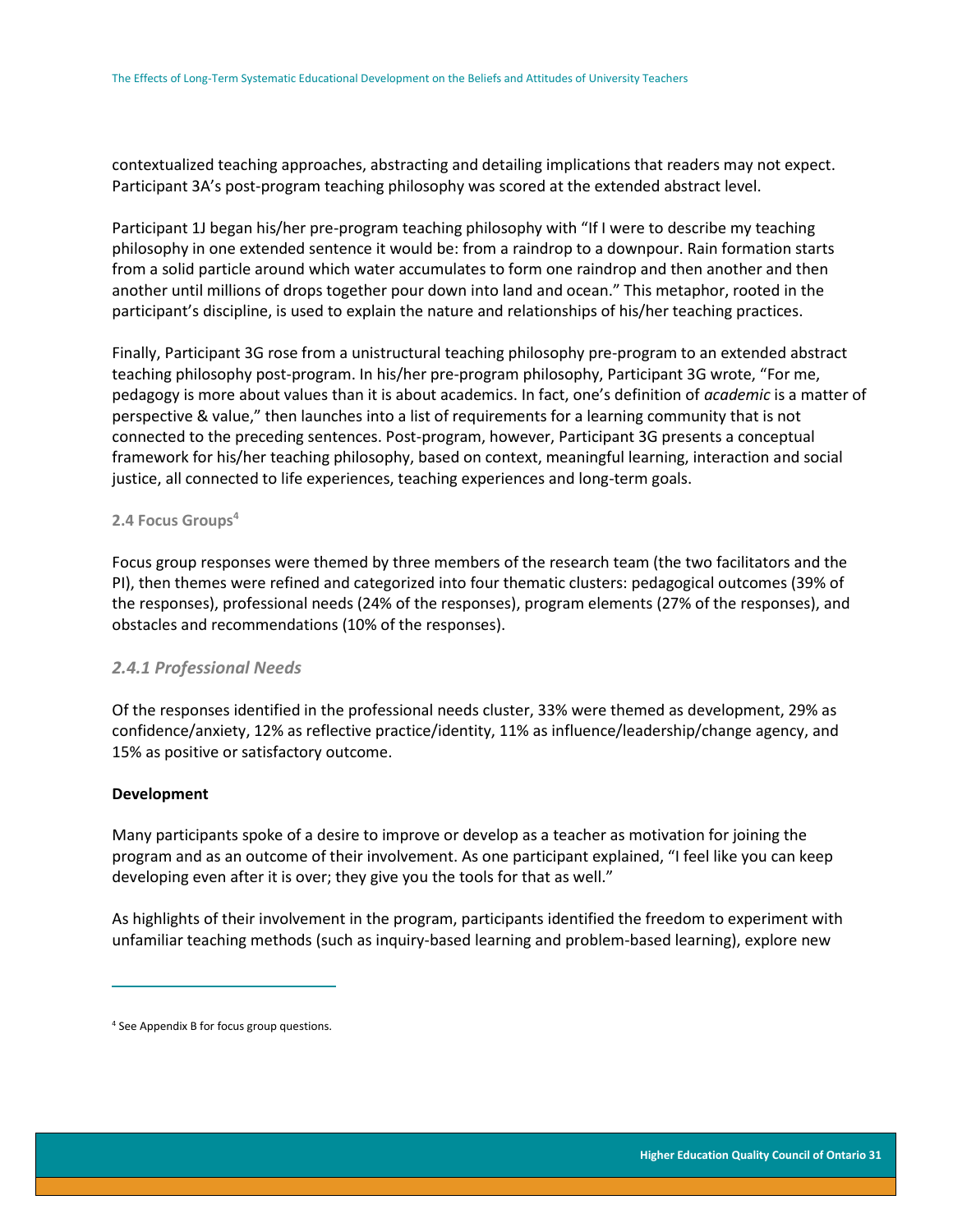contextualized teaching approaches, abstracting and detailing implications that readers may not expect. Participant 3A's post-program teaching philosophy was scored at the extended abstract level.

Participant 1J began his/her pre-program teaching philosophy with "If I were to describe my teaching philosophy in one extended sentence it would be: from a raindrop to a downpour. Rain formation starts from a solid particle around which water accumulates to form one raindrop and then another and then another until millions of drops together pour down into land and ocean." This metaphor, rooted in the participant's discipline, is used to explain the nature and relationships of his/her teaching practices.

Finally, Participant 3G rose from a unistructural teaching philosophy pre-program to an extended abstract teaching philosophy post-program. In his/her pre-program philosophy, Participant 3G wrote, "For me, pedagogy is more about values than it is about academics. In fact, one's definition of *academic* is a matter of perspective & value," then launches into a list of requirements for a learning community that is not connected to the preceding sentences. Post-program, however, Participant 3G presents a conceptual framework for his/her teaching philosophy, based on context, meaningful learning, interaction and social justice, all connected to life experiences, teaching experiences and long-term goals.

### 2.4 Focus Groups[4]

Focus group responses were themed by three members of the research team (the two facilitators and the PI), then themes were refined and categorized into four thematic clusters: pedagogical outcomes (39% of the responses), professional needs (24% of the responses), program elements (27% of the responses), and obstacles and recommendations (10% of the responses).

#### *2.4.1 Professional Needs*

Of the responses identified in the professional needs cluster, 33% were themed as development, 29% as confidence/anxiety, 12% as reflective practice/identity, 11% as influence/leadership/change agency, and 15% as positive or satisfactory outcome.

**Development**

Many participants spoke of a desire to improve or develop as a teacher as motivation for joining the program and as an outcome of their involvement. As one participant explained, "I feel like you can keep developing even after it is over; they give you the tools for that as well."

As highlights of their involvement in the program, participants identified the freedom to experiment with unfamiliar teaching methods (such as inquiry-based learning and problem-based learning), explore new

[4] See Appendix B for focus group questions.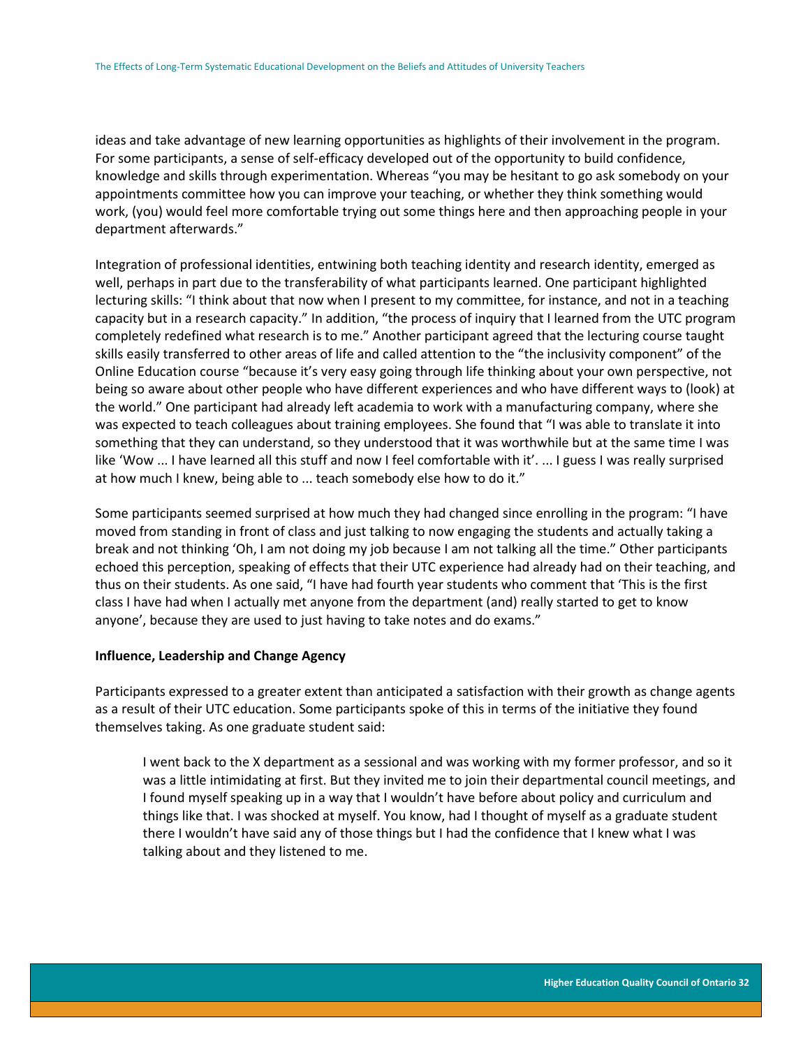ideas and take advantage of new learning opportunities as highlights of their involvement in the program. For some participants, a sense of self-efficacy developed out of the opportunity to build confidence, knowledge and skills through experimentation. Whereas "you may be hesitant to go ask somebody on your appointments committee how you can improve your teaching, or whether they think something would work, (you) would feel more comfortable trying out some things here and then approaching people in your department afterwards."

Integration of professional identities, entwining both teaching identity and research identity, emerged as well, perhaps in part due to the transferability of what participants learned. One participant highlighted lecturing skills: "I think about that now when I present to my committee, for instance, and not in a teaching capacity but in a research capacity." In addition, "the process of inquiry that I learned from the UTC program completely redefined what research is to me." Another participant agreed that the lecturing course taught skills easily transferred to other areas of life and called attention to the "the inclusivity component" of the Online Education course "because it's very easy going through life thinking about your own perspective, not being so aware about other people who have different experiences and who have different ways to (look) at the world." One participant had already left academia to work with a manufacturing company, where she was expected to teach colleagues about training employees. She found that "I was able to translate it into something that they can understand, so they understood that it was worthwhile but at the same time I was like 'Wow ... I have learned all this stuff and now I feel comfortable with it'. ... I guess I was really surprised at how much I knew, being able to ... teach somebody else how to do it."

Some participants seemed surprised at how much they had changed since enrolling in the program: "I have moved from standing in front of class and just talking to now engaging the students and actually taking a break and not thinking 'Oh, I am not doing my job because I am not talking all the time." Other participants echoed this perception, speaking of effects that their UTC experience had already had on their teaching, and thus on their students. As one said, "I have had fourth year students who comment that 'This is the first class I have had when I actually met anyone from the department (and) really started to get to know anyone', because they are used to just having to take notes and do exams."

**Influence, Leadership and Change Agency**

Participants expressed to a greater extent than anticipated a satisfaction with their growth as change agents as a result of their UTC education. Some participants spoke of this in terms of the initiative they found themselves taking. As one graduate student said:

> I went back to the X department as a sessional and was working with my former professor, and so it was a little intimidating at first. But they invited me to join their departmental council meetings, and I found myself speaking up in a way that I wouldn't have before about policy and curriculum and things like that. I was shocked at myself. You know, had I thought of myself as a graduate student there I wouldn't have said any of those things but I had the confidence that I knew what I was talking about and they listened to me.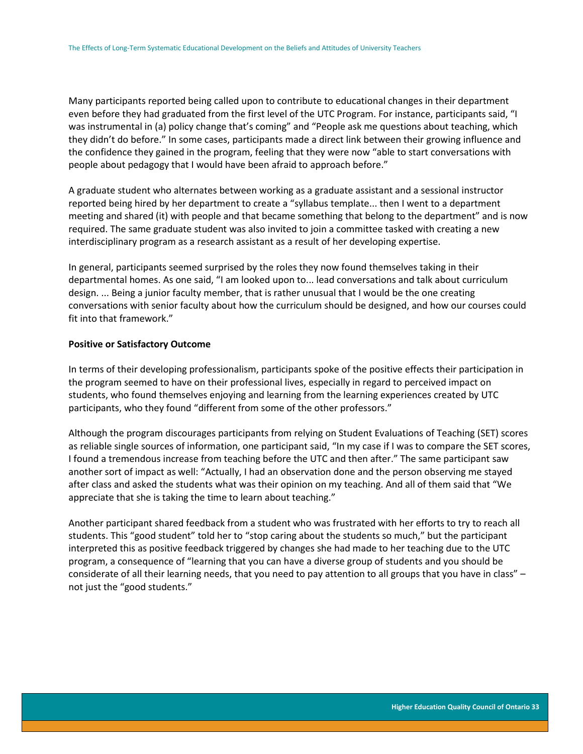Many participants reported being called upon to contribute to educational changes in their department even before they had graduated from the first level of the UTC Program. For instance, participants said, "I was instrumental in (a) policy change that's coming" and "People ask me questions about teaching, which they didn't do before." In some cases, participants made a direct link between their growing influence and the confidence they gained in the program, feeling that they were now "able to start conversations with people about pedagogy that I would have been afraid to approach before."

A graduate student who alternates between working as a graduate assistant and a sessional instructor reported being hired by her department to create a "syllabus template... then I went to a department meeting and shared (it) with people and that became something that belong to the department" and is now required. The same graduate student was also invited to join a committee tasked with creating a new interdisciplinary program as a research assistant as a result of her developing expertise.

In general, participants seemed surprised by the roles they now found themselves taking in their departmental homes. As one said, "I am looked upon to... lead conversations and talk about curriculum design. ... Being a junior faculty member, that is rather unusual that I would be the one creating conversations with senior faculty about how the curriculum should be designed, and how our courses could fit into that framework."

**Positive or Satisfactory Outcome**

In terms of their developing professionalism, participants spoke of the positive effects their participation in the program seemed to have on their professional lives, especially in regard to perceived impact on students, who found themselves enjoying and learning from the learning experiences created by UTC participants, who they found "different from some of the other professors."

Although the program discourages participants from relying on Student Evaluations of Teaching (SET) scores as reliable single sources of information, one participant said, "In my case if I was to compare the SET scores, I found a tremendous increase from teaching before the UTC and then after." The same participant saw another sort of impact as well: "Actually, I had an observation done and the person observing me stayed after class and asked the students what was their opinion on my teaching. And all of them said that "We appreciate that she is taking the time to learn about teaching."

Another participant shared feedback from a student who was frustrated with her efforts to try to reach all students. This "good student" told her to "stop caring about the students so much," but the participant interpreted this as positive feedback triggered by changes she had made to her teaching due to the UTC program, a consequence of "learning that you can have a diverse group of students and you should be considerate of all their learning needs, that you need to pay attention to all groups that you have in class" – not just the "good students."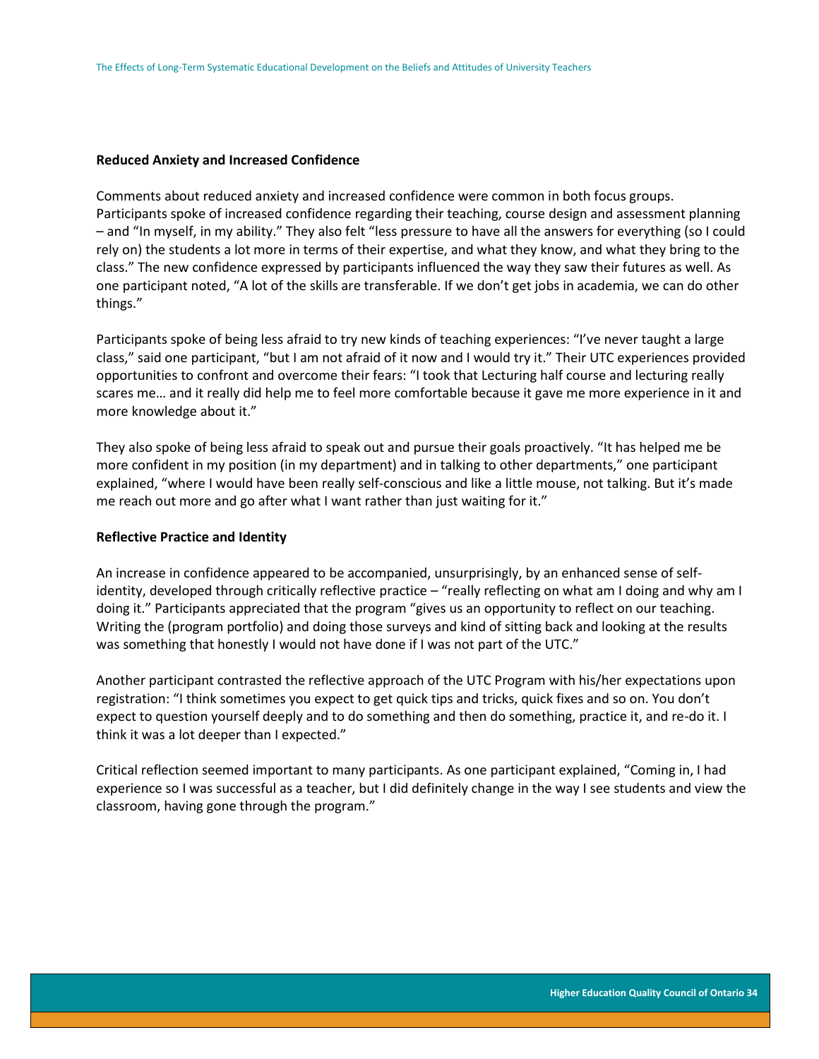**Reduced Anxiety and Increased Confidence**

Comments about reduced anxiety and increased confidence were common in both focus groups. Participants spoke of increased confidence regarding their teaching, course design and assessment planning – and "In myself, in my ability." They also felt "less pressure to have all the answers for everything (so I could rely on) the students a lot more in terms of their expertise, and what they know, and what they bring to the class." The new confidence expressed by participants influenced the way they saw their futures as well. As one participant noted, "A lot of the skills are transferable. If we don't get jobs in academia, we can do other things."

Participants spoke of being less afraid to try new kinds of teaching experiences: "I've never taught a large class," said one participant, "but I am not afraid of it now and I would try it." Their UTC experiences provided opportunities to confront and overcome their fears: "I took that Lecturing half course and lecturing really scares me… and it really did help me to feel more comfortable because it gave me more experience in it and more knowledge about it."

They also spoke of being less afraid to speak out and pursue their goals proactively. "It has helped me be more confident in my position (in my department) and in talking to other departments," one participant explained, "where I would have been really self-conscious and like a little mouse, not talking. But it's made me reach out more and go after what I want rather than just waiting for it."

**Reflective Practice and Identity**

An increase in confidence appeared to be accompanied, unsurprisingly, by an enhanced sense of self-identity, developed through critically reflective practice – "really reflecting on what am I doing and why am I doing it." Participants appreciated that the program "gives us an opportunity to reflect on our teaching. Writing the (program portfolio) and doing those surveys and kind of sitting back and looking at the results was something that honestly I would not have done if I was not part of the UTC."

Another participant contrasted the reflective approach of the UTC Program with his/her expectations upon registration: "I think sometimes you expect to get quick tips and tricks, quick fixes and so on. You don't expect to question yourself deeply and to do something and then do something, practice it, and re-do it. I think it was a lot deeper than I expected."

Critical reflection seemed important to many participants. As one participant explained, "Coming in, I had experience so I was successful as a teacher, but I did definitely change in the way I see students and view the classroom, having gone through the program."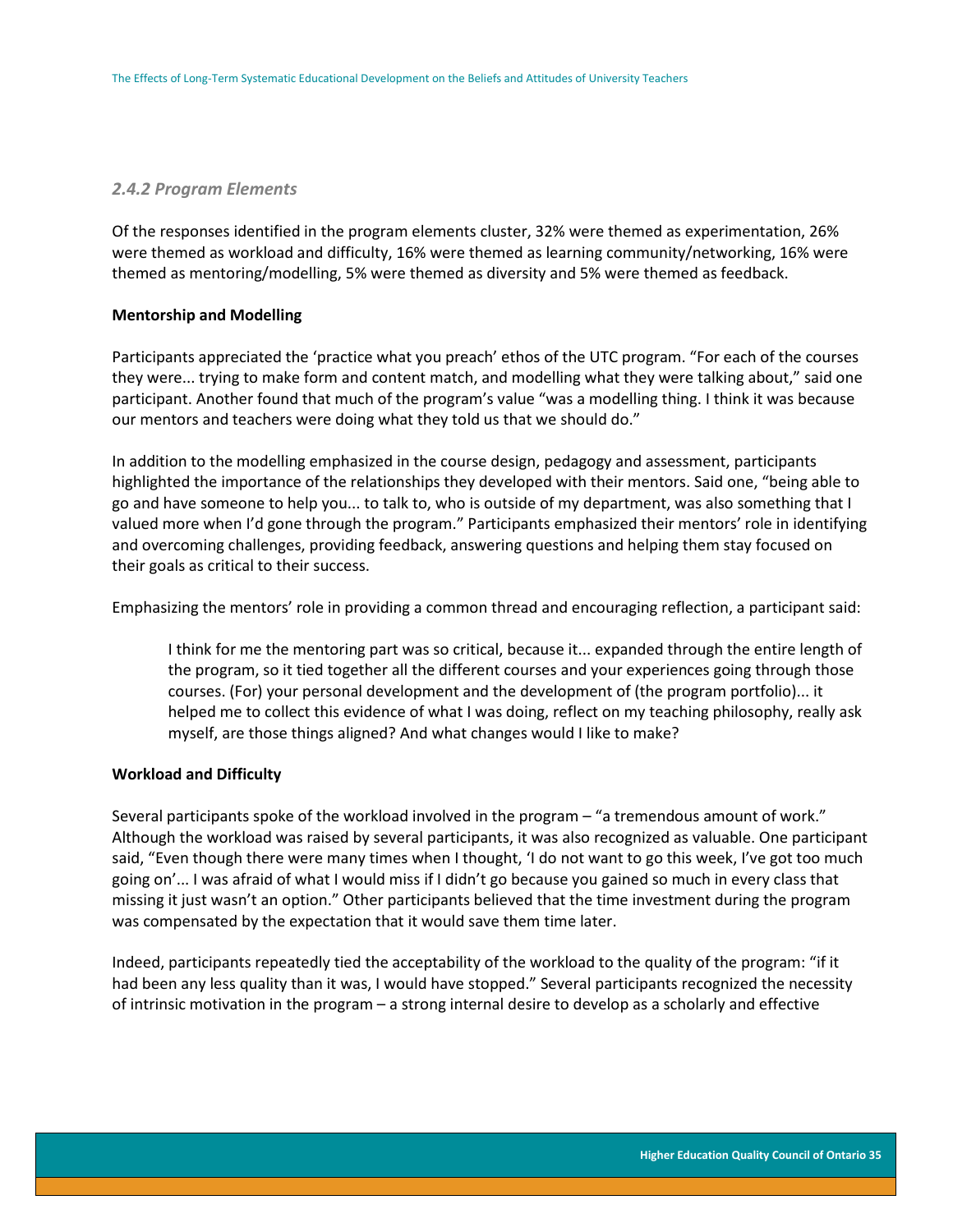### *2.4.2 Program Elements*

Of the responses identified in the program elements cluster, 32% were themed as experimentation, 26% were themed as workload and difficulty, 16% were themed as learning community/networking, 16% were themed as mentoring/modelling, 5% were themed as diversity and 5% were themed as feedback.

**Mentorship and Modelling**

Participants appreciated the 'practice what you preach' ethos of the UTC program. "For each of the courses they were... trying to make form and content match, and modelling what they were talking about," said one participant. Another found that much of the program's value "was a modelling thing. I think it was because our mentors and teachers were doing what they told us that we should do."

In addition to the modelling emphasized in the course design, pedagogy and assessment, participants highlighted the importance of the relationships they developed with their mentors. Said one, "being able to go and have someone to help you... to talk to, who is outside of my department, was also something that I valued more when I'd gone through the program." Participants emphasized their mentors' role in identifying and overcoming challenges, providing feedback, answering questions and helping them stay focused on their goals as critical to their success.

Emphasizing the mentors' role in providing a common thread and encouraging reflection, a participant said:

> I think for me the mentoring part was so critical, because it... expanded through the entire length of the program, so it tied together all the different courses and your experiences going through those courses. (For) your personal development and the development of (the program portfolio)... it helped me to collect this evidence of what I was doing, reflect on my teaching philosophy, really ask myself, are those things aligned? And what changes would I like to make?

**Workload and Difficulty**

Several participants spoke of the workload involved in the program – "a tremendous amount of work." Although the workload was raised by several participants, it was also recognized as valuable. One participant said, "Even though there were many times when I thought, 'I do not want to go this week, I've got too much going on'... I was afraid of what I would miss if I didn't go because you gained so much in every class that missing it just wasn't an option." Other participants believed that the time investment during the program was compensated by the expectation that it would save them time later.

Indeed, participants repeatedly tied the acceptability of the workload to the quality of the program: "if it had been any less quality than it was, I would have stopped." Several participants recognized the necessity of intrinsic motivation in the program – a strong internal desire to develop as a scholarly and effective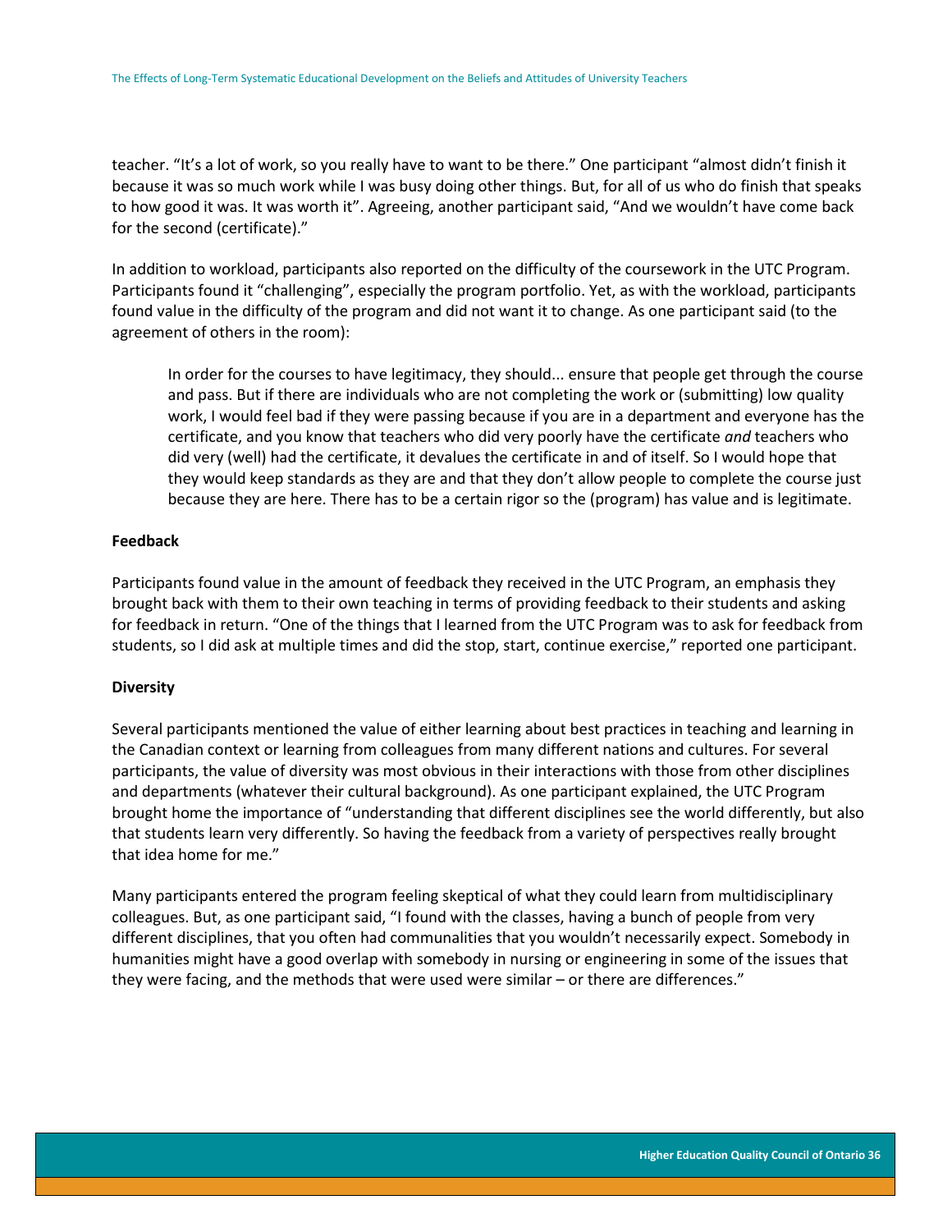teacher. "It's a lot of work, so you really have to want to be there." One participant "almost didn't finish it because it was so much work while I was busy doing other things. But, for all of us who do finish that speaks to how good it was. It was worth it". Agreeing, another participant said, "And we wouldn't have come back for the second (certificate)."

In addition to workload, participants also reported on the difficulty of the coursework in the UTC Program. Participants found it "challenging", especially the program portfolio. Yet, as with the workload, participants found value in the difficulty of the program and did not want it to change. As one participant said (to the agreement of others in the room):

> In order for the courses to have legitimacy, they should... ensure that people get through the course and pass. But if there are individuals who are not completing the work or (submitting) low quality work, I would feel bad if they were passing because if you are in a department and everyone has the certificate, and you know that teachers who did very poorly have the certificate *and* teachers who did very (well) had the certificate, it devalues the certificate in and of itself. So I would hope that they would keep standards as they are and that they don't allow people to complete the course just because they are here. There has to be a certain rigor so the (program) has value and is legitimate.

**Feedback**

Participants found value in the amount of feedback they received in the UTC Program, an emphasis they brought back with them to their own teaching in terms of providing feedback to their students and asking for feedback in return. "One of the things that I learned from the UTC Program was to ask for feedback from students, so I did ask at multiple times and did the stop, start, continue exercise," reported one participant.

**Diversity**

Several participants mentioned the value of either learning about best practices in teaching and learning in the Canadian context or learning from colleagues from many different nations and cultures. For several participants, the value of diversity was most obvious in their interactions with those from other disciplines and departments (whatever their cultural background). As one participant explained, the UTC Program brought home the importance of "understanding that different disciplines see the world differently, but also that students learn very differently. So having the feedback from a variety of perspectives really brought that idea home for me."

Many participants entered the program feeling skeptical of what they could learn from multidisciplinary colleagues. But, as one participant said, "I found with the classes, having a bunch of people from very different disciplines, that you often had communalities that you wouldn't necessarily expect. Somebody in humanities might have a good overlap with somebody in nursing or engineering in some of the issues that they were facing, and the methods that were used were similar – or there are differences."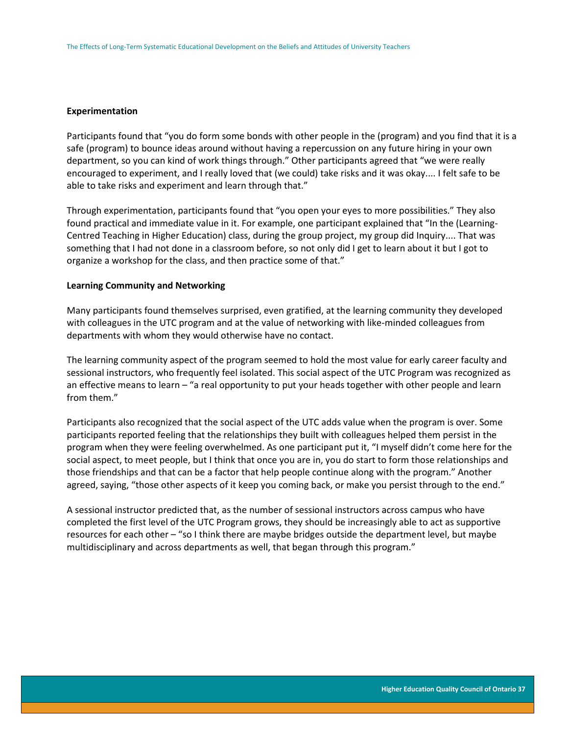**Experimentation**

Participants found that “you do form some bonds with other people in the (program) and you find that it is a safe (program) to bounce ideas around without having a repercussion on any future hiring in your own department, so you can kind of work things through.” Other participants agreed that “we were really encouraged to experiment, and I really loved that (we could) take risks and it was okay.... I felt safe to be able to take risks and experiment and learn through that.”

Through experimentation, participants found that “you open your eyes to more possibilities.” They also found practical and immediate value in it. For example, one participant explained that “In the (Learning-Centred Teaching in Higher Education) class, during the group project, my group did Inquiry.... That was something that I had not done in a classroom before, so not only did I get to learn about it but I got to organize a workshop for the class, and then practice some of that.”

**Learning Community and Networking**

Many participants found themselves surprised, even gratified, at the learning community they developed with colleagues in the UTC program and at the value of networking with like-minded colleagues from departments with whom they would otherwise have no contact.

The learning community aspect of the program seemed to hold the most value for early career faculty and sessional instructors, who frequently feel isolated. This social aspect of the UTC Program was recognized as an effective means to learn – “a real opportunity to put your heads together with other people and learn from them.”

Participants also recognized that the social aspect of the UTC adds value when the program is over. Some participants reported feeling that the relationships they built with colleagues helped them persist in the program when they were feeling overwhelmed. As one participant put it, “I myself didn’t come here for the social aspect, to meet people, but I think that once you are in, you do start to form those relationships and those friendships and that can be a factor that help people continue along with the program.” Another agreed, saying, “those other aspects of it keep you coming back, or make you persist through to the end.”

A sessional instructor predicted that, as the number of sessional instructors across campus who have completed the first level of the UTC Program grows, they should be increasingly able to act as supportive resources for each other – “so I think there are maybe bridges outside the department level, but maybe multidisciplinary and across departments as well, that began through this program.”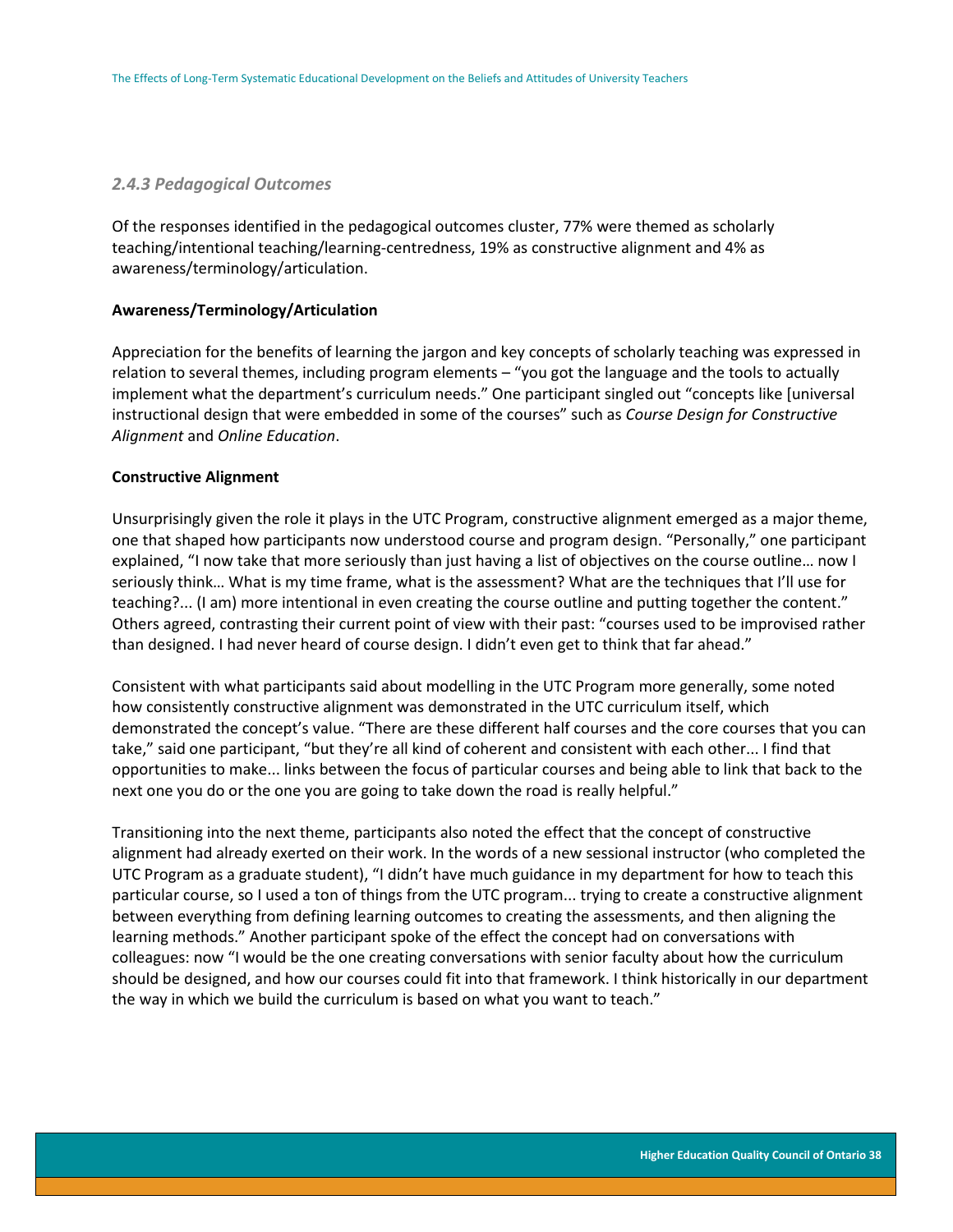### *2.4.3 Pedagogical Outcomes*

Of the responses identified in the pedagogical outcomes cluster, 77% were themed as scholarly teaching/intentional teaching/learning-centredness, 19% as constructive alignment and 4% as awareness/terminology/articulation.

**Awareness/Terminology/Articulation**

Appreciation for the benefits of learning the jargon and key concepts of scholarly teaching was expressed in relation to several themes, including program elements – "you got the language and the tools to actually implement what the department's curriculum needs." One participant singled out "concepts like [universal instructional design that were embedded in some of the courses" such as *Course Design for Constructive Alignment* and *Online Education*.

**Constructive Alignment**

Unsurprisingly given the role it plays in the UTC Program, constructive alignment emerged as a major theme, one that shaped how participants now understood course and program design. "Personally," one participant explained, "I now take that more seriously than just having a list of objectives on the course outline… now I seriously think… What is my time frame, what is the assessment? What are the techniques that I'll use for teaching?... (I am) more intentional in even creating the course outline and putting together the content." Others agreed, contrasting their current point of view with their past: "courses used to be improvised rather than designed. I had never heard of course design. I didn't even get to think that far ahead."

Consistent with what participants said about modelling in the UTC Program more generally, some noted how consistently constructive alignment was demonstrated in the UTC curriculum itself, which demonstrated the concept's value. "There are these different half courses and the core courses that you can take," said one participant, "but they're all kind of coherent and consistent with each other... I find that opportunities to make... links between the focus of particular courses and being able to link that back to the next one you do or the one you are going to take down the road is really helpful."

Transitioning into the next theme, participants also noted the effect that the concept of constructive alignment had already exerted on their work. In the words of a new sessional instructor (who completed the UTC Program as a graduate student), "I didn't have much guidance in my department for how to teach this particular course, so I used a ton of things from the UTC program... trying to create a constructive alignment between everything from defining learning outcomes to creating the assessments, and then aligning the learning methods." Another participant spoke of the effect the concept had on conversations with colleagues: now "I would be the one creating conversations with senior faculty about how the curriculum should be designed, and how our courses could fit into that framework. I think historically in our department the way in which we build the curriculum is based on what you want to teach."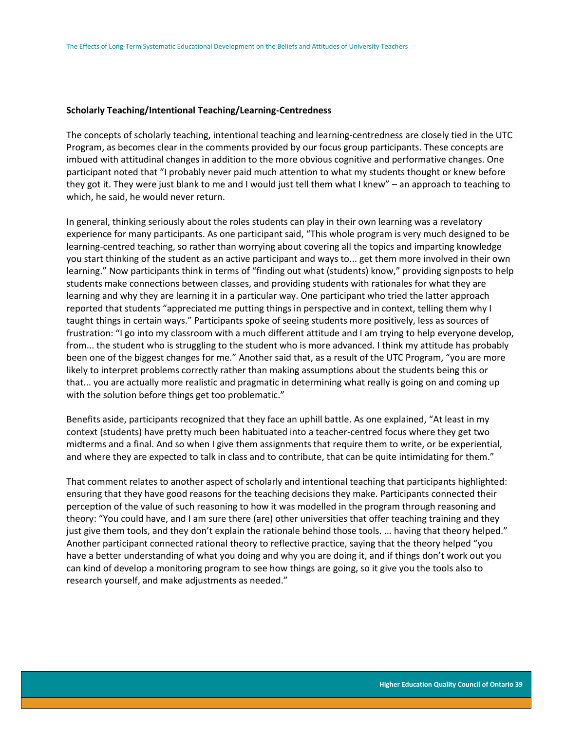**Scholarly Teaching/Intentional Teaching/Learning-Centredness**

The concepts of scholarly teaching, intentional teaching and learning-centredness are closely tied in the UTC Program, as becomes clear in the comments provided by our focus group participants. These concepts are imbued with attitudinal changes in addition to the more obvious cognitive and performative changes. One participant noted that "I probably never paid much attention to what my students thought or knew before they got it. They were just blank to me and I would just tell them what I knew" – an approach to teaching to which, he said, he would never return.

In general, thinking seriously about the roles students can play in their own learning was a revelatory experience for many participants. As one participant said, "This whole program is very much designed to be learning-centred teaching, so rather than worrying about covering all the topics and imparting knowledge you start thinking of the student as an active participant and ways to... get them more involved in their own learning." Now participants think in terms of "finding out what (students) know," providing signposts to help students make connections between classes, and providing students with rationales for what they are learning and why they are learning it in a particular way. One participant who tried the latter approach reported that students "appreciated me putting things in perspective and in context, telling them why I taught things in certain ways." Participants spoke of seeing students more positively, less as sources of frustration: "I go into my classroom with a much different attitude and I am trying to help everyone develop, from... the student who is struggling to the student who is more advanced. I think my attitude has probably been one of the biggest changes for me." Another said that, as a result of the UTC Program, "you are more likely to interpret problems correctly rather than making assumptions about the students being this or that... you are actually more realistic and pragmatic in determining what really is going on and coming up with the solution before things get too problematic."

Benefits aside, participants recognized that they face an uphill battle. As one explained, "At least in my context (students) have pretty much been habituated into a teacher-centred focus where they get two midterms and a final. And so when I give them assignments that require them to write, or be experiential, and where they are expected to talk in class and to contribute, that can be quite intimidating for them."

That comment relates to another aspect of scholarly and intentional teaching that participants highlighted: ensuring that they have good reasons for the teaching decisions they make. Participants connected their perception of the value of such reasoning to how it was modelled in the program through reasoning and theory: "You could have, and I am sure there (are) other universities that offer teaching training and they just give them tools, and they don't explain the rationale behind those tools. ... having that theory helped." Another participant connected rational theory to reflective practice, saying that the theory helped "you have a better understanding of what you doing and why you are doing it, and if things don't work out you can kind of develop a monitoring program to see how things are going, so it give you the tools also to research yourself, and make adjustments as needed."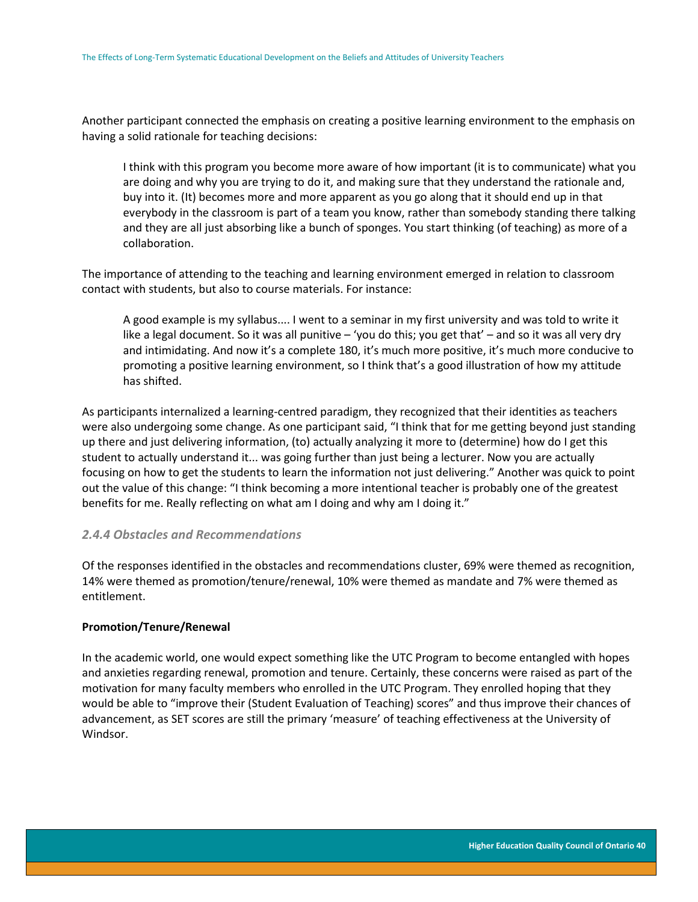Another participant connected the emphasis on creating a positive learning environment to the emphasis on having a solid rationale for teaching decisions:

> I think with this program you become more aware of how important (it is to communicate) what you are doing and why you are trying to do it, and making sure that they understand the rationale and, buy into it. (It) becomes more and more apparent as you go along that it should end up in that everybody in the classroom is part of a team you know, rather than somebody standing there talking and they are all just absorbing like a bunch of sponges. You start thinking (of teaching) as more of a collaboration.

The importance of attending to the teaching and learning environment emerged in relation to classroom contact with students, but also to course materials. For instance:

> A good example is my syllabus.... I went to a seminar in my first university and was told to write it like a legal document. So it was all punitive – 'you do this; you get that' – and so it was all very dry and intimidating. And now it's a complete 180, it's much more positive, it's much more conducive to promoting a positive learning environment, so I think that's a good illustration of how my attitude has shifted.

As participants internalized a learning-centred paradigm, they recognized that their identities as teachers were also undergoing some change. As one participant said, "I think that for me getting beyond just standing up there and just delivering information, (to) actually analyzing it more to (determine) how do I get this student to actually understand it... was going further than just being a lecturer. Now you are actually focusing on how to get the students to learn the information not just delivering." Another was quick to point out the value of this change: "I think becoming a more intentional teacher is probably one of the greatest benefits for me. Really reflecting on what am I doing and why am I doing it."

### *2.4.4 Obstacles and Recommendations*

Of the responses identified in the obstacles and recommendations cluster, 69% were themed as recognition, 14% were themed as promotion/tenure/renewal, 10% were themed as mandate and 7% were themed as entitlement.

**Promotion/Tenure/Renewal**

In the academic world, one would expect something like the UTC Program to become entangled with hopes and anxieties regarding renewal, promotion and tenure. Certainly, these concerns were raised as part of the motivation for many faculty members who enrolled in the UTC Program. They enrolled hoping that they would be able to "improve their (Student Evaluation of Teaching) scores" and thus improve their chances of advancement, as SET scores are still the primary 'measure' of teaching effectiveness at the University of Windsor.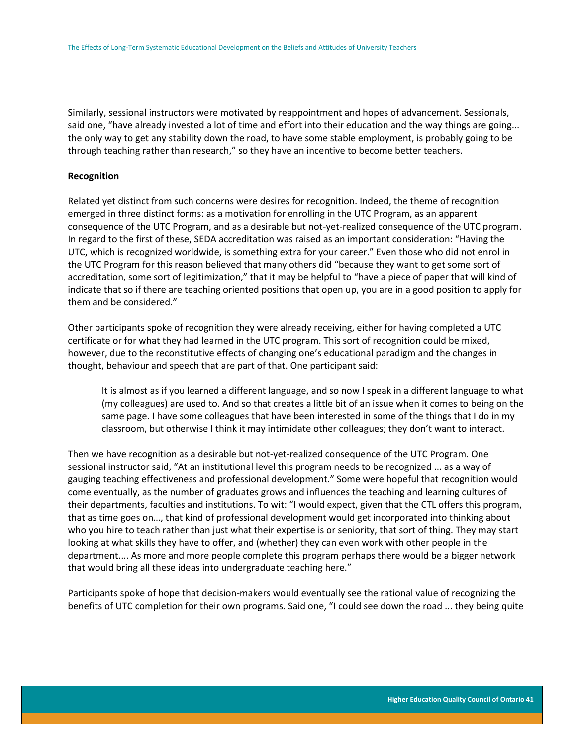Similarly, sessional instructors were motivated by reappointment and hopes of advancement. Sessionals, said one, "have already invested a lot of time and effort into their education and the way things are going... the only way to get any stability down the road, to have some stable employment, is probably going to be through teaching rather than research," so they have an incentive to become better teachers.

**Recognition**

Related yet distinct from such concerns were desires for recognition. Indeed, the theme of recognition emerged in three distinct forms: as a motivation for enrolling in the UTC Program, as an apparent consequence of the UTC Program, and as a desirable but not-yet-realized consequence of the UTC program. In regard to the first of these, SEDA accreditation was raised as an important consideration: "Having the UTC, which is recognized worldwide, is something extra for your career." Even those who did not enrol in the UTC Program for this reason believed that many others did "because they want to get some sort of accreditation, some sort of legitimization," that it may be helpful to "have a piece of paper that will kind of indicate that so if there are teaching oriented positions that open up, you are in a good position to apply for them and be considered."

Other participants spoke of recognition they were already receiving, either for having completed a UTC certificate or for what they had learned in the UTC program. This sort of recognition could be mixed, however, due to the reconstitutive effects of changing one's educational paradigm and the changes in thought, behaviour and speech that are part of that. One participant said:

> It is almost as if you learned a different language, and so now I speak in a different language to what (my colleagues) are used to. And so that creates a little bit of an issue when it comes to being on the same page. I have some colleagues that have been interested in some of the things that I do in my classroom, but otherwise I think it may intimidate other colleagues; they don't want to interact.

Then we have recognition as a desirable but not-yet-realized consequence of the UTC Program. One sessional instructor said, "At an institutional level this program needs to be recognized ... as a way of gauging teaching effectiveness and professional development." Some were hopeful that recognition would come eventually, as the number of graduates grows and influences the teaching and learning cultures of their departments, faculties and institutions. To wit: "I would expect, given that the CTL offers this program, that as time goes on…, that kind of professional development would get incorporated into thinking about who you hire to teach rather than just what their expertise is or seniority, that sort of thing. They may start looking at what skills they have to offer, and (whether) they can even work with other people in the department.... As more and more people complete this program perhaps there would be a bigger network that would bring all these ideas into undergraduate teaching here."

Participants spoke of hope that decision-makers would eventually see the rational value of recognizing the benefits of UTC completion for their own programs. Said one, "I could see down the road ... they being quite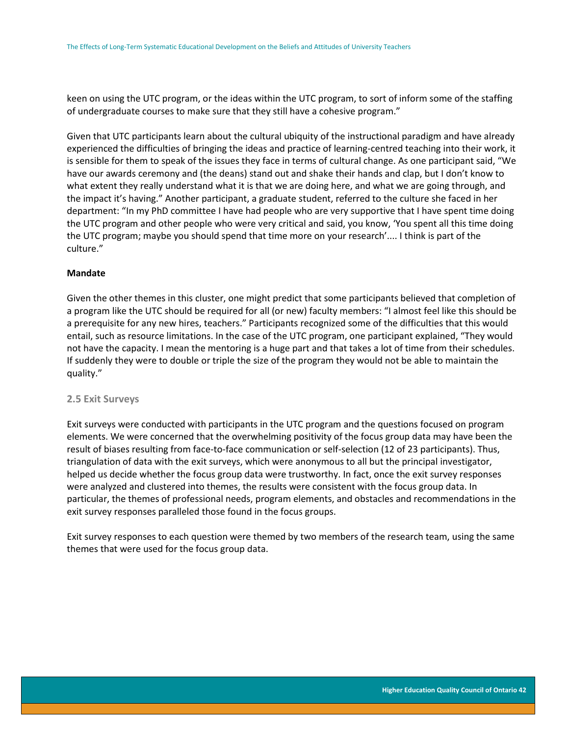keen on using the UTC program, or the ideas within the UTC program, to sort of inform some of the staffing of undergraduate courses to make sure that they still have a cohesive program."

Given that UTC participants learn about the cultural ubiquity of the instructional paradigm and have already experienced the difficulties of bringing the ideas and practice of learning-centred teaching into their work, it is sensible for them to speak of the issues they face in terms of cultural change. As one participant said, "We have our awards ceremony and (the deans) stand out and shake their hands and clap, but I don't know to what extent they really understand what it is that we are doing here, and what we are going through, and the impact it's having." Another participant, a graduate student, referred to the culture she faced in her department: "In my PhD committee I have had people who are very supportive that I have spent time doing the UTC program and other people who were very critical and said, you know, 'You spent all this time doing the UTC program; maybe you should spend that time more on your research'.... I think is part of the culture."

**Mandate**

Given the other themes in this cluster, one might predict that some participants believed that completion of a program like the UTC should be required for all (or new) faculty members: "I almost feel like this should be a prerequisite for any new hires, teachers." Participants recognized some of the difficulties that this would entail, such as resource limitations. In the case of the UTC program, one participant explained, "They would not have the capacity. I mean the mentoring is a huge part and that takes a lot of time from their schedules. If suddenly they were to double or triple the size of the program they would not be able to maintain the quality."

### 2.5 Exit Surveys

Exit surveys were conducted with participants in the UTC program and the questions focused on program elements. We were concerned that the overwhelming positivity of the focus group data may have been the result of biases resulting from face-to-face communication or self-selection (12 of 23 participants). Thus, triangulation of data with the exit surveys, which were anonymous to all but the principal investigator, helped us decide whether the focus group data were trustworthy. In fact, once the exit survey responses were analyzed and clustered into themes, the results were consistent with the focus group data. In particular, the themes of professional needs, program elements, and obstacles and recommendations in the exit survey responses paralleled those found in the focus groups.

Exit survey responses to each question were themed by two members of the research team, using the same themes that were used for the focus group data.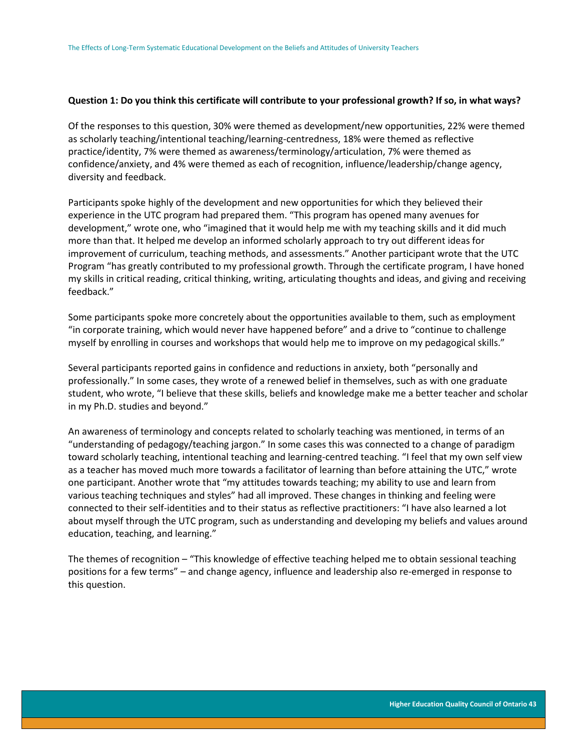**Question 1: Do you think this certificate will contribute to your professional growth? If so, in what ways?**

Of the responses to this question, 30% were themed as development/new opportunities, 22% were themed as scholarly teaching/intentional teaching/learning-centredness, 18% were themed as reflective practice/identity, 7% were themed as awareness/terminology/articulation, 7% were themed as confidence/anxiety, and 4% were themed as each of recognition, influence/leadership/change agency, diversity and feedback.

Participants spoke highly of the development and new opportunities for which they believed their experience in the UTC program had prepared them. "This program has opened many avenues for development," wrote one, who "imagined that it would help me with my teaching skills and it did much more than that. It helped me develop an informed scholarly approach to try out different ideas for improvement of curriculum, teaching methods, and assessments." Another participant wrote that the UTC Program "has greatly contributed to my professional growth. Through the certificate program, I have honed my skills in critical reading, critical thinking, writing, articulating thoughts and ideas, and giving and receiving feedback."

Some participants spoke more concretely about the opportunities available to them, such as employment "in corporate training, which would never have happened before" and a drive to "continue to challenge myself by enrolling in courses and workshops that would help me to improve on my pedagogical skills."

Several participants reported gains in confidence and reductions in anxiety, both "personally and professionally." In some cases, they wrote of a renewed belief in themselves, such as with one graduate student, who wrote, "I believe that these skills, beliefs and knowledge make me a better teacher and scholar in my Ph.D. studies and beyond."

An awareness of terminology and concepts related to scholarly teaching was mentioned, in terms of an "understanding of pedagogy/teaching jargon." In some cases this was connected to a change of paradigm toward scholarly teaching, intentional teaching and learning-centred teaching. "I feel that my own self view as a teacher has moved much more towards a facilitator of learning than before attaining the UTC," wrote one participant. Another wrote that "my attitudes towards teaching; my ability to use and learn from various teaching techniques and styles" had all improved. These changes in thinking and feeling were connected to their self-identities and to their status as reflective practitioners: "I have also learned a lot about myself through the UTC program, such as understanding and developing my beliefs and values around education, teaching, and learning."

The themes of recognition – "This knowledge of effective teaching helped me to obtain sessional teaching positions for a few terms" – and change agency, influence and leadership also re-emerged in response to this question.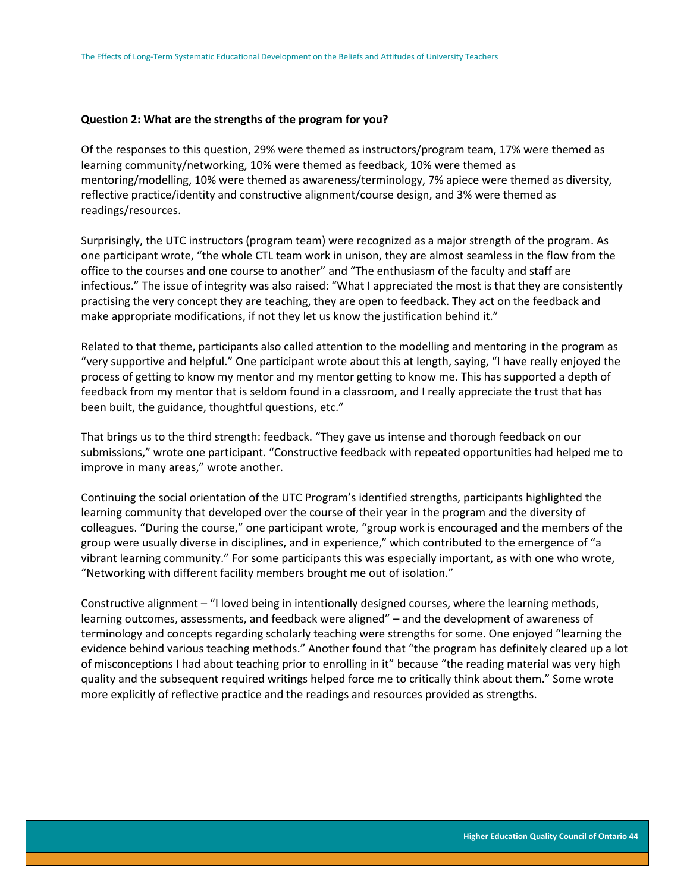**Question 2: What are the strengths of the program for you?**

Of the responses to this question, 29% were themed as instructors/program team, 17% were themed as learning community/networking, 10% were themed as feedback, 10% were themed as mentoring/modelling, 10% were themed as awareness/terminology, 7% apiece were themed as diversity, reflective practice/identity and constructive alignment/course design, and 3% were themed as readings/resources.

Surprisingly, the UTC instructors (program team) were recognized as a major strength of the program. As one participant wrote, "the whole CTL team work in unison, they are almost seamless in the flow from the office to the courses and one course to another" and "The enthusiasm of the faculty and staff are infectious." The issue of integrity was also raised: "What I appreciated the most is that they are consistently practising the very concept they are teaching, they are open to feedback. They act on the feedback and make appropriate modifications, if not they let us know the justification behind it."

Related to that theme, participants also called attention to the modelling and mentoring in the program as "very supportive and helpful." One participant wrote about this at length, saying, "I have really enjoyed the process of getting to know my mentor and my mentor getting to know me. This has supported a depth of feedback from my mentor that is seldom found in a classroom, and I really appreciate the trust that has been built, the guidance, thoughtful questions, etc."

That brings us to the third strength: feedback. "They gave us intense and thorough feedback on our submissions," wrote one participant. "Constructive feedback with repeated opportunities had helped me to improve in many areas," wrote another.

Continuing the social orientation of the UTC Program's identified strengths, participants highlighted the learning community that developed over the course of their year in the program and the diversity of colleagues. "During the course," one participant wrote, "group work is encouraged and the members of the group were usually diverse in disciplines, and in experience," which contributed to the emergence of "a vibrant learning community." For some participants this was especially important, as with one who wrote, "Networking with different facility members brought me out of isolation."

Constructive alignment – "I loved being in intentionally designed courses, where the learning methods, learning outcomes, assessments, and feedback were aligned" – and the development of awareness of terminology and concepts regarding scholarly teaching were strengths for some. One enjoyed "learning the evidence behind various teaching methods." Another found that "the program has definitely cleared up a lot of misconceptions I had about teaching prior to enrolling in it" because "the reading material was very high quality and the subsequent required writings helped force me to critically think about them." Some wrote more explicitly of reflective practice and the readings and resources provided as strengths.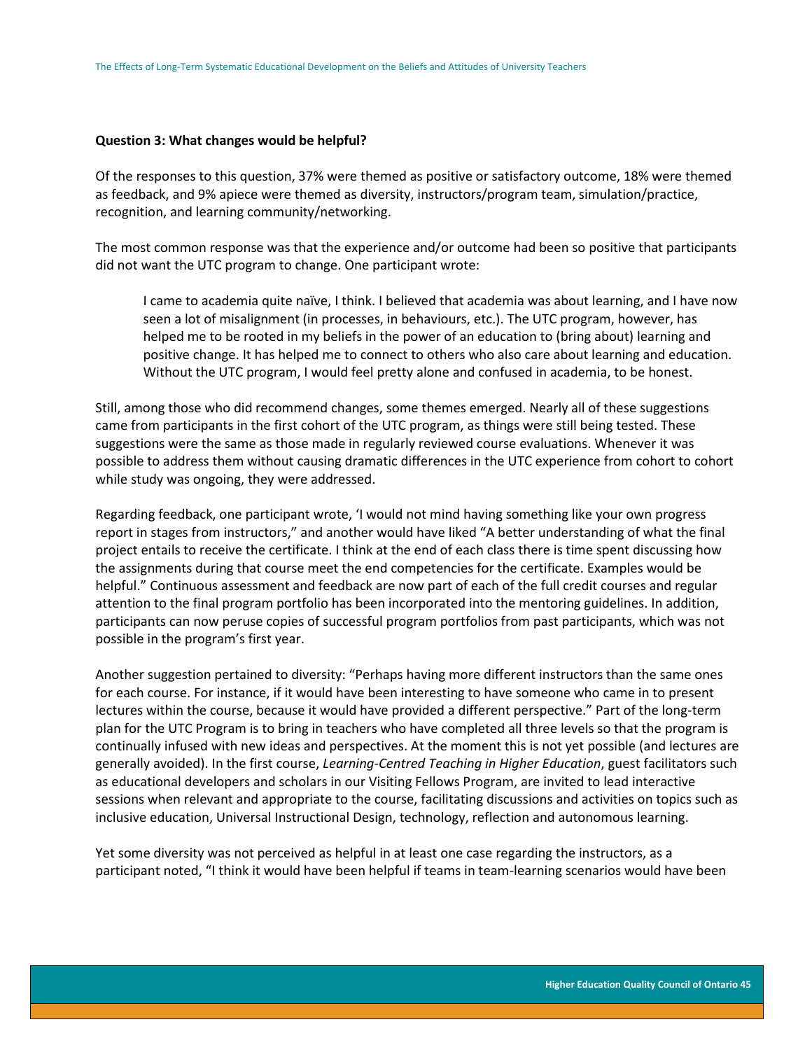**Question 3: What changes would be helpful?**

Of the responses to this question, 37% were themed as positive or satisfactory outcome, 18% were themed as feedback, and 9% apiece were themed as diversity, instructors/program team, simulation/practice, recognition, and learning community/networking.

The most common response was that the experience and/or outcome had been so positive that participants did not want the UTC program to change. One participant wrote:

> I came to academia quite naïve, I think. I believed that academia was about learning, and I have now seen a lot of misalignment (in processes, in behaviours, etc.). The UTC program, however, has helped me to be rooted in my beliefs in the power of an education to (bring about) learning and positive change. It has helped me to connect to others who also care about learning and education. Without the UTC program, I would feel pretty alone and confused in academia, to be honest.

Still, among those who did recommend changes, some themes emerged. Nearly all of these suggestions came from participants in the first cohort of the UTC program, as things were still being tested. These suggestions were the same as those made in regularly reviewed course evaluations. Whenever it was possible to address them without causing dramatic differences in the UTC experience from cohort to cohort while study was ongoing, they were addressed.

Regarding feedback, one participant wrote, 'I would not mind having something like your own progress report in stages from instructors," and another would have liked "A better understanding of what the final project entails to receive the certificate. I think at the end of each class there is time spent discussing how the assignments during that course meet the end competencies for the certificate. Examples would be helpful." Continuous assessment and feedback are now part of each of the full credit courses and regular attention to the final program portfolio has been incorporated into the mentoring guidelines. In addition, participants can now peruse copies of successful program portfolios from past participants, which was not possible in the program's first year.

Another suggestion pertained to diversity: "Perhaps having more different instructors than the same ones for each course. For instance, if it would have been interesting to have someone who came in to present lectures within the course, because it would have provided a different perspective." Part of the long-term plan for the UTC Program is to bring in teachers who have completed all three levels so that the program is continually infused with new ideas and perspectives. At the moment this is not yet possible (and lectures are generally avoided). In the first course, *Learning-Centred Teaching in Higher Education*, guest facilitators such as educational developers and scholars in our Visiting Fellows Program, are invited to lead interactive sessions when relevant and appropriate to the course, facilitating discussions and activities on topics such as inclusive education, Universal Instructional Design, technology, reflection and autonomous learning.

Yet some diversity was not perceived as helpful in at least one case regarding the instructors, as a participant noted, "I think it would have been helpful if teams in team-learning scenarios would have been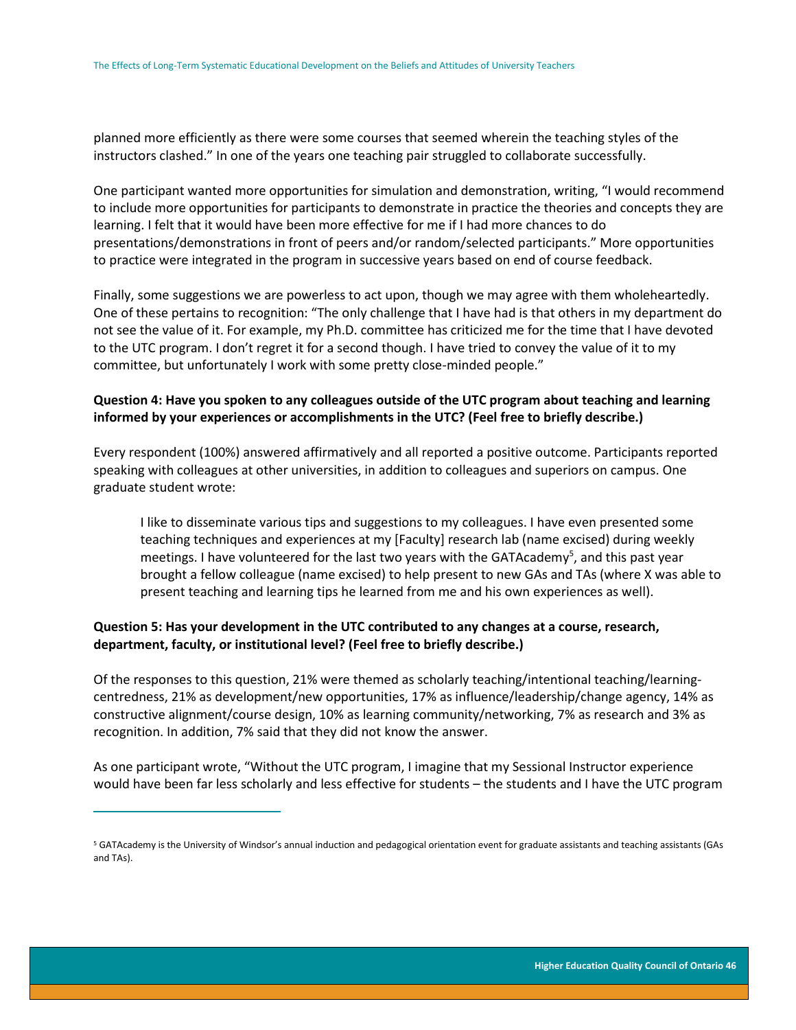planned more efficiently as there were some courses that seemed wherein the teaching styles of the instructors clashed." In one of the years one teaching pair struggled to collaborate successfully.

One participant wanted more opportunities for simulation and demonstration, writing, "I would recommend to include more opportunities for participants to demonstrate in practice the theories and concepts they are learning. I felt that it would have been more effective for me if I had more chances to do presentations/demonstrations in front of peers and/or random/selected participants." More opportunities to practice were integrated in the program in successive years based on end of course feedback.

Finally, some suggestions we are powerless to act upon, though we may agree with them wholeheartedly. One of these pertains to recognition: "The only challenge that I have had is that others in my department do not see the value of it. For example, my Ph.D. committee has criticized me for the time that I have devoted to the UTC program. I don't regret it for a second though. I have tried to convey the value of it to my committee, but unfortunately I work with some pretty close-minded people."

**Question 4: Have you spoken to any colleagues outside of the UTC program about teaching and learning informed by your experiences or accomplishments in the UTC? (Feel free to briefly describe.)**

Every respondent (100%) answered affirmatively and all reported a positive outcome. Participants reported speaking with colleagues at other universities, in addition to colleagues and superiors on campus. One graduate student wrote:

> I like to disseminate various tips and suggestions to my colleagues. I have even presented some teaching techniques and experiences at my [Faculty] research lab (name excised) during weekly meetings. I have volunteered for the last two years with the GATAcademy[5], and this past year brought a fellow colleague (name excised) to help present to new GAs and TAs (where X was able to present teaching and learning tips he learned from me and his own experiences as well).

**Question 5: Has your development in the UTC contributed to any changes at a course, research, department, faculty, or institutional level? (Feel free to briefly describe.)**

Of the responses to this question, 21% were themed as scholarly teaching/intentional teaching/learning-centredness, 21% as development/new opportunities, 17% as influence/leadership/change agency, 14% as constructive alignment/course design, 10% as learning community/networking, 7% as research and 3% as recognition. In addition, 7% said that they did not know the answer.

As one participant wrote, "Without the UTC program, I imagine that my Sessional Instructor experience would have been far less scholarly and less effective for students – the students and I have the UTC program

---

[5] GATAcademy is the University of Windsor's annual induction and pedagogical orientation event for graduate assistants and teaching assistants (GAs and TAs).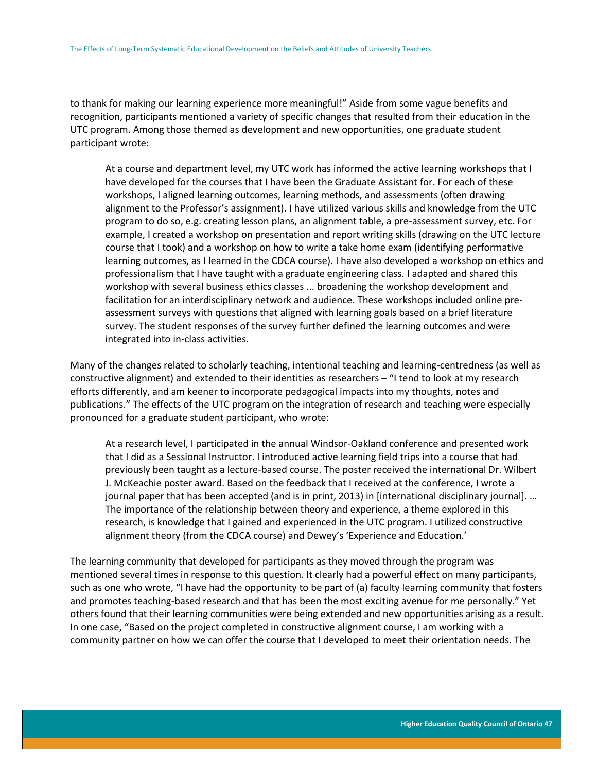to thank for making our learning experience more meaningful!" Aside from some vague benefits and recognition, participants mentioned a variety of specific changes that resulted from their education in the UTC program. Among those themed as development and new opportunities, one graduate student participant wrote:

> At a course and department level, my UTC work has informed the active learning workshops that I have developed for the courses that I have been the Graduate Assistant for. For each of these workshops, I aligned learning outcomes, learning methods, and assessments (often drawing alignment to the Professor's assignment). I have utilized various skills and knowledge from the UTC program to do so, e.g. creating lesson plans, an alignment table, a pre-assessment survey, etc. For example, I created a workshop on presentation and report writing skills (drawing on the UTC lecture course that I took) and a workshop on how to write a take home exam (identifying performative learning outcomes, as I learned in the CDCA course). I have also developed a workshop on ethics and professionalism that I have taught with a graduate engineering class. I adapted and shared this workshop with several business ethics classes ... broadening the workshop development and facilitation for an interdisciplinary network and audience. These workshops included online pre-assessment surveys with questions that aligned with learning goals based on a brief literature survey. The student responses of the survey further defined the learning outcomes and were integrated into in-class activities.

Many of the changes related to scholarly teaching, intentional teaching and learning-centredness (as well as constructive alignment) and extended to their identities as researchers – "I tend to look at my research efforts differently, and am keener to incorporate pedagogical impacts into my thoughts, notes and publications." The effects of the UTC program on the integration of research and teaching were especially pronounced for a graduate student participant, who wrote:

> At a research level, I participated in the annual Windsor-Oakland conference and presented work that I did as a Sessional Instructor. I introduced active learning field trips into a course that had previously been taught as a lecture-based course. The poster received the international Dr. Wilbert J. McKeachie poster award. Based on the feedback that I received at the conference, I wrote a journal paper that has been accepted (and is in print, 2013) in [international disciplinary journal]. … The importance of the relationship between theory and experience, a theme explored in this research, is knowledge that I gained and experienced in the UTC program. I utilized constructive alignment theory (from the CDCA course) and Dewey's 'Experience and Education.'

The learning community that developed for participants as they moved through the program was mentioned several times in response to this question. It clearly had a powerful effect on many participants, such as one who wrote, "I have had the opportunity to be part of (a) faculty learning community that fosters and promotes teaching-based research and that has been the most exciting avenue for me personally." Yet others found that their learning communities were being extended and new opportunities arising as a result. In one case, "Based on the project completed in constructive alignment course, I am working with a community partner on how we can offer the course that I developed to meet their orientation needs. The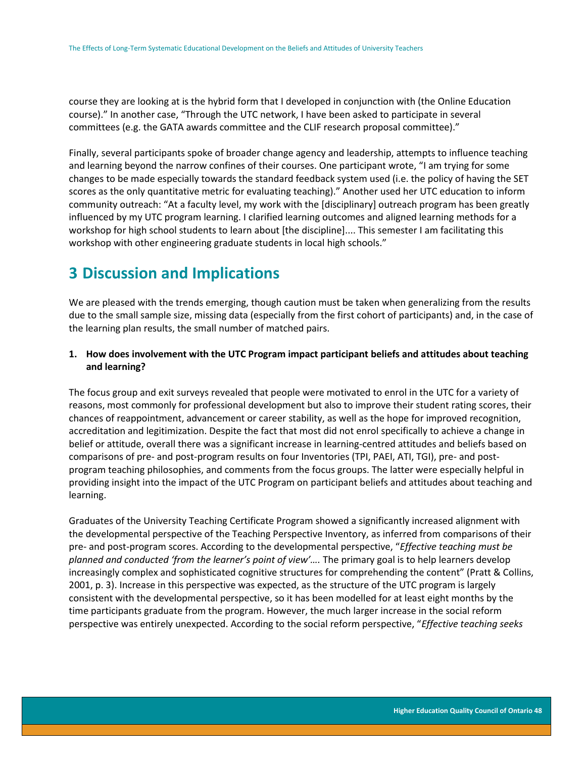course they are looking at is the hybrid form that I developed in conjunction with (the Online Education course).” In another case, “Through the UTC network, I have been asked to participate in several committees (e.g. the GATA awards committee and the CLIF research proposal committee).”

Finally, several participants spoke of broader change agency and leadership, attempts to influence teaching and learning beyond the narrow confines of their courses. One participant wrote, “I am trying for some changes to be made especially towards the standard feedback system used (i.e. the policy of having the SET scores as the only quantitative metric for evaluating teaching).” Another used her UTC education to inform community outreach: “At a faculty level, my work with the [disciplinary] outreach program has been greatly influenced by my UTC program learning. I clarified learning outcomes and aligned learning methods for a workshop for high school students to learn about [the discipline].... This semester I am facilitating this workshop with other engineering graduate students in local high schools.”

# 3 Discussion and Implications

We are pleased with the trends emerging, though caution must be taken when generalizing from the results due to the small sample size, missing data (especially from the first cohort of participants) and, in the case of the learning plan results, the small number of matched pairs.

**1. How does involvement with the UTC Program impact participant beliefs and attitudes about teaching and learning?**

The focus group and exit surveys revealed that people were motivated to enrol in the UTC for a variety of reasons, most commonly for professional development but also to improve their student rating scores, their chances of reappointment, advancement or career stability, as well as the hope for improved recognition, accreditation and legitimization. Despite the fact that most did not enrol specifically to achieve a change in belief or attitude, overall there was a significant increase in learning-centred attitudes and beliefs based on comparisons of pre- and post-program results on four Inventories (TPI, PAEI, ATI, TGI), pre- and post-program teaching philosophies, and comments from the focus groups. The latter were especially helpful in providing insight into the impact of the UTC Program on participant beliefs and attitudes about teaching and learning.

Graduates of the University Teaching Certificate Program showed a significantly increased alignment with the developmental perspective of the Teaching Perspective Inventory, as inferred from comparisons of their pre- and post-program scores. According to the developmental perspective, “*Effective teaching must be planned and conducted ‘from the learner’s point of view’….* The primary goal is to help learners develop increasingly complex and sophisticated cognitive structures for comprehending the content” (Pratt & Collins, 2001, p. 3). Increase in this perspective was expected, as the structure of the UTC program is largely consistent with the developmental perspective, so it has been modelled for at least eight months by the time participants graduate from the program. However, the much larger increase in the social reform perspective was entirely unexpected. According to the social reform perspective, “*Effective teaching seeks*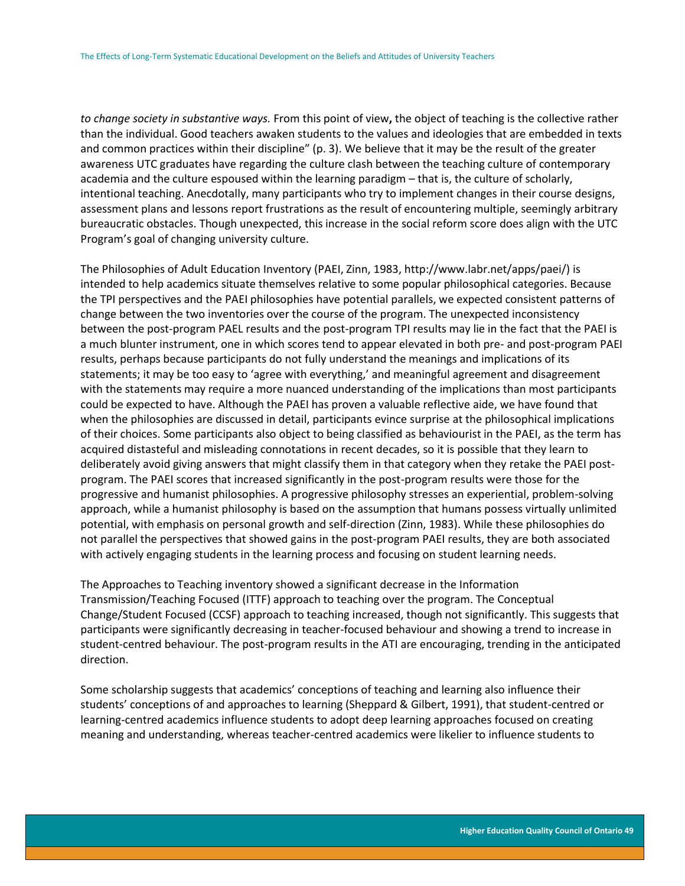*to change society in substantive ways.* From this point of view**,** the object of teaching is the collective rather than the individual. Good teachers awaken students to the values and ideologies that are embedded in texts and common practices within their discipline" (p. 3). We believe that it may be the result of the greater awareness UTC graduates have regarding the culture clash between the teaching culture of contemporary academia and the culture espoused within the learning paradigm – that is, the culture of scholarly, intentional teaching. Anecdotally, many participants who try to implement changes in their course designs, assessment plans and lessons report frustrations as the result of encountering multiple, seemingly arbitrary bureaucratic obstacles. Though unexpected, this increase in the social reform score does align with the UTC Program's goal of changing university culture.

The Philosophies of Adult Education Inventory (PAEI, Zinn, 1983, http://www.labr.net/apps/paei/) is intended to help academics situate themselves relative to some popular philosophical categories. Because the TPI perspectives and the PAEI philosophies have potential parallels, we expected consistent patterns of change between the two inventories over the course of the program. The unexpected inconsistency between the post-program PAEL results and the post-program TPI results may lie in the fact that the PAEI is a much blunter instrument, one in which scores tend to appear elevated in both pre- and post-program PAEI results, perhaps because participants do not fully understand the meanings and implications of its statements; it may be too easy to 'agree with everything,' and meaningful agreement and disagreement with the statements may require a more nuanced understanding of the implications than most participants could be expected to have. Although the PAEI has proven a valuable reflective aide, we have found that when the philosophies are discussed in detail, participants evince surprise at the philosophical implications of their choices. Some participants also object to being classified as behaviourist in the PAEI, as the term has acquired distasteful and misleading connotations in recent decades, so it is possible that they learn to deliberately avoid giving answers that might classify them in that category when they retake the PAEI post-program. The PAEI scores that increased significantly in the post-program results were those for the progressive and humanist philosophies. A progressive philosophy stresses an experiential, problem-solving approach, while a humanist philosophy is based on the assumption that humans possess virtually unlimited potential, with emphasis on personal growth and self-direction (Zinn, 1983). While these philosophies do not parallel the perspectives that showed gains in the post-program PAEI results, they are both associated with actively engaging students in the learning process and focusing on student learning needs.

The Approaches to Teaching inventory showed a significant decrease in the Information Transmission/Teaching Focused (ITTF) approach to teaching over the program. The Conceptual Change/Student Focused (CCSF) approach to teaching increased, though not significantly. This suggests that participants were significantly decreasing in teacher-focused behaviour and showing a trend to increase in student-centred behaviour. The post-program results in the ATI are encouraging, trending in the anticipated direction.

Some scholarship suggests that academics' conceptions of teaching and learning also influence their students' conceptions of and approaches to learning (Sheppard & Gilbert, 1991), that student-centred or learning-centred academics influence students to adopt deep learning approaches focused on creating meaning and understanding, whereas teacher-centred academics were likelier to influence students to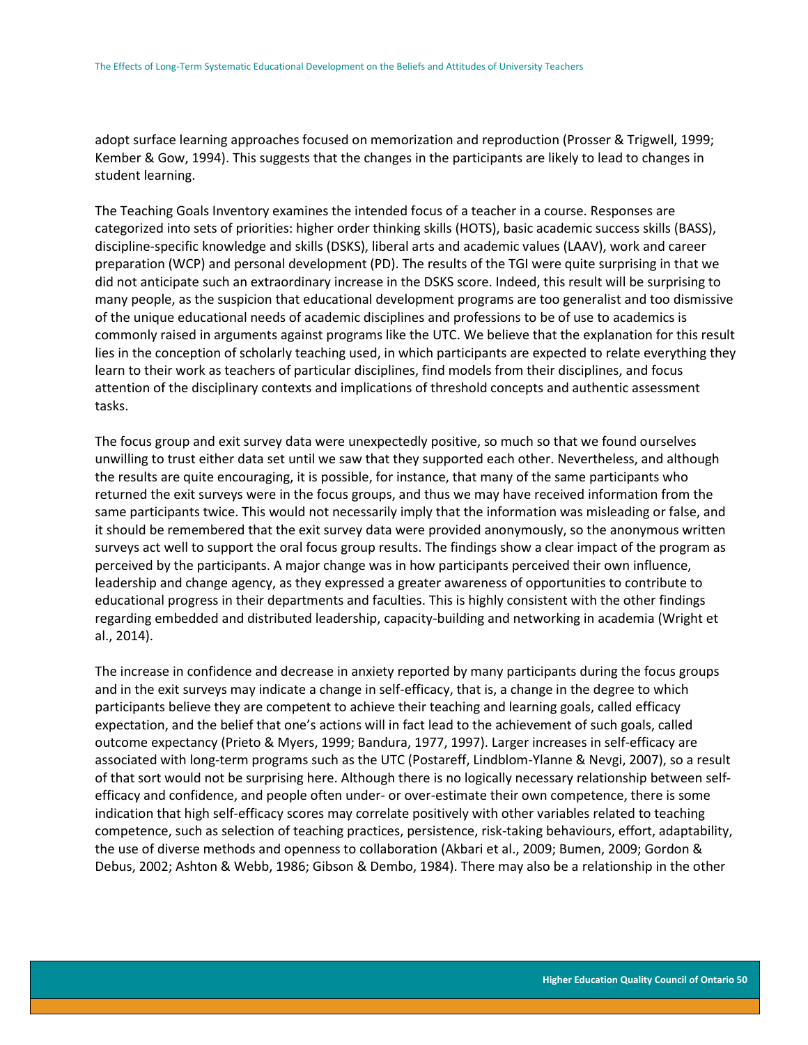adopt surface learning approaches focused on memorization and reproduction (Prosser & Trigwell, 1999; Kember & Gow, 1994). This suggests that the changes in the participants are likely to lead to changes in student learning.

The Teaching Goals Inventory examines the intended focus of a teacher in a course. Responses are categorized into sets of priorities: higher order thinking skills (HOTS), basic academic success skills (BASS), discipline-specific knowledge and skills (DSKS), liberal arts and academic values (LAAV), work and career preparation (WCP) and personal development (PD). The results of the TGI were quite surprising in that we did not anticipate such an extraordinary increase in the DSKS score. Indeed, this result will be surprising to many people, as the suspicion that educational development programs are too generalist and too dismissive of the unique educational needs of academic disciplines and professions to be of use to academics is commonly raised in arguments against programs like the UTC. We believe that the explanation for this result lies in the conception of scholarly teaching used, in which participants are expected to relate everything they learn to their work as teachers of particular disciplines, find models from their disciplines, and focus attention of the disciplinary contexts and implications of threshold concepts and authentic assessment tasks.

The focus group and exit survey data were unexpectedly positive, so much so that we found ourselves unwilling to trust either data set until we saw that they supported each other. Nevertheless, and although the results are quite encouraging, it is possible, for instance, that many of the same participants who returned the exit surveys were in the focus groups, and thus we may have received information from the same participants twice. This would not necessarily imply that the information was misleading or false, and it should be remembered that the exit survey data were provided anonymously, so the anonymous written surveys act well to support the oral focus group results. The findings show a clear impact of the program as perceived by the participants. A major change was in how participants perceived their own influence, leadership and change agency, as they expressed a greater awareness of opportunities to contribute to educational progress in their departments and faculties. This is highly consistent with the other findings regarding embedded and distributed leadership, capacity-building and networking in academia (Wright et al., 2014).

The increase in confidence and decrease in anxiety reported by many participants during the focus groups and in the exit surveys may indicate a change in self-efficacy, that is, a change in the degree to which participants believe they are competent to achieve their teaching and learning goals, called efficacy expectation, and the belief that one's actions will in fact lead to the achievement of such goals, called outcome expectancy (Prieto & Myers, 1999; Bandura, 1977, 1997). Larger increases in self-efficacy are associated with long-term programs such as the UTC (Postareff, Lindblom-Ylanne & Nevgi, 2007), so a result of that sort would not be surprising here. Although there is no logically necessary relationship between self-efficacy and confidence, and people often under- or over-estimate their own competence, there is some indication that high self-efficacy scores may correlate positively with other variables related to teaching competence, such as selection of teaching practices, persistence, risk-taking behaviours, effort, adaptability, the use of diverse methods and openness to collaboration (Akbari et al., 2009; Bumen, 2009; Gordon & Debus, 2002; Ashton & Webb, 1986; Gibson & Dembo, 1984). There may also be a relationship in the other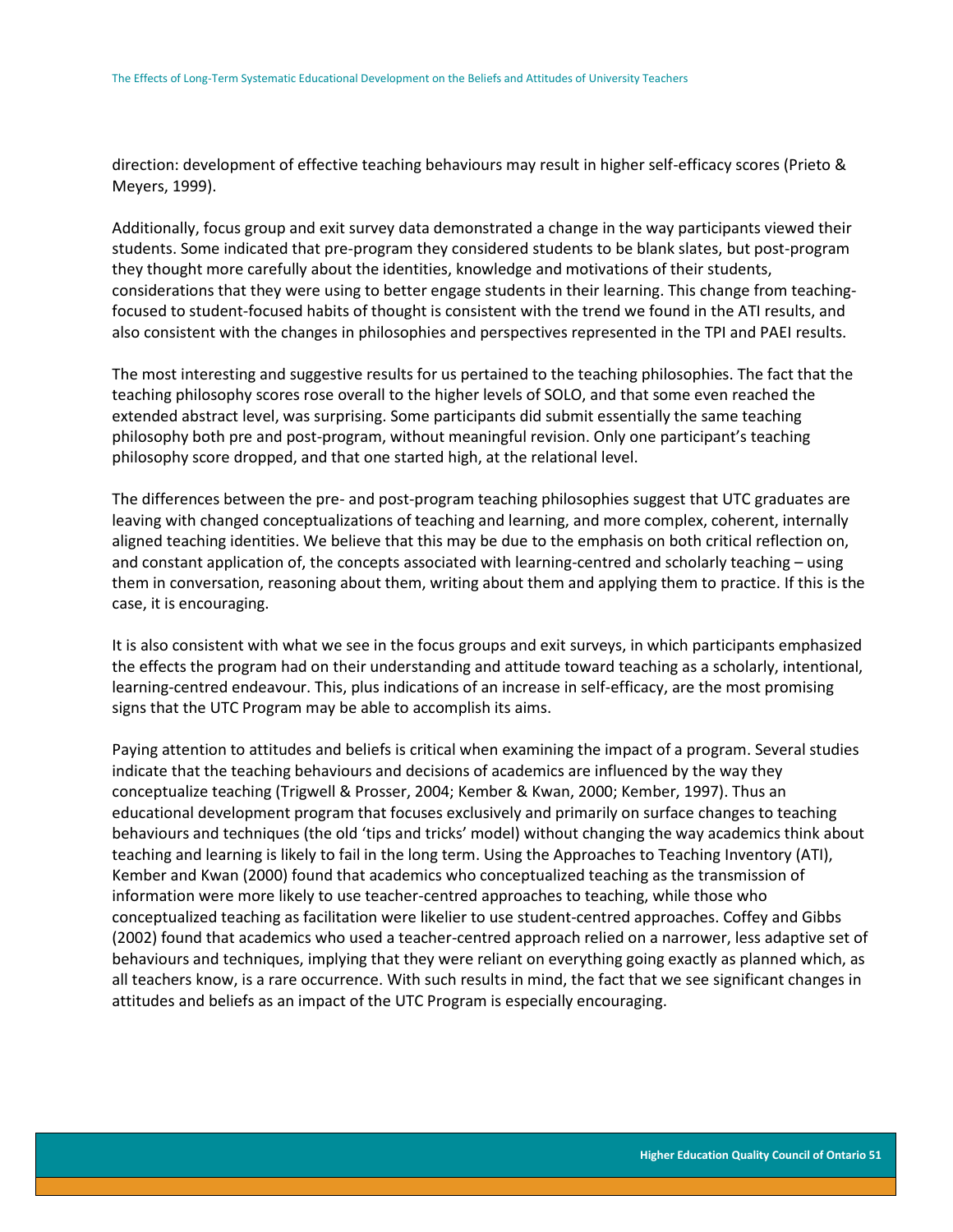direction: development of effective teaching behaviours may result in higher self-efficacy scores (Prieto & Meyers, 1999).

Additionally, focus group and exit survey data demonstrated a change in the way participants viewed their students. Some indicated that pre-program they considered students to be blank slates, but post-program they thought more carefully about the identities, knowledge and motivations of their students, considerations that they were using to better engage students in their learning. This change from teaching-focused to student-focused habits of thought is consistent with the trend we found in the ATI results, and also consistent with the changes in philosophies and perspectives represented in the TPI and PAEI results.

The most interesting and suggestive results for us pertained to the teaching philosophies. The fact that the teaching philosophy scores rose overall to the higher levels of SOLO, and that some even reached the extended abstract level, was surprising. Some participants did submit essentially the same teaching philosophy both pre and post-program, without meaningful revision. Only one participant's teaching philosophy score dropped, and that one started high, at the relational level.

The differences between the pre- and post-program teaching philosophies suggest that UTC graduates are leaving with changed conceptualizations of teaching and learning, and more complex, coherent, internally aligned teaching identities. We believe that this may be due to the emphasis on both critical reflection on, and constant application of, the concepts associated with learning-centred and scholarly teaching – using them in conversation, reasoning about them, writing about them and applying them to practice. If this is the case, it is encouraging.

It is also consistent with what we see in the focus groups and exit surveys, in which participants emphasized the effects the program had on their understanding and attitude toward teaching as a scholarly, intentional, learning-centred endeavour. This, plus indications of an increase in self-efficacy, are the most promising signs that the UTC Program may be able to accomplish its aims.

Paying attention to attitudes and beliefs is critical when examining the impact of a program. Several studies indicate that the teaching behaviours and decisions of academics are influenced by the way they conceptualize teaching (Trigwell & Prosser, 2004; Kember & Kwan, 2000; Kember, 1997). Thus an educational development program that focuses exclusively and primarily on surface changes to teaching behaviours and techniques (the old 'tips and tricks' model) without changing the way academics think about teaching and learning is likely to fail in the long term. Using the Approaches to Teaching Inventory (ATI), Kember and Kwan (2000) found that academics who conceptualized teaching as the transmission of information were more likely to use teacher-centred approaches to teaching, while those who conceptualized teaching as facilitation were likelier to use student-centred approaches. Coffey and Gibbs (2002) found that academics who used a teacher-centred approach relied on a narrower, less adaptive set of behaviours and techniques, implying that they were reliant on everything going exactly as planned which, as all teachers know, is a rare occurrence. With such results in mind, the fact that we see significant changes in attitudes and beliefs as an impact of the UTC Program is especially encouraging.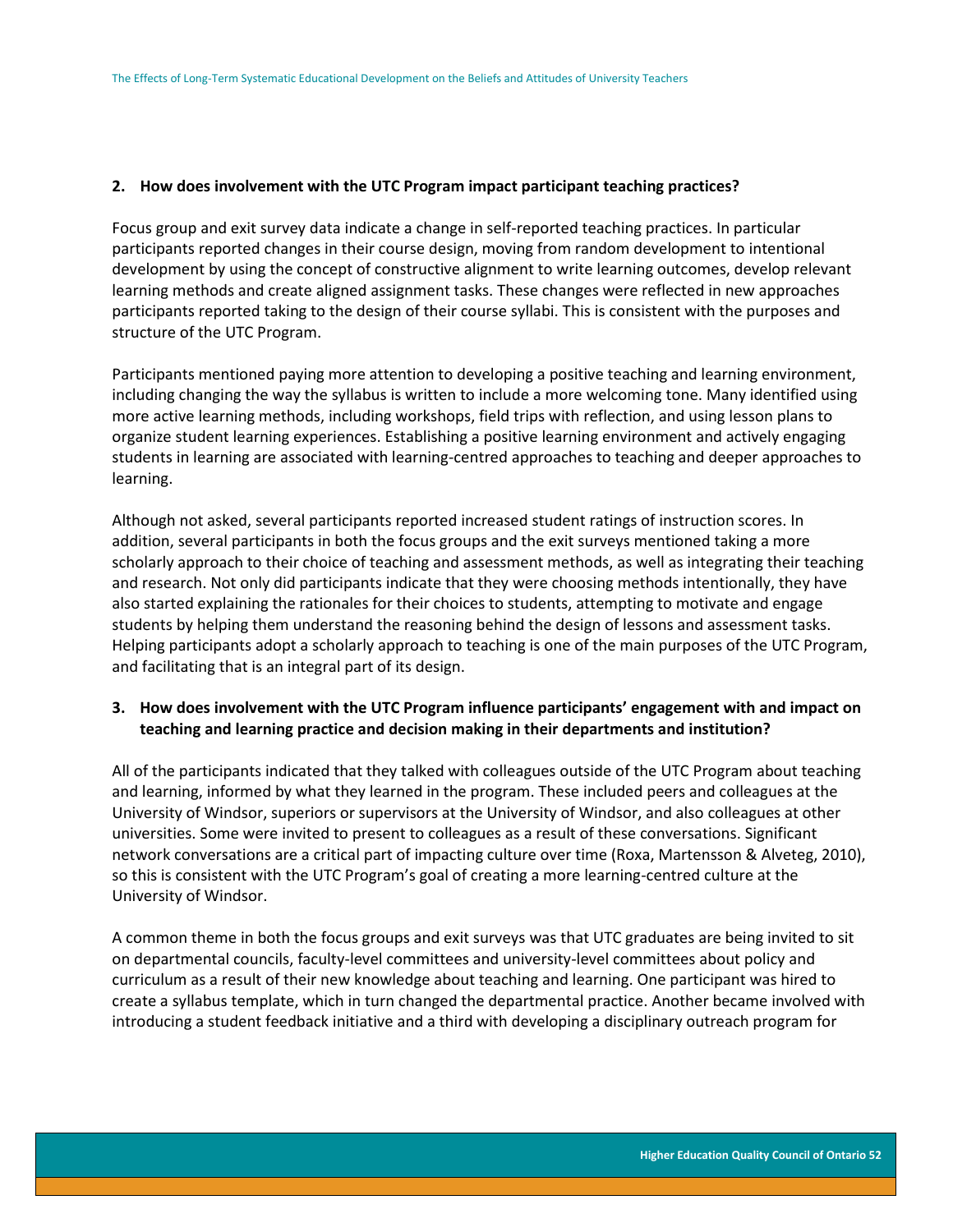**2. How does involvement with the UTC Program impact participant teaching practices?**

Focus group and exit survey data indicate a change in self-reported teaching practices. In particular participants reported changes in their course design, moving from random development to intentional development by using the concept of constructive alignment to write learning outcomes, develop relevant learning methods and create aligned assignment tasks. These changes were reflected in new approaches participants reported taking to the design of their course syllabi. This is consistent with the purposes and structure of the UTC Program.

Participants mentioned paying more attention to developing a positive teaching and learning environment, including changing the way the syllabus is written to include a more welcoming tone. Many identified using more active learning methods, including workshops, field trips with reflection, and using lesson plans to organize student learning experiences. Establishing a positive learning environment and actively engaging students in learning are associated with learning-centred approaches to teaching and deeper approaches to learning.

Although not asked, several participants reported increased student ratings of instruction scores. In addition, several participants in both the focus groups and the exit surveys mentioned taking a more scholarly approach to their choice of teaching and assessment methods, as well as integrating their teaching and research. Not only did participants indicate that they were choosing methods intentionally, they have also started explaining the rationales for their choices to students, attempting to motivate and engage students by helping them understand the reasoning behind the design of lessons and assessment tasks. Helping participants adopt a scholarly approach to teaching is one of the main purposes of the UTC Program, and facilitating that is an integral part of its design.

**3. How does involvement with the UTC Program influence participants' engagement with and impact on teaching and learning practice and decision making in their departments and institution?**

All of the participants indicated that they talked with colleagues outside of the UTC Program about teaching and learning, informed by what they learned in the program. These included peers and colleagues at the University of Windsor, superiors or supervisors at the University of Windsor, and also colleagues at other universities. Some were invited to present to colleagues as a result of these conversations. Significant network conversations are a critical part of impacting culture over time (Roxa, Martensson & Alveteg, 2010), so this is consistent with the UTC Program's goal of creating a more learning-centred culture at the University of Windsor.

A common theme in both the focus groups and exit surveys was that UTC graduates are being invited to sit on departmental councils, faculty-level committees and university-level committees about policy and curriculum as a result of their new knowledge about teaching and learning. One participant was hired to create a syllabus template, which in turn changed the departmental practice. Another became involved with introducing a student feedback initiative and a third with developing a disciplinary outreach program for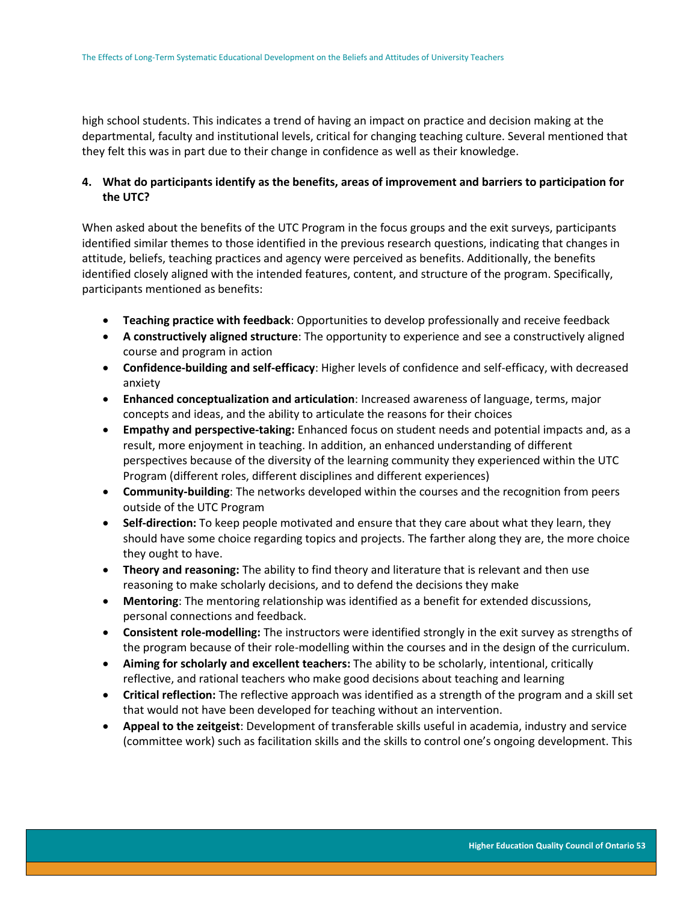high school students. This indicates a trend of having an impact on practice and decision making at the departmental, faculty and institutional levels, critical for changing teaching culture. Several mentioned that they felt this was in part due to their change in confidence as well as their knowledge.

**4. What do participants identify as the benefits, areas of improvement and barriers to participation for the UTC?**

When asked about the benefits of the UTC Program in the focus groups and the exit surveys, participants identified similar themes to those identified in the previous research questions, indicating that changes in attitude, beliefs, teaching practices and agency were perceived as benefits. Additionally, the benefits identified closely aligned with the intended features, content, and structure of the program. Specifically, participants mentioned as benefits:

- **Teaching practice with feedback**: Opportunities to develop professionally and receive feedback
- **A constructively aligned structure**: The opportunity to experience and see a constructively aligned course and program in action
- **Confidence-building and self-efficacy**: Higher levels of confidence and self-efficacy, with decreased anxiety
- **Enhanced conceptualization and articulation**: Increased awareness of language, terms, major concepts and ideas, and the ability to articulate the reasons for their choices
- **Empathy and perspective-taking:** Enhanced focus on student needs and potential impacts and, as a result, more enjoyment in teaching. In addition, an enhanced understanding of different perspectives because of the diversity of the learning community they experienced within the UTC Program (different roles, different disciplines and different experiences)
- **Community-building**: The networks developed within the courses and the recognition from peers outside of the UTC Program
- **Self-direction:** To keep people motivated and ensure that they care about what they learn, they should have some choice regarding topics and projects. The farther along they are, the more choice they ought to have.
- **Theory and reasoning:** The ability to find theory and literature that is relevant and then use reasoning to make scholarly decisions, and to defend the decisions they make
- **Mentoring**: The mentoring relationship was identified as a benefit for extended discussions, personal connections and feedback.
- **Consistent role-modelling:** The instructors were identified strongly in the exit survey as strengths of the program because of their role-modelling within the courses and in the design of the curriculum.
- **Aiming for scholarly and excellent teachers:** The ability to be scholarly, intentional, critically reflective, and rational teachers who make good decisions about teaching and learning
- **Critical reflection:** The reflective approach was identified as a strength of the program and a skill set that would not have been developed for teaching without an intervention.
- **Appeal to the zeitgeist**: Development of transferable skills useful in academia, industry and service (committee work) such as facilitation skills and the skills to control one's ongoing development. This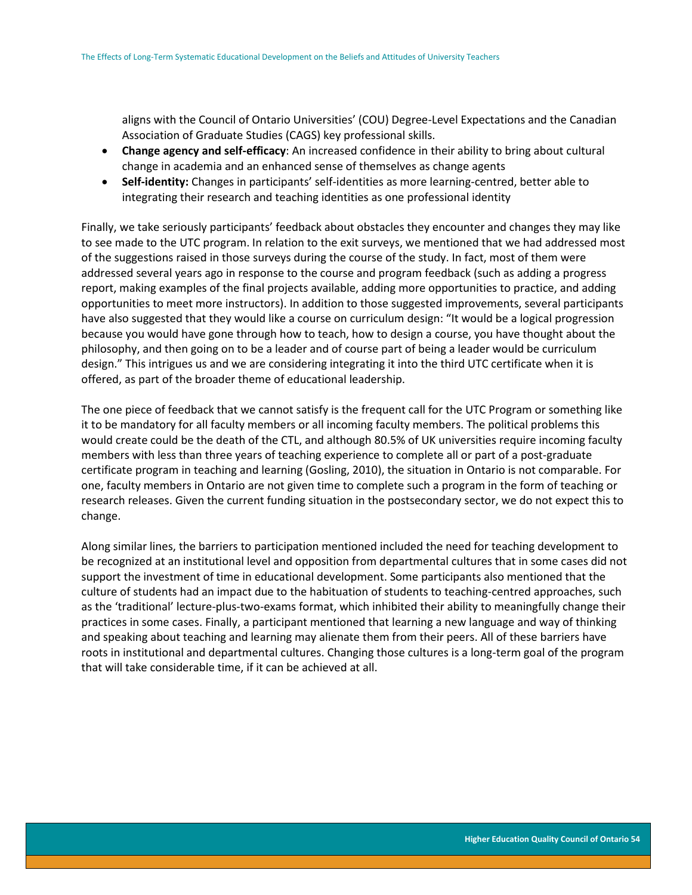aligns with the Council of Ontario Universities' (COU) Degree-Level Expectations and the Canadian Association of Graduate Studies (CAGS) key professional skills.

- **Change agency and self-efficacy**: An increased confidence in their ability to bring about cultural change in academia and an enhanced sense of themselves as change agents
- **Self-identity:** Changes in participants' self-identities as more learning-centred, better able to integrating their research and teaching identities as one professional identity

Finally, we take seriously participants' feedback about obstacles they encounter and changes they may like to see made to the UTC program. In relation to the exit surveys, we mentioned that we had addressed most of the suggestions raised in those surveys during the course of the study. In fact, most of them were addressed several years ago in response to the course and program feedback (such as adding a progress report, making examples of the final projects available, adding more opportunities to practice, and adding opportunities to meet more instructors). In addition to those suggested improvements, several participants have also suggested that they would like a course on curriculum design: "It would be a logical progression because you would have gone through how to teach, how to design a course, you have thought about the philosophy, and then going on to be a leader and of course part of being a leader would be curriculum design." This intrigues us and we are considering integrating it into the third UTC certificate when it is offered, as part of the broader theme of educational leadership.

The one piece of feedback that we cannot satisfy is the frequent call for the UTC Program or something like it to be mandatory for all faculty members or all incoming faculty members. The political problems this would create could be the death of the CTL, and although 80.5% of UK universities require incoming faculty members with less than three years of teaching experience to complete all or part of a post-graduate certificate program in teaching and learning (Gosling, 2010), the situation in Ontario is not comparable. For one, faculty members in Ontario are not given time to complete such a program in the form of teaching or research releases. Given the current funding situation in the postsecondary sector, we do not expect this to change.

Along similar lines, the barriers to participation mentioned included the need for teaching development to be recognized at an institutional level and opposition from departmental cultures that in some cases did not support the investment of time in educational development. Some participants also mentioned that the culture of students had an impact due to the habituation of students to teaching-centred approaches, such as the 'traditional' lecture-plus-two-exams format, which inhibited their ability to meaningfully change their practices in some cases. Finally, a participant mentioned that learning a new language and way of thinking and speaking about teaching and learning may alienate them from their peers. All of these barriers have roots in institutional and departmental cultures. Changing those cultures is a long-term goal of the program that will take considerable time, if it can be achieved at all.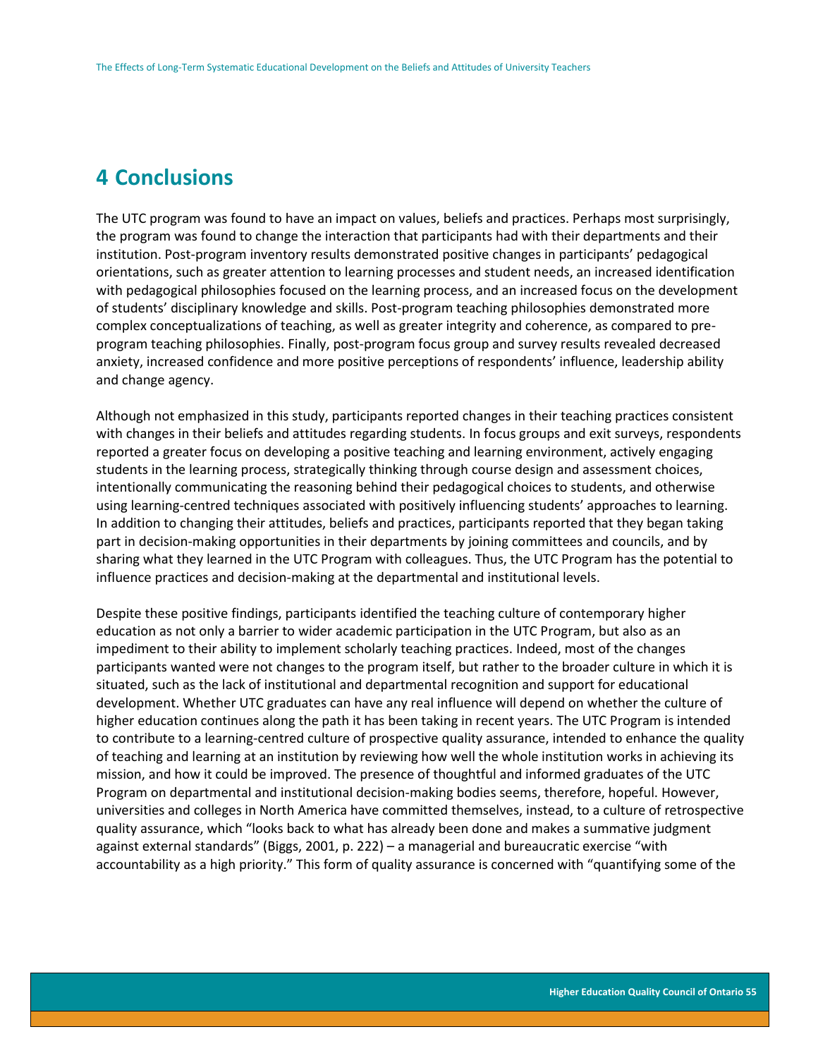# 4 Conclusions

The UTC program was found to have an impact on values, beliefs and practices. Perhaps most surprisingly, the program was found to change the interaction that participants had with their departments and their institution. Post-program inventory results demonstrated positive changes in participants' pedagogical orientations, such as greater attention to learning processes and student needs, an increased identification with pedagogical philosophies focused on the learning process, and an increased focus on the development of students' disciplinary knowledge and skills. Post-program teaching philosophies demonstrated more complex conceptualizations of teaching, as well as greater integrity and coherence, as compared to pre-program teaching philosophies. Finally, post-program focus group and survey results revealed decreased anxiety, increased confidence and more positive perceptions of respondents' influence, leadership ability and change agency.

Although not emphasized in this study, participants reported changes in their teaching practices consistent with changes in their beliefs and attitudes regarding students. In focus groups and exit surveys, respondents reported a greater focus on developing a positive teaching and learning environment, actively engaging students in the learning process, strategically thinking through course design and assessment choices, intentionally communicating the reasoning behind their pedagogical choices to students, and otherwise using learning-centred techniques associated with positively influencing students' approaches to learning. In addition to changing their attitudes, beliefs and practices, participants reported that they began taking part in decision-making opportunities in their departments by joining committees and councils, and by sharing what they learned in the UTC Program with colleagues. Thus, the UTC Program has the potential to influence practices and decision-making at the departmental and institutional levels.

Despite these positive findings, participants identified the teaching culture of contemporary higher education as not only a barrier to wider academic participation in the UTC Program, but also as an impediment to their ability to implement scholarly teaching practices. Indeed, most of the changes participants wanted were not changes to the program itself, but rather to the broader culture in which it is situated, such as the lack of institutional and departmental recognition and support for educational development. Whether UTC graduates can have any real influence will depend on whether the culture of higher education continues along the path it has been taking in recent years. The UTC Program is intended to contribute to a learning-centred culture of prospective quality assurance, intended to enhance the quality of teaching and learning at an institution by reviewing how well the whole institution works in achieving its mission, and how it could be improved. The presence of thoughtful and informed graduates of the UTC Program on departmental and institutional decision-making bodies seems, therefore, hopeful. However, universities and colleges in North America have committed themselves, instead, to a culture of retrospective quality assurance, which "looks back to what has already been done and makes a summative judgment against external standards" (Biggs, 2001, p. 222) – a managerial and bureaucratic exercise "with accountability as a high priority." This form of quality assurance is concerned with "quantifying some of the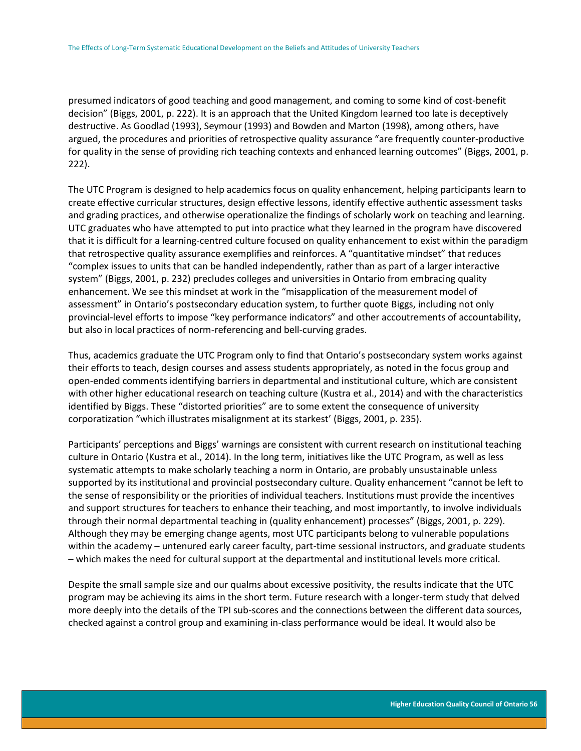presumed indicators of good teaching and good management, and coming to some kind of cost-benefit decision" (Biggs, 2001, p. 222). It is an approach that the United Kingdom learned too late is deceptively destructive. As Goodlad (1993), Seymour (1993) and Bowden and Marton (1998), among others, have argued, the procedures and priorities of retrospective quality assurance "are frequently counter-productive for quality in the sense of providing rich teaching contexts and enhanced learning outcomes" (Biggs, 2001, p. 222).

The UTC Program is designed to help academics focus on quality enhancement, helping participants learn to create effective curricular structures, design effective lessons, identify effective authentic assessment tasks and grading practices, and otherwise operationalize the findings of scholarly work on teaching and learning. UTC graduates who have attempted to put into practice what they learned in the program have discovered that it is difficult for a learning-centred culture focused on quality enhancement to exist within the paradigm that retrospective quality assurance exemplifies and reinforces. A "quantitative mindset" that reduces "complex issues to units that can be handled independently, rather than as part of a larger interactive system" (Biggs, 2001, p. 232) precludes colleges and universities in Ontario from embracing quality enhancement. We see this mindset at work in the "misapplication of the measurement model of assessment" in Ontario's postsecondary education system, to further quote Biggs, including not only provincial-level efforts to impose "key performance indicators" and other accoutrements of accountability, but also in local practices of norm-referencing and bell-curving grades.

Thus, academics graduate the UTC Program only to find that Ontario's postsecondary system works against their efforts to teach, design courses and assess students appropriately, as noted in the focus group and open-ended comments identifying barriers in departmental and institutional culture, which are consistent with other higher educational research on teaching culture (Kustra et al., 2014) and with the characteristics identified by Biggs. These "distorted priorities" are to some extent the consequence of university corporatization "which illustrates misalignment at its starkest' (Biggs, 2001, p. 235).

Participants' perceptions and Biggs' warnings are consistent with current research on institutional teaching culture in Ontario (Kustra et al., 2014). In the long term, initiatives like the UTC Program, as well as less systematic attempts to make scholarly teaching a norm in Ontario, are probably unsustainable unless supported by its institutional and provincial postsecondary culture. Quality enhancement "cannot be left to the sense of responsibility or the priorities of individual teachers. Institutions must provide the incentives and support structures for teachers to enhance their teaching, and most importantly, to involve individuals through their normal departmental teaching in (quality enhancement) processes" (Biggs, 2001, p. 229). Although they may be emerging change agents, most UTC participants belong to vulnerable populations within the academy – untenured early career faculty, part-time sessional instructors, and graduate students – which makes the need for cultural support at the departmental and institutional levels more critical.

Despite the small sample size and our qualms about excessive positivity, the results indicate that the UTC program may be achieving its aims in the short term. Future research with a longer-term study that delved more deeply into the details of the TPI sub-scores and the connections between the different data sources, checked against a control group and examining in-class performance would be ideal. It would also be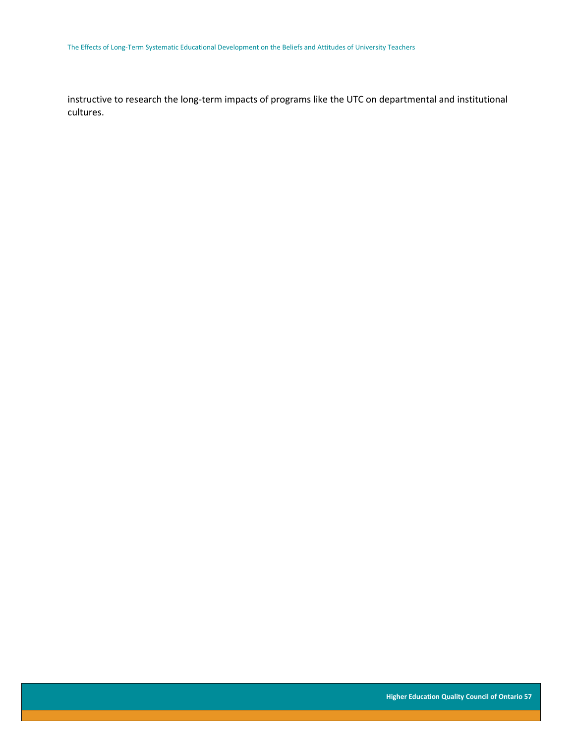instructive to research the long-term impacts of programs like the UTC on departmental and institutional cultures.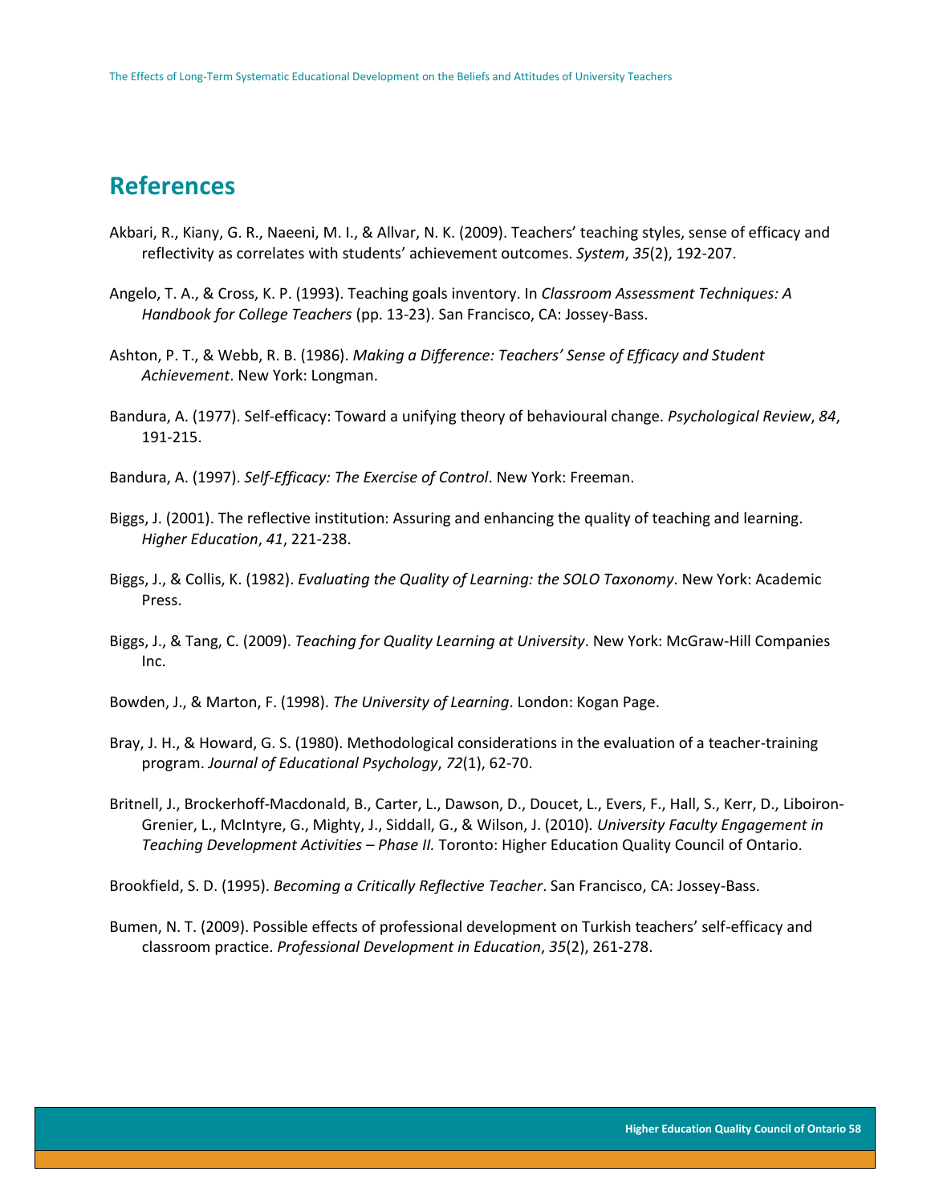## References

Akbari, R., Kiany, G. R., Naeeni, M. I., & Allvar, N. K. (2009). Teachers' teaching styles, sense of efficacy and reflectivity as correlates with students' achievement outcomes. *System*, *35*(2), 192-207.

Angelo, T. A., & Cross, K. P. (1993). Teaching goals inventory. In *Classroom Assessment Techniques: A Handbook for College Teachers* (pp. 13-23). San Francisco, CA: Jossey-Bass.

Ashton, P. T., & Webb, R. B. (1986). *Making a Difference: Teachers' Sense of Efficacy and Student Achievement*. New York: Longman.

Bandura, A. (1977). Self-efficacy: Toward a unifying theory of behavioural change. *Psychological Review*, *84*, 191-215.

Bandura, A. (1997). *Self-Efficacy: The Exercise of Control*. New York: Freeman.

Biggs, J. (2001). The reflective institution: Assuring and enhancing the quality of teaching and learning. *Higher Education*, *41*, 221-238.

Biggs, J., & Collis, K. (1982). *Evaluating the Quality of Learning: the SOLO Taxonomy*. New York: Academic Press.

Biggs, J., & Tang, C. (2009). *Teaching for Quality Learning at University*. New York: McGraw-Hill Companies Inc.

Bowden, J., & Marton, F. (1998). *The University of Learning*. London: Kogan Page.

Bray, J. H., & Howard, G. S. (1980). Methodological considerations in the evaluation of a teacher-training program. *Journal of Educational Psychology*, *72*(1), 62-70.

Britnell, J., Brockerhoff-Macdonald, B., Carter, L., Dawson, D., Doucet, L., Evers, F., Hall, S., Kerr, D., Liboiron-Grenier, L., McIntyre, G., Mighty, J., Siddall, G., & Wilson, J. (2010). *University Faculty Engagement in Teaching Development Activities – Phase II.* Toronto: Higher Education Quality Council of Ontario.

Brookfield, S. D. (1995). *Becoming a Critically Reflective Teacher*. San Francisco, CA: Jossey-Bass.

Bumen, N. T. (2009). Possible effects of professional development on Turkish teachers' self-efficacy and classroom practice. *Professional Development in Education*, *35*(2), 261-278.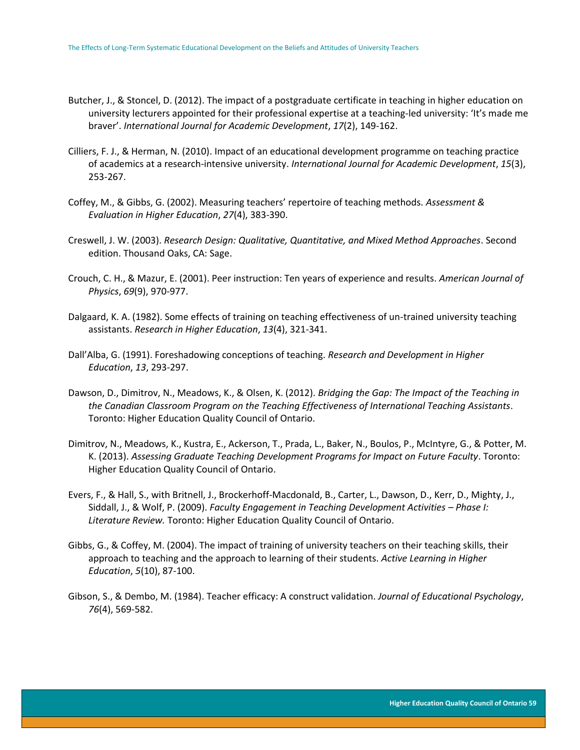Butcher, J., & Stoncel, D. (2012). The impact of a postgraduate certificate in teaching in higher education on university lecturers appointed for their professional expertise at a teaching-led university: 'It's made me braver'. *International Journal for Academic Development*, *17*(2), 149-162.

Cilliers, F. J., & Herman, N. (2010). Impact of an educational development programme on teaching practice of academics at a research-intensive university. *International Journal for Academic Development*, *15*(3), 253-267.

Coffey, M., & Gibbs, G. (2002). Measuring teachers' repertoire of teaching methods. *Assessment & Evaluation in Higher Education*, *27*(4), 383-390.

Creswell, J. W. (2003). *Research Design: Qualitative, Quantitative, and Mixed Method Approaches*. Second edition. Thousand Oaks, CA: Sage.

Crouch, C. H., & Mazur, E. (2001). Peer instruction: Ten years of experience and results. *American Journal of Physics*, *69*(9), 970-977.

Dalgaard, K. A. (1982). Some effects of training on teaching effectiveness of un-trained university teaching assistants. *Research in Higher Education*, *13*(4), 321-341.

Dall'Alba, G. (1991). Foreshadowing conceptions of teaching. *Research and Development in Higher Education*, *13*, 293-297.

Dawson, D., Dimitrov, N., Meadows, K., & Olsen, K. (2012). *Bridging the Gap: The Impact of the Teaching in the Canadian Classroom Program on the Teaching Effectiveness of International Teaching Assistants*. Toronto: Higher Education Quality Council of Ontario.

Dimitrov, N., Meadows, K., Kustra, E., Ackerson, T., Prada, L., Baker, N., Boulos, P., McIntyre, G., & Potter, M. K. (2013). *Assessing Graduate Teaching Development Programs for Impact on Future Faculty*. Toronto: Higher Education Quality Council of Ontario.

Evers, F., & Hall, S., with Britnell, J., Brockerhoff-Macdonald, B., Carter, L., Dawson, D., Kerr, D., Mighty, J., Siddall, J., & Wolf, P. (2009). *Faculty Engagement in Teaching Development Activities – Phase I: Literature Review.* Toronto: Higher Education Quality Council of Ontario.

Gibbs, G., & Coffey, M. (2004). The impact of training of university teachers on their teaching skills, their approach to teaching and the approach to learning of their students. *Active Learning in Higher Education*, *5*(10), 87-100.

Gibson, S., & Dembo, M. (1984). Teacher efficacy: A construct validation. *Journal of Educational Psychology*, *76*(4), 569-582.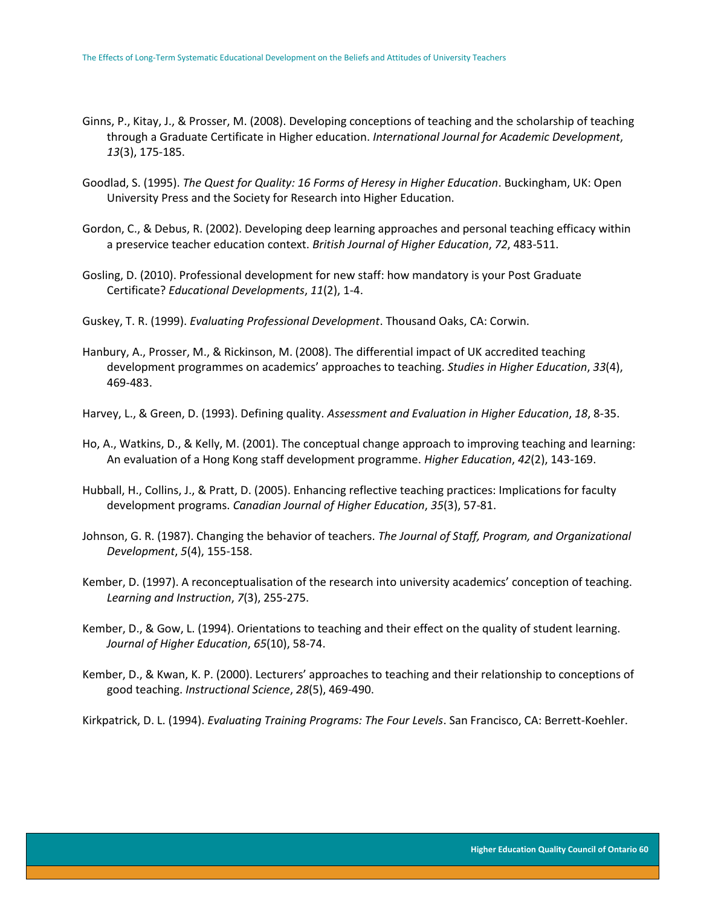Ginns, P., Kitay, J., & Prosser, M. (2008). Developing conceptions of teaching and the scholarship of teaching through a Graduate Certificate in Higher education. *International Journal for Academic Development*, *13*(3), 175-185.

Goodlad, S. (1995). *The Quest for Quality: 16 Forms of Heresy in Higher Education*. Buckingham, UK: Open University Press and the Society for Research into Higher Education.

Gordon, C., & Debus, R. (2002). Developing deep learning approaches and personal teaching efficacy within a preservice teacher education context. *British Journal of Higher Education*, *72*, 483-511.

Gosling, D. (2010). Professional development for new staff: how mandatory is your Post Graduate Certificate? *Educational Developments*, *11*(2), 1-4.

Guskey, T. R. (1999). *Evaluating Professional Development*. Thousand Oaks, CA: Corwin.

Hanbury, A., Prosser, M., & Rickinson, M. (2008). The differential impact of UK accredited teaching development programmes on academics' approaches to teaching. *Studies in Higher Education*, *33*(4), 469-483.

Harvey, L., & Green, D. (1993). Defining quality. *Assessment and Evaluation in Higher Education*, *18*, 8-35.

Ho, A., Watkins, D., & Kelly, M. (2001). The conceptual change approach to improving teaching and learning: An evaluation of a Hong Kong staff development programme. *Higher Education*, *42*(2), 143-169.

Hubball, H., Collins, J., & Pratt, D. (2005). Enhancing reflective teaching practices: Implications for faculty development programs. *Canadian Journal of Higher Education*, *35*(3), 57-81.

Johnson, G. R. (1987). Changing the behavior of teachers. *The Journal of Staff, Program, and Organizational Development*, *5*(4), 155-158.

Kember, D. (1997). A reconceptualisation of the research into university academics' conception of teaching. *Learning and Instruction*, *7*(3), 255-275.

Kember, D., & Gow, L. (1994). Orientations to teaching and their effect on the quality of student learning. *Journal of Higher Education*, *65*(10), 58-74.

Kember, D., & Kwan, K. P. (2000). Lecturers' approaches to teaching and their relationship to conceptions of good teaching. *Instructional Science*, *28*(5), 469-490.

Kirkpatrick, D. L. (1994). *Evaluating Training Programs: The Four Levels*. San Francisco, CA: Berrett-Koehler.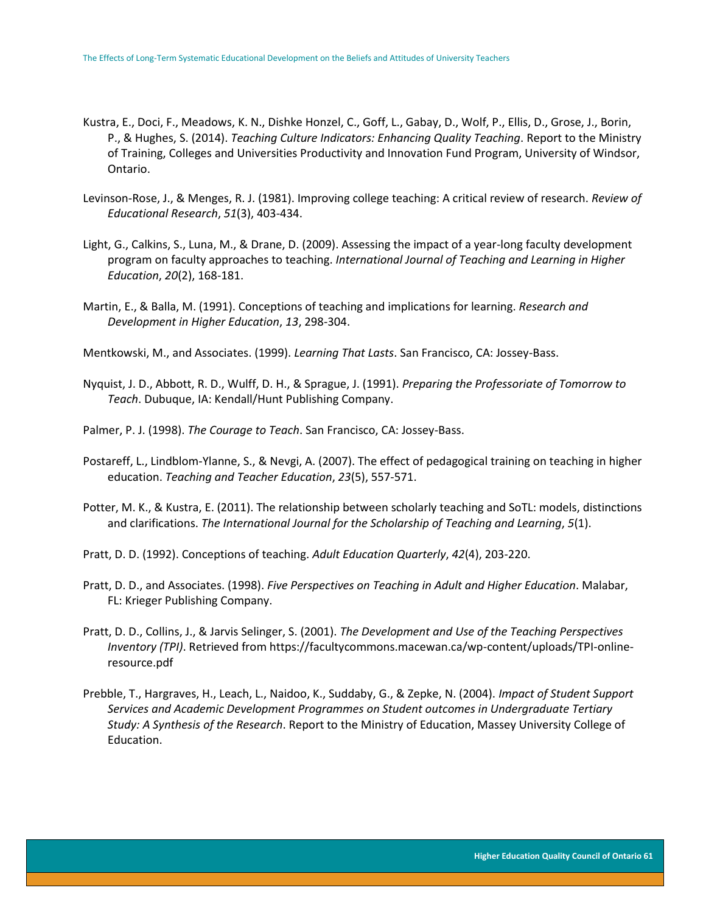Kustra, E., Doci, F., Meadows, K. N., Dishke Honzel, C., Goff, L., Gabay, D., Wolf, P., Ellis, D., Grose, J., Borin, P., & Hughes, S. (2014). *Teaching Culture Indicators: Enhancing Quality Teaching*. Report to the Ministry of Training, Colleges and Universities Productivity and Innovation Fund Program, University of Windsor, Ontario.

Levinson-Rose, J., & Menges, R. J. (1981). Improving college teaching: A critical review of research. *Review of Educational Research*, *51*(3), 403-434.

Light, G., Calkins, S., Luna, M., & Drane, D. (2009). Assessing the impact of a year-long faculty development program on faculty approaches to teaching. *International Journal of Teaching and Learning in Higher Education*, *20*(2), 168-181.

Martin, E., & Balla, M. (1991). Conceptions of teaching and implications for learning. *Research and Development in Higher Education*, *13*, 298-304.

Mentkowski, M., and Associates. (1999). *Learning That Lasts*. San Francisco, CA: Jossey-Bass.

Nyquist, J. D., Abbott, R. D., Wulff, D. H., & Sprague, J. (1991). *Preparing the Professoriate of Tomorrow to Teach*. Dubuque, IA: Kendall/Hunt Publishing Company.

Palmer, P. J. (1998). *The Courage to Teach*. San Francisco, CA: Jossey-Bass.

Postareff, L., Lindblom-Ylanne, S., & Nevgi, A. (2007). The effect of pedagogical training on teaching in higher education. *Teaching and Teacher Education*, *23*(5), 557-571.

Potter, M. K., & Kustra, E. (2011). The relationship between scholarly teaching and SoTL: models, distinctions and clarifications. *The International Journal for the Scholarship of Teaching and Learning*, *5*(1).

Pratt, D. D. (1992). Conceptions of teaching. *Adult Education Quarterly*, *42*(4), 203-220.

Pratt, D. D., and Associates. (1998). *Five Perspectives on Teaching in Adult and Higher Education*. Malabar, FL: Krieger Publishing Company.

Pratt, D. D., Collins, J., & Jarvis Selinger, S. (2001). *The Development and Use of the Teaching Perspectives Inventory (TPI)*. Retrieved from https://facultycommons.macewan.ca/wp-content/uploads/TPI-online-resource.pdf

Prebble, T., Hargraves, H., Leach, L., Naidoo, K., Suddaby, G., & Zepke, N. (2004). *Impact of Student Support Services and Academic Development Programmes on Student outcomes in Undergraduate Tertiary Study: A Synthesis of the Research*. Report to the Ministry of Education, Massey University College of Education.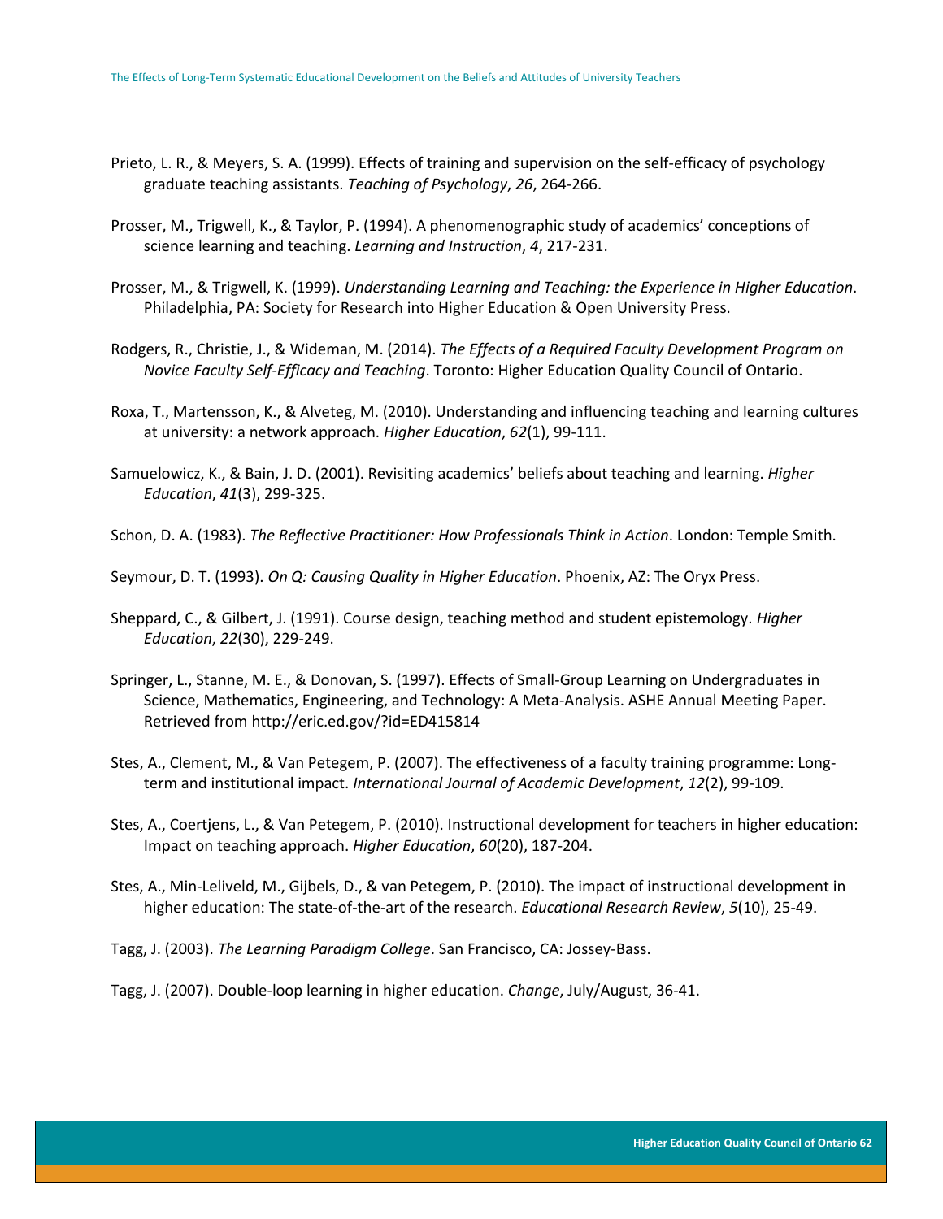Prieto, L. R., & Meyers, S. A. (1999). Effects of training and supervision on the self-efficacy of psychology graduate teaching assistants. *Teaching of Psychology*, *26*, 264-266.

Prosser, M., Trigwell, K., & Taylor, P. (1994). A phenomenographic study of academics' conceptions of science learning and teaching. *Learning and Instruction*, *4*, 217-231.

Prosser, M., & Trigwell, K. (1999). *Understanding Learning and Teaching: the Experience in Higher Education*. Philadelphia, PA: Society for Research into Higher Education & Open University Press.

Rodgers, R., Christie, J., & Wideman, M. (2014). *The Effects of a Required Faculty Development Program on Novice Faculty Self-Efficacy and Teaching*. Toronto: Higher Education Quality Council of Ontario.

Roxa, T., Martensson, K., & Alveteg, M. (2010). Understanding and influencing teaching and learning cultures at university: a network approach. *Higher Education*, *62*(1), 99-111.

Samuelowicz, K., & Bain, J. D. (2001). Revisiting academics' beliefs about teaching and learning. *Higher Education*, *41*(3), 299-325.

Schon, D. A. (1983). *The Reflective Practitioner: How Professionals Think in Action*. London: Temple Smith.

Seymour, D. T. (1993). *On Q: Causing Quality in Higher Education*. Phoenix, AZ: The Oryx Press.

Sheppard, C., & Gilbert, J. (1991). Course design, teaching method and student epistemology. *Higher Education*, *22*(30), 229-249.

Springer, L., Stanne, M. E., & Donovan, S. (1997). Effects of Small-Group Learning on Undergraduates in Science, Mathematics, Engineering, and Technology: A Meta-Analysis. ASHE Annual Meeting Paper. Retrieved from http://eric.ed.gov/?id=ED415814

Stes, A., Clement, M., & Van Petegem, P. (2007). The effectiveness of a faculty training programme: Long-term and institutional impact. *International Journal of Academic Development*, *12*(2), 99-109.

Stes, A., Coertjens, L., & Van Petegem, P. (2010). Instructional development for teachers in higher education: Impact on teaching approach. *Higher Education*, *60*(20), 187-204.

Stes, A., Min-Leliveld, M., Gijbels, D., & van Petegem, P. (2010). The impact of instructional development in higher education: The state-of-the-art of the research. *Educational Research Review*, *5*(10), 25-49.

Tagg, J. (2003). *The Learning Paradigm College*. San Francisco, CA: Jossey-Bass.

Tagg, J. (2007). Double-loop learning in higher education. *Change*, July/August, 36-41.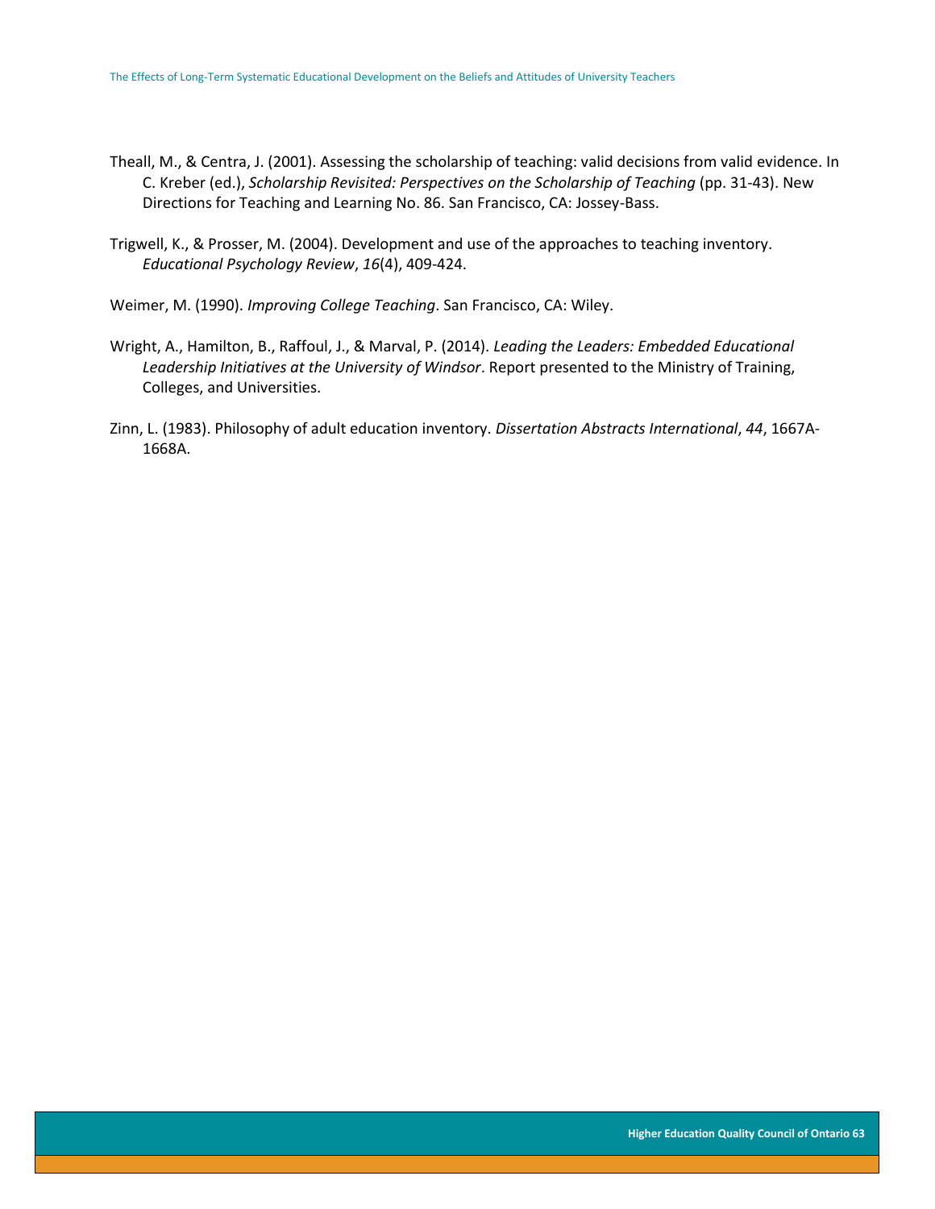Theall, M., & Centra, J. (2001). Assessing the scholarship of teaching: valid decisions from valid evidence. In C. Kreber (ed.), *Scholarship Revisited: Perspectives on the Scholarship of Teaching* (pp. 31-43). New Directions for Teaching and Learning No. 86. San Francisco, CA: Jossey-Bass.

Trigwell, K., & Prosser, M. (2004). Development and use of the approaches to teaching inventory. *Educational Psychology Review*, *16*(4), 409-424.

Weimer, M. (1990). *Improving College Teaching*. San Francisco, CA: Wiley.

Wright, A., Hamilton, B., Raffoul, J., & Marval, P. (2014). *Leading the Leaders: Embedded Educational Leadership Initiatives at the University of Windsor*. Report presented to the Ministry of Training, Colleges, and Universities.

Zinn, L. (1983). Philosophy of adult education inventory. *Dissertation Abstracts International*, *44*, 1667A-1668A.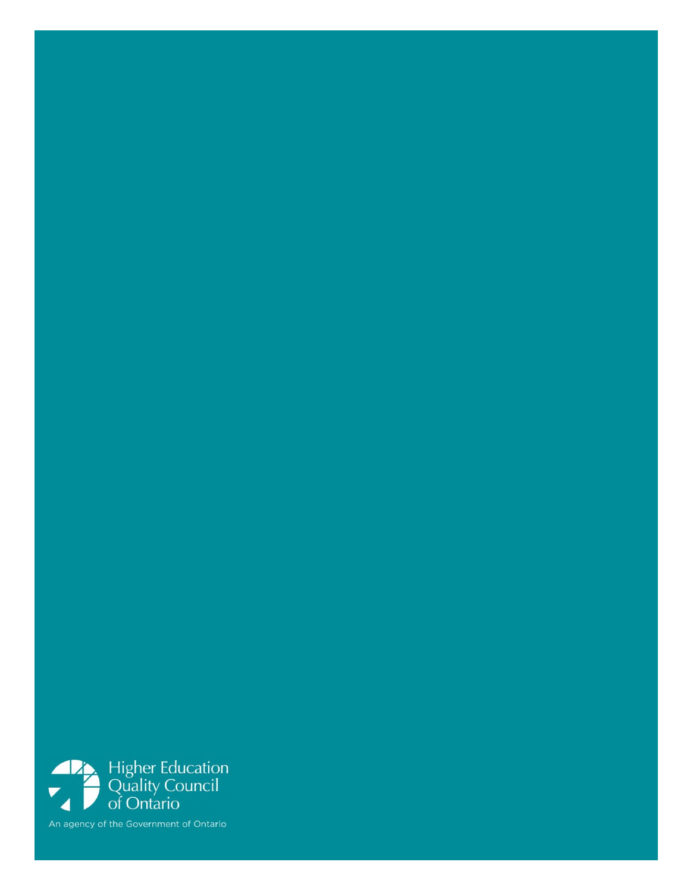Higher Education Quality Council of Ontario

An agency of the Government of Ontario